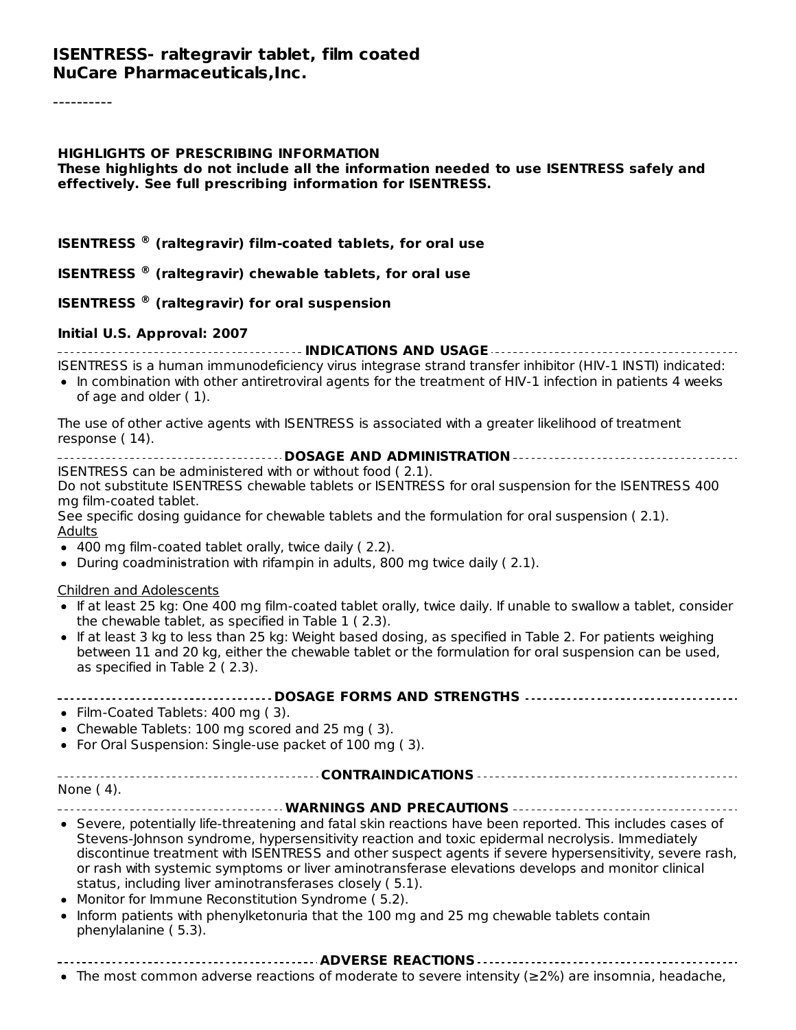# ISENTRESS- raltegravir tablet, film coated
# NuCare Pharmaceuticals,Inc.

----------

**HIGHLIGHTS OF PRESCRIBING INFORMATION**
**These highlights do not include all the information needed to use ISENTRESS safely and effectively. See full prescribing information for ISENTRESS.**

**ISENTRESS ® (raltegravir) film-coated tablets, for oral use**

**ISENTRESS ® (raltegravir) chewable tablets, for oral use**

**ISENTRESS ® (raltegravir) for oral suspension**

**Initial U.S. Approval: 2007**

## INDICATIONS AND USAGE

ISENTRESS is a human immunodeficiency virus integrase strand transfer inhibitor (HIV-1 INSTI) indicated:

- In combination with other antiretroviral agents for the treatment of HIV-1 infection in patients 4 weeks of age and older ( 1).

The use of other active agents with ISENTRESS is associated with a greater likelihood of treatment response ( 14).

## DOSAGE AND ADMINISTRATION

ISENTRESS can be administered with or without food ( 2.1).
Do not substitute ISENTRESS chewable tablets or ISENTRESS for oral suspension for the ISENTRESS 400 mg film-coated tablet.
See specific dosing guidance for chewable tablets and the formulation for oral suspension ( 2.1).

Adults

- 400 mg film-coated tablet orally, twice daily ( 2.2).
- During coadministration with rifampin in adults, 800 mg twice daily ( 2.1).

Children and Adolescents

- If at least 25 kg: One 400 mg film-coated tablet orally, twice daily. If unable to swallow a tablet, consider the chewable tablet, as specified in Table 1 ( 2.3).
- If at least 3 kg to less than 25 kg: Weight based dosing, as specified in Table 2. For patients weighing between 11 and 20 kg, either the chewable tablet or the formulation for oral suspension can be used, as specified in Table 2 ( 2.3).

## DOSAGE FORMS AND STRENGTHS

- Film-Coated Tablets: 400 mg ( 3).
- Chewable Tablets: 100 mg scored and 25 mg ( 3).
- For Oral Suspension: Single-use packet of 100 mg ( 3).

## CONTRAINDICATIONS

None ( 4).

## WARNINGS AND PRECAUTIONS

- Severe, potentially life-threatening and fatal skin reactions have been reported. This includes cases of Stevens-Johnson syndrome, hypersensitivity reaction and toxic epidermal necrolysis. Immediately discontinue treatment with ISENTRESS and other suspect agents if severe hypersensitivity, severe rash, or rash with systemic symptoms or liver aminotransferase elevations develops and monitor clinical status, including liver aminotransferases closely ( 5.1).
- Monitor for Immune Reconstitution Syndrome ( 5.2).
- Inform patients with phenylketonuria that the 100 mg and 25 mg chewable tablets contain phenylalanine ( 5.3).

## ADVERSE REACTIONS

- The most common adverse reactions of moderate to severe intensity (≥2%) are insomnia, headache,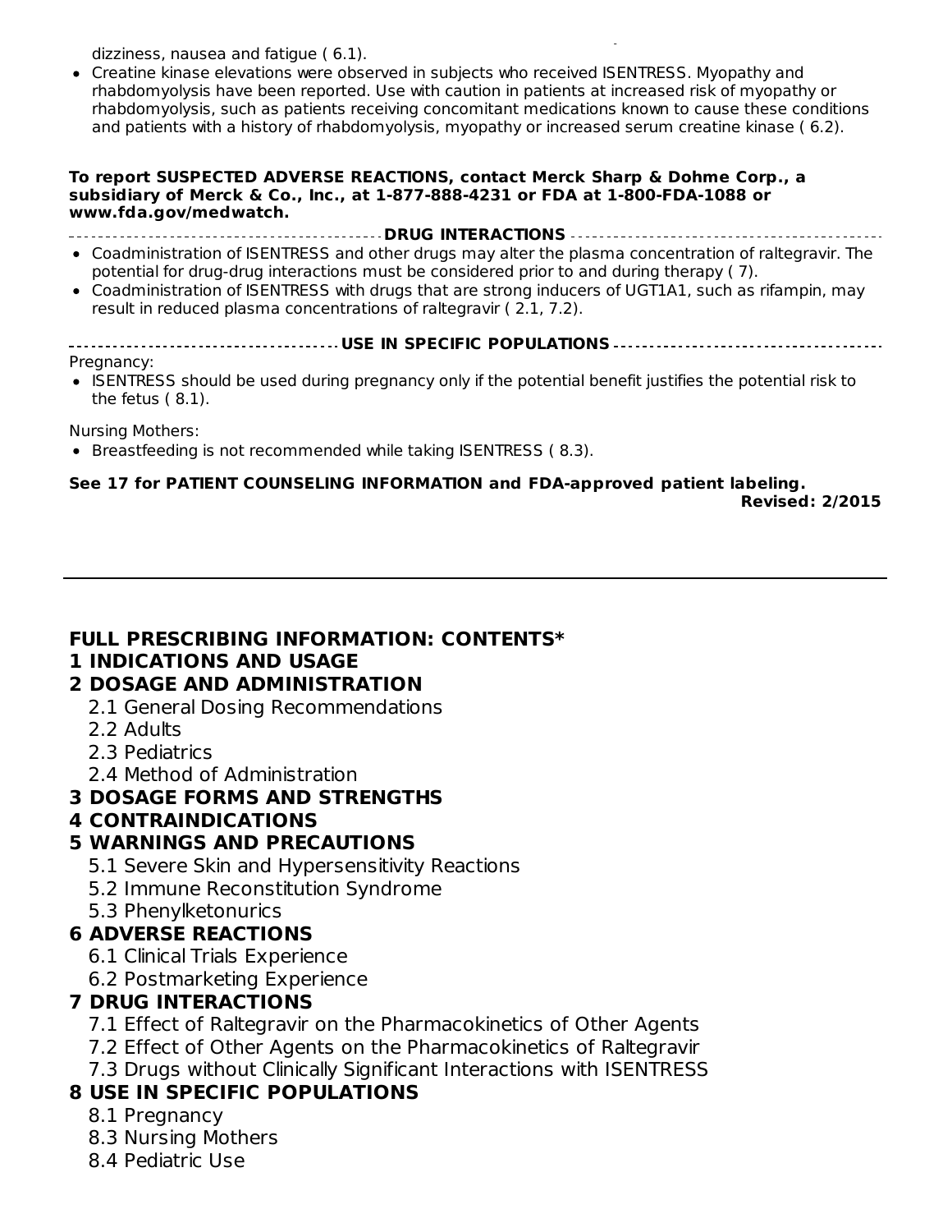dizziness, nausea and fatigue ( 6.1).

- Creatine kinase elevations were observed in subjects who received ISENTRESS. Myopathy and rhabdomyolysis have been reported. Use with caution in patients at increased risk of myopathy or rhabdomyolysis, such as patients receiving concomitant medications known to cause these conditions and patients with a history of rhabdomyolysis, myopathy or increased serum creatine kinase ( 6.2).

**To report SUSPECTED ADVERSE REACTIONS, contact Merck Sharp & Dohme Corp., a subsidiary of Merck & Co., Inc., at 1-877-888-4231 or FDA at 1-800-FDA-1088 or www.fda.gov/medwatch.**

**DRUG INTERACTIONS**

- Coadministration of ISENTRESS and other drugs may alter the plasma concentration of raltegravir. The potential for drug-drug interactions must be considered prior to and during therapy ( 7).
- Coadministration of ISENTRESS with drugs that are strong inducers of UGT1A1, such as rifampin, may result in reduced plasma concentrations of raltegravir ( 2.1, 7.2).

**USE IN SPECIFIC POPULATIONS**

Pregnancy:

- ISENTRESS should be used during pregnancy only if the potential benefit justifies the potential risk to the fetus ( 8.1).

Nursing Mothers:

- Breastfeeding is not recommended while taking ISENTRESS ( 8.3).

**See 17 for PATIENT COUNSELING INFORMATION and FDA-approved patient labeling.**

**Revised: 2/2015**

---

## FULL PRESCRIBING INFORMATION: CONTENTS*

**1 INDICATIONS AND USAGE**

**2 DOSAGE AND ADMINISTRATION**

- 2.1 General Dosing Recommendations
- 2.2 Adults
- 2.3 Pediatrics
- 2.4 Method of Administration

**3 DOSAGE FORMS AND STRENGTHS**

**4 CONTRAINDICATIONS**

**5 WARNINGS AND PRECAUTIONS**

- 5.1 Severe Skin and Hypersensitivity Reactions
- 5.2 Immune Reconstitution Syndrome
- 5.3 Phenylketonurics

**6 ADVERSE REACTIONS**

- 6.1 Clinical Trials Experience
- 6.2 Postmarketing Experience

**7 DRUG INTERACTIONS**

- 7.1 Effect of Raltegravir on the Pharmacokinetics of Other Agents
- 7.2 Effect of Other Agents on the Pharmacokinetics of Raltegravir
- 7.3 Drugs without Clinically Significant Interactions with ISENTRESS

**8 USE IN SPECIFIC POPULATIONS**

- 8.1 Pregnancy
- 8.3 Nursing Mothers
- 8.4 Pediatric Use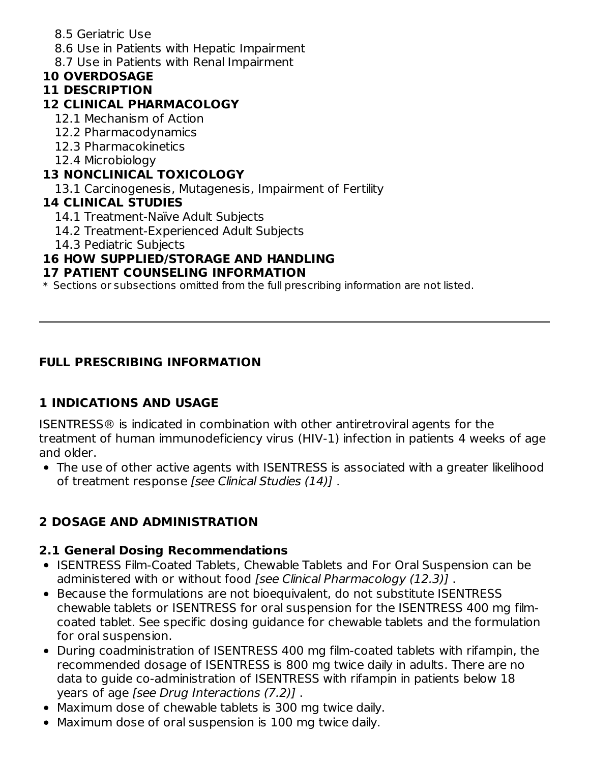8.5 Geriatric Use

8.6 Use in Patients with Hepatic Impairment

8.7 Use in Patients with Renal Impairment

**10 OVERDOSAGE**

**11 DESCRIPTION**

**12 CLINICAL PHARMACOLOGY**

12.1 Mechanism of Action

12.2 Pharmacodynamics

12.3 Pharmacokinetics

12.4 Microbiology

**13 NONCLINICAL TOXICOLOGY**

13.1 Carcinogenesis, Mutagenesis, Impairment of Fertility

**14 CLINICAL STUDIES**

14.1 Treatment-Naïve Adult Subjects

14.2 Treatment-Experienced Adult Subjects

14.3 Pediatric Subjects

**16 HOW SUPPLIED/STORAGE AND HANDLING**

**17 PATIENT COUNSELING INFORMATION**

* Sections or subsections omitted from the full prescribing information are not listed.

---

## FULL PRESCRIBING INFORMATION

## 1 INDICATIONS AND USAGE

ISENTRESS® is indicated in combination with other antiretroviral agents for the treatment of human immunodeficiency virus (HIV-1) infection in patients 4 weeks of age and older.

- The use of other active agents with ISENTRESS is associated with a greater likelihood of treatment response *[see Clinical Studies (14)]* .

## 2 DOSAGE AND ADMINISTRATION

### 2.1 General Dosing Recommendations

- ISENTRESS Film-Coated Tablets, Chewable Tablets and For Oral Suspension can be administered with or without food *[see Clinical Pharmacology (12.3)]* .
- Because the formulations are not bioequivalent, do not substitute ISENTRESS chewable tablets or ISENTRESS for oral suspension for the ISENTRESS 400 mg film-coated tablet. See specific dosing guidance for chewable tablets and the formulation for oral suspension.
- During coadministration of ISENTRESS 400 mg film-coated tablets with rifampin, the recommended dosage of ISENTRESS is 800 mg twice daily in adults. There are no data to guide co-administration of ISENTRESS with rifampin in patients below 18 years of age *[see Drug Interactions (7.2)]* .
- Maximum dose of chewable tablets is 300 mg twice daily.
- Maximum dose of oral suspension is 100 mg twice daily.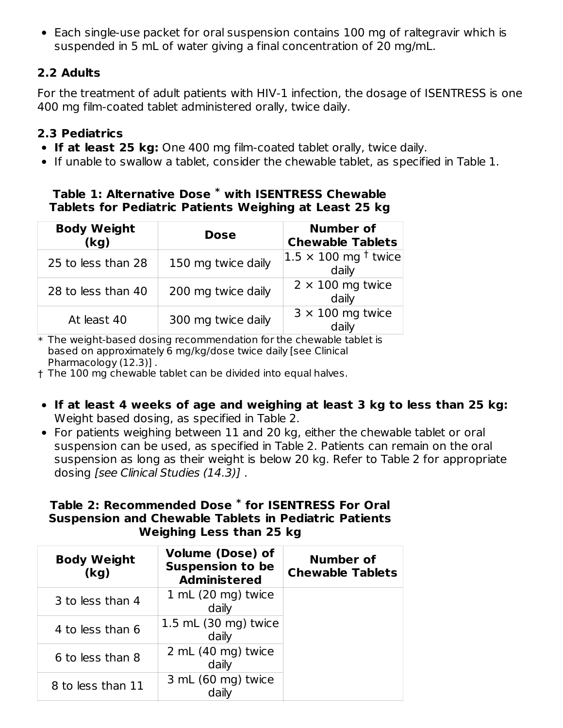- Each single-use packet for oral suspension contains 100 mg of raltegravir which is suspended in 5 mL of water giving a final concentration of 20 mg/mL.

### 2.2 Adults

For the treatment of adult patients with HIV-1 infection, the dosage of ISENTRESS is one 400 mg film-coated tablet administered orally, twice daily.

### 2.3 Pediatrics

- **If at least 25 kg:** One 400 mg film-coated tablet orally, twice daily.
- If unable to swallow a tablet, consider the chewable tablet, as specified in Table 1.

**Table 1: Alternative Dose * with ISENTRESS Chewable Tablets for Pediatric Patients Weighing at Least 25 kg**

| Body Weight (kg) | Dose | Number of Chewable Tablets |
|---|---|---|
| 25 to less than 28 | 150 mg twice daily | 1.5 × 100 mg † twice daily |
| 28 to less than 40 | 200 mg twice daily | 2 × 100 mg twice daily |
| At least 40 | 300 mg twice daily | 3 × 100 mg twice daily |

\* The weight-based dosing recommendation for the chewable tablet is based on approximately 6 mg/kg/dose twice daily [see Clinical Pharmacology (12.3)] .
† The 100 mg chewable tablet can be divided into equal halves.

- **If at least 4 weeks of age and weighing at least 3 kg to less than 25 kg:** Weight based dosing, as specified in Table 2.
- For patients weighing between 11 and 20 kg, either the chewable tablet or oral suspension can be used, as specified in Table 2. Patients can remain on the oral suspension as long as their weight is below 20 kg. Refer to Table 2 for appropriate dosing *[see Clinical Studies (14.3)]* .

**Table 2: Recommended Dose * for ISENTRESS For Oral Suspension and Chewable Tablets in Pediatric Patients Weighing Less than 25 kg**

| Body Weight (kg) | Volume (Dose) of Suspension to be Administered | Number of Chewable Tablets |
|---|---|---|
| 3 to less than 4 | 1 mL (20 mg) twice daily | |
| 4 to less than 6 | 1.5 mL (30 mg) twice daily | |
| 6 to less than 8 | 2 mL (40 mg) twice daily | |
| 8 to less than 11 | 3 mL (60 mg) twice daily | |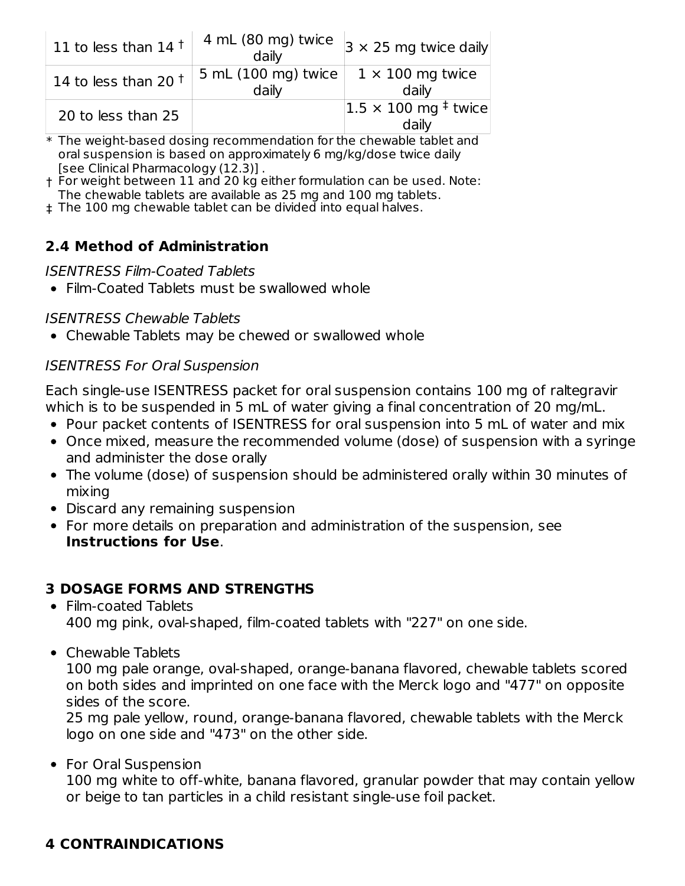| 11 to less than 14 † | 4 mL (80 mg) twice daily | 3 × 25 mg twice daily |
|---|---|---|
| 14 to less than 20 † | 5 mL (100 mg) twice daily | 1 × 100 mg twice daily |
| 20 to less than 25 | | 1.5 × 100 mg ‡ twice daily |

\* The weight-based dosing recommendation for the chewable tablet and oral suspension is based on approximately 6 mg/kg/dose twice daily [see Clinical Pharmacology (12.3)] .

† For weight between 11 and 20 kg either formulation can be used. Note: The chewable tablets are available as 25 mg and 100 mg tablets.

‡ The 100 mg chewable tablet can be divided into equal halves.

## 2.4 Method of Administration

*ISENTRESS Film-Coated Tablets*

- Film-Coated Tablets must be swallowed whole

*ISENTRESS Chewable Tablets*

- Chewable Tablets may be chewed or swallowed whole

*ISENTRESS For Oral Suspension*

Each single-use ISENTRESS packet for oral suspension contains 100 mg of raltegravir which is to be suspended in 5 mL of water giving a final concentration of 20 mg/mL.

- Pour packet contents of ISENTRESS for oral suspension into 5 mL of water and mix
- Once mixed, measure the recommended volume (dose) of suspension with a syringe and administer the dose orally
- The volume (dose) of suspension should be administered orally within 30 minutes of mixing
- Discard any remaining suspension
- For more details on preparation and administration of the suspension, see **Instructions for Use**.

## 3 DOSAGE FORMS AND STRENGTHS

- Film-coated Tablets
  400 mg pink, oval-shaped, film-coated tablets with "227" on one side.
- Chewable Tablets
  100 mg pale orange, oval-shaped, orange-banana flavored, chewable tablets scored on both sides and imprinted on one face with the Merck logo and "477" on opposite sides of the score.
  25 mg pale yellow, round, orange-banana flavored, chewable tablets with the Merck logo on one side and "473" on the other side.
- For Oral Suspension
  100 mg white to off-white, banana flavored, granular powder that may contain yellow or beige to tan particles in a child resistant single-use foil packet.

## 4 CONTRAINDICATIONS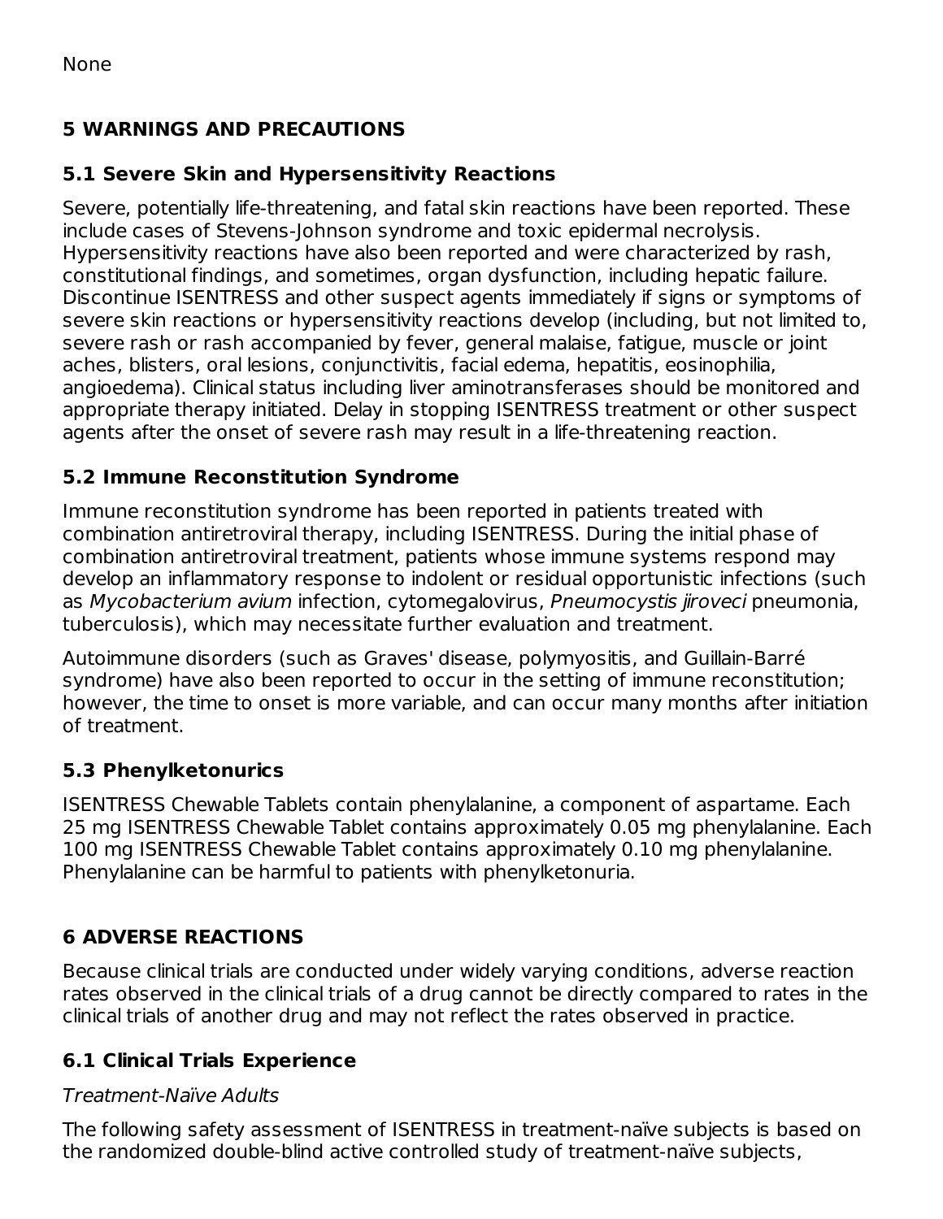None

## 5 WARNINGS AND PRECAUTIONS

### 5.1 Severe Skin and Hypersensitivity Reactions

Severe, potentially life-threatening, and fatal skin reactions have been reported. These include cases of Stevens-Johnson syndrome and toxic epidermal necrolysis. Hypersensitivity reactions have also been reported and were characterized by rash, constitutional findings, and sometimes, organ dysfunction, including hepatic failure. Discontinue ISENTRESS and other suspect agents immediately if signs or symptoms of severe skin reactions or hypersensitivity reactions develop (including, but not limited to, severe rash or rash accompanied by fever, general malaise, fatigue, muscle or joint aches, blisters, oral lesions, conjunctivitis, facial edema, hepatitis, eosinophilia, angioedema). Clinical status including liver aminotransferases should be monitored and appropriate therapy initiated. Delay in stopping ISENTRESS treatment or other suspect agents after the onset of severe rash may result in a life-threatening reaction.

### 5.2 Immune Reconstitution Syndrome

Immune reconstitution syndrome has been reported in patients treated with combination antiretroviral therapy, including ISENTRESS. During the initial phase of combination antiretroviral treatment, patients whose immune systems respond may develop an inflammatory response to indolent or residual opportunistic infections (such as *Mycobacterium avium* infection, cytomegalovirus, *Pneumocystis jiroveci* pneumonia, tuberculosis), which may necessitate further evaluation and treatment.

Autoimmune disorders (such as Graves' disease, polymyositis, and Guillain-Barré syndrome) have also been reported to occur in the setting of immune reconstitution; however, the time to onset is more variable, and can occur many months after initiation of treatment.

### 5.3 Phenylketonurics

ISENTRESS Chewable Tablets contain phenylalanine, a component of aspartame. Each 25 mg ISENTRESS Chewable Tablet contains approximately 0.05 mg phenylalanine. Each 100 mg ISENTRESS Chewable Tablet contains approximately 0.10 mg phenylalanine. Phenylalanine can be harmful to patients with phenylketonuria.

## 6 ADVERSE REACTIONS

Because clinical trials are conducted under widely varying conditions, adverse reaction rates observed in the clinical trials of a drug cannot be directly compared to rates in the clinical trials of another drug and may not reflect the rates observed in practice.

### 6.1 Clinical Trials Experience

*Treatment-Naïve Adults*

The following safety assessment of ISENTRESS in treatment-naïve subjects is based on the randomized double-blind active controlled study of treatment-naïve subjects,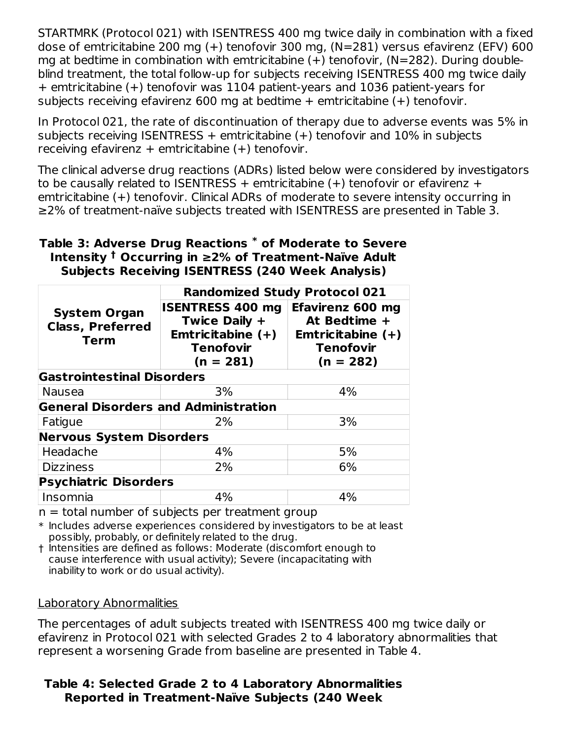STARTMRK (Protocol 021) with ISENTRESS 400 mg twice daily in combination with a fixed dose of emtricitabine 200 mg (+) tenofovir 300 mg, (N=281) versus efavirenz (EFV) 600 mg at bedtime in combination with emtricitabine (+) tenofovir, (N=282). During double-blind treatment, the total follow-up for subjects receiving ISENTRESS 400 mg twice daily + emtricitabine (+) tenofovir was 1104 patient-years and 1036 patient-years for subjects receiving efavirenz 600 mg at bedtime + emtricitabine (+) tenofovir.

In Protocol 021, the rate of discontinuation of therapy due to adverse events was 5% in subjects receiving ISENTRESS + emtricitabine (+) tenofovir and 10% in subjects receiving efavirenz + emtricitabine (+) tenofovir.

The clinical adverse drug reactions (ADRs) listed below were considered by investigators to be causally related to ISENTRESS + emtricitabine (+) tenofovir or efavirenz + emtricitabine (+) tenofovir. Clinical ADRs of moderate to severe intensity occurring in ≥2% of treatment-naïve subjects treated with ISENTRESS are presented in Table 3.

**Table 3: Adverse Drug Reactions * of Moderate to Severe Intensity † Occurring in ≥2% of Treatment-Naïve Adult Subjects Receiving ISENTRESS (240 Week Analysis)**

| System Organ Class, Preferred Term | Randomized Study Protocol 021 | |
|---|---|---|
| | **ISENTRESS 400 mg Twice Daily + Emtricitabine (+) Tenofovir (n = 281)** | **Efavirenz 600 mg At Bedtime + Emtricitabine (+) Tenofovir (n = 282)** |
| **Gastrointestinal Disorders** | | |
| Nausea | 3% | 4% |
| **General Disorders and Administration** | | |
| Fatigue | 2% | 3% |
| **Nervous System Disorders** | | |
| Headache | 4% | 5% |
| Dizziness | 2% | 6% |
| **Psychiatric Disorders** | | |
| Insomnia | 4% | 4% |

n = total number of subjects per treatment group

* Includes adverse experiences considered by investigators to be at least possibly, probably, or definitely related to the drug.

† Intensities are defined as follows: Moderate (discomfort enough to cause interference with usual activity); Severe (incapacitating with inability to work or do usual activity).

Laboratory Abnormalities

The percentages of adult subjects treated with ISENTRESS 400 mg twice daily or efavirenz in Protocol 021 with selected Grades 2 to 4 laboratory abnormalities that represent a worsening Grade from baseline are presented in Table 4.

**Table 4: Selected Grade 2 to 4 Laboratory Abnormalities Reported in Treatment-Naïve Subjects (240 Week**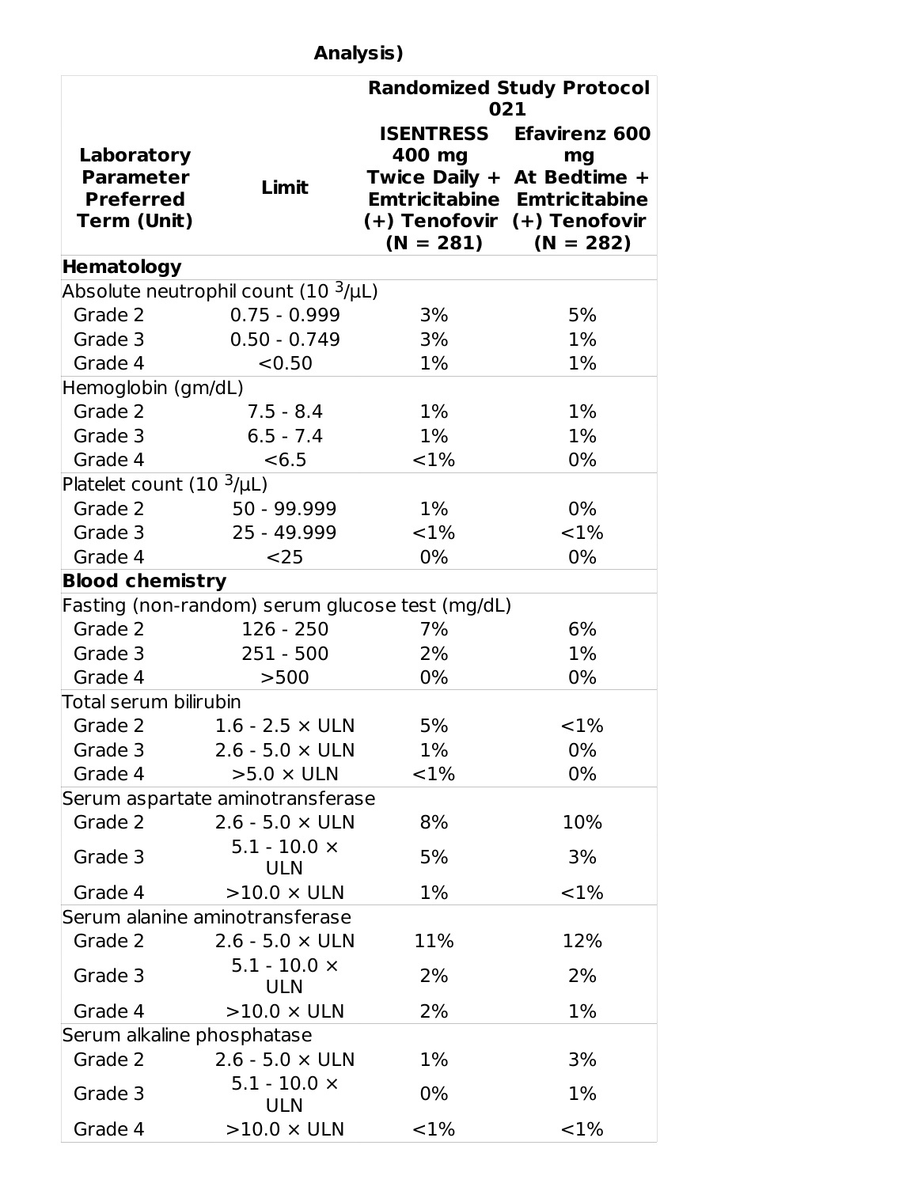Analysis)

| Laboratory Parameter Preferred Term (Unit) | Limit | Randomized Study Protocol 021 | |
|---|---|---|---|
| | | ISENTRESS 400 mg Twice Daily + Emtricitabine (+) Tenofovir (N = 281) | Efavirenz 600 mg At Bedtime + Emtricitabine (+) Tenofovir (N = 282) |
| **Hematology** | | | |
| Absolute neutrophil count ($10^3$/µL) | | | |
| Grade 2 | 0.75 - 0.999 | 3% | 5% |
| Grade 3 | 0.50 - 0.749 | 3% | 1% |
| Grade 4 | <0.50 | 1% | 1% |
| Hemoglobin (gm/dL) | | | |
| Grade 2 | 7.5 - 8.4 | 1% | 1% |
| Grade 3 | 6.5 - 7.4 | 1% | 1% |
| Grade 4 | <6.5 | <1% | 0% |
| Platelet count ($10^3$/µL) | | | |
| Grade 2 | 50 - 99.999 | 1% | 0% |
| Grade 3 | 25 - 49.999 | <1% | <1% |
| Grade 4 | <25 | 0% | 0% |
| **Blood chemistry** | | | |
| Fasting (non-random) serum glucose test (mg/dL) | | | |
| Grade 2 | 126 - 250 | 7% | 6% |
| Grade 3 | 251 - 500 | 2% | 1% |
| Grade 4 | >500 | 0% | 0% |
| Total serum bilirubin | | | |
| Grade 2 | 1.6 - 2.5 × ULN | 5% | <1% |
| Grade 3 | 2.6 - 5.0 × ULN | 1% | 0% |
| Grade 4 | >5.0 × ULN | <1% | 0% |
| Serum aspartate aminotransferase | | | |
| Grade 2 | 2.6 - 5.0 × ULN | 8% | 10% |
| Grade 3 | 5.1 - 10.0 × ULN | 5% | 3% |
| Grade 4 | >10.0 × ULN | 1% | <1% |
| Serum alanine aminotransferase | | | |
| Grade 2 | 2.6 - 5.0 × ULN | 11% | 12% |
| Grade 3 | 5.1 - 10.0 × ULN | 2% | 2% |
| Grade 4 | >10.0 × ULN | 2% | 1% |
| Serum alkaline phosphatase | | | |
| Grade 2 | 2.6 - 5.0 × ULN | 1% | 3% |
| Grade 3 | 5.1 - 10.0 × ULN | 0% | 1% |
| Grade 4 | >10.0 × ULN | <1% | <1% |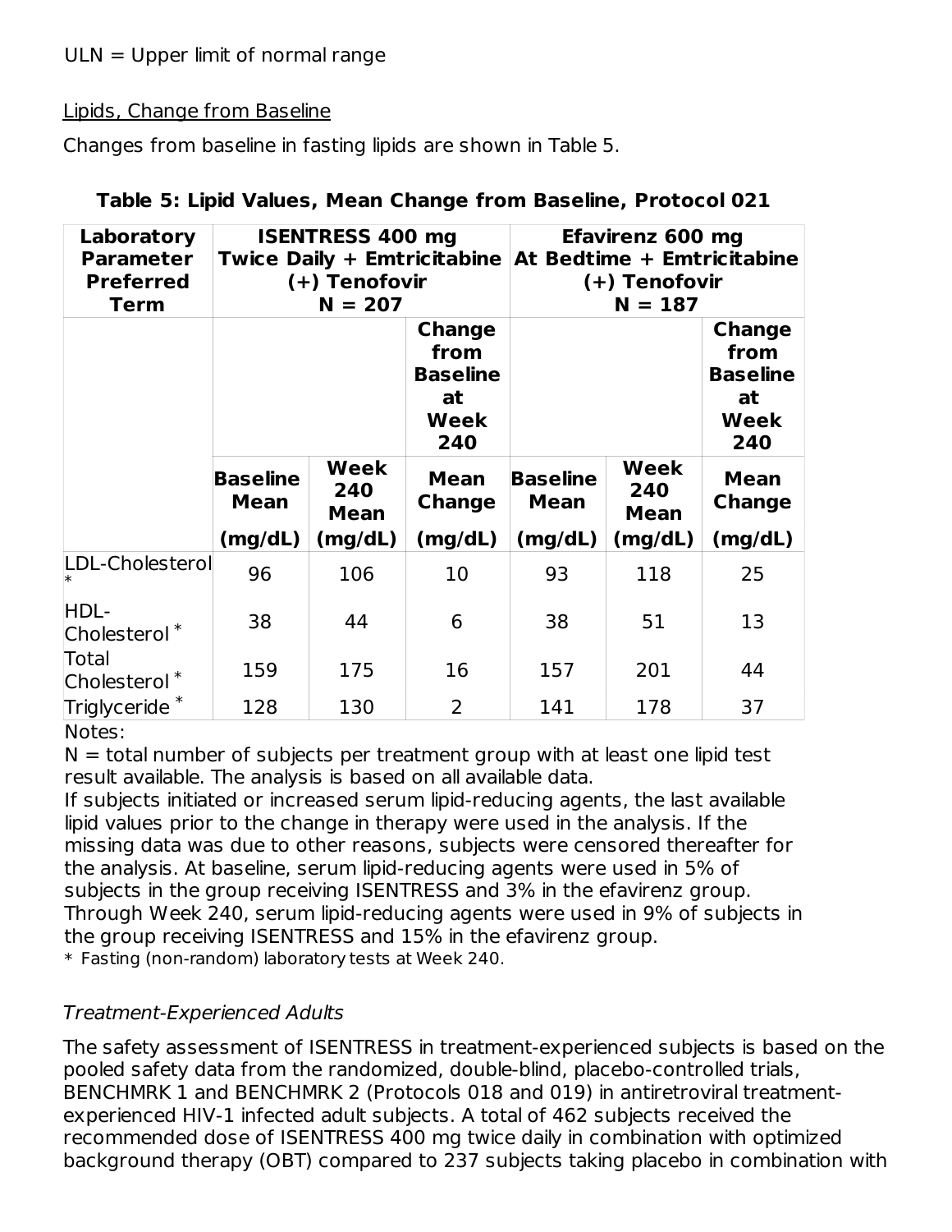ULN = Upper limit of normal range

Lipids, Change from Baseline

Changes from baseline in fasting lipids are shown in Table 5.

**Table 5: Lipid Values, Mean Change from Baseline, Protocol 021**

| Laboratory Parameter Preferred Term | ISENTRESS 400 mg Twice Daily + Emtricitabine (+) Tenofovir N = 207 | | | Efavirenz 600 mg At Bedtime + Emtricitabine (+) Tenofovir N = 187 | | |
|---|---|---|---|---|---|---|
| | | | Change from Baseline at Week 240 | | | Change from Baseline at Week 240 |
| | Baseline Mean (mg/dL) | Week 240 Mean (mg/dL) | Mean Change (mg/dL) | Baseline Mean (mg/dL) | Week 240 Mean (mg/dL) | Mean Change (mg/dL) |
| LDL-Cholesterol * | 96 | 106 | 10 | 93 | 118 | 25 |
| HDL-Cholesterol * | 38 | 44 | 6 | 38 | 51 | 13 |
| Total Cholesterol * | 159 | 175 | 16 | 157 | 201 | 44 |
| Triglyceride * | 128 | 130 | 2 | 141 | 178 | 37 |

Notes:

N = total number of subjects per treatment group with at least one lipid test result available. The analysis is based on all available data.

If subjects initiated or increased serum lipid-reducing agents, the last available lipid values prior to the change in therapy were used in the analysis. If the missing data was due to other reasons, subjects were censored thereafter for the analysis. At baseline, serum lipid-reducing agents were used in 5% of subjects in the group receiving ISENTRESS and 3% in the efavirenz group. Through Week 240, serum lipid-reducing agents were used in 9% of subjects in the group receiving ISENTRESS and 15% in the efavirenz group.

\* Fasting (non-random) laboratory tests at Week 240.

*Treatment-Experienced Adults*

The safety assessment of ISENTRESS in treatment-experienced subjects is based on the pooled safety data from the randomized, double-blind, placebo-controlled trials, BENCHMRK 1 and BENCHMRK 2 (Protocols 018 and 019) in antiretroviral treatment-experienced HIV-1 infected adult subjects. A total of 462 subjects received the recommended dose of ISENTRESS 400 mg twice daily in combination with optimized background therapy (OBT) compared to 237 subjects taking placebo in combination with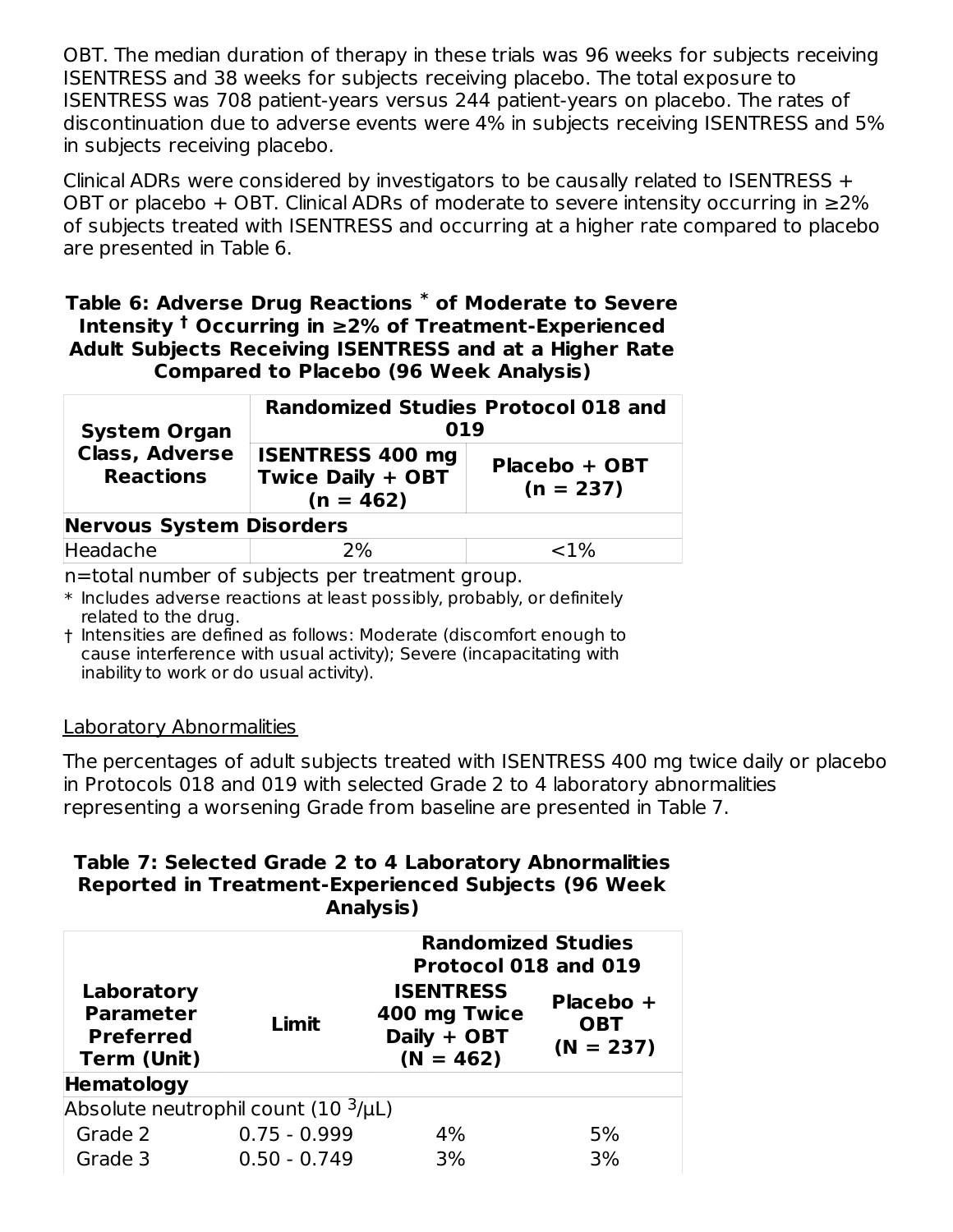OBT. The median duration of therapy in these trials was 96 weeks for subjects receiving ISENTRESS and 38 weeks for subjects receiving placebo. The total exposure to ISENTRESS was 708 patient-years versus 244 patient-years on placebo. The rates of discontinuation due to adverse events were 4% in subjects receiving ISENTRESS and 5% in subjects receiving placebo.

Clinical ADRs were considered by investigators to be causally related to ISENTRESS + OBT or placebo + OBT. Clinical ADRs of moderate to severe intensity occurring in ≥2% of subjects treated with ISENTRESS and occurring at a higher rate compared to placebo are presented in Table 6.

**Table 6: Adverse Drug Reactions * of Moderate to Severe Intensity † Occurring in ≥2% of Treatment-Experienced Adult Subjects Receiving ISENTRESS and at a Higher Rate Compared to Placebo (96 Week Analysis)**

| System Organ Class, Adverse Reactions | Randomized Studies Protocol 018 and 019 | |
|---|---|---|
| | ISENTRESS 400 mg Twice Daily + OBT (n = 462) | Placebo + OBT (n = 237) |
| **Nervous System Disorders** | | |
| Headache | 2% | <1% |

n=total number of subjects per treatment group.

\* Includes adverse reactions at least possibly, probably, or definitely related to the drug.

† Intensities are defined as follows: Moderate (discomfort enough to cause interference with usual activity); Severe (incapacitating with inability to work or do usual activity).

Laboratory Abnormalities

The percentages of adult subjects treated with ISENTRESS 400 mg twice daily or placebo in Protocols 018 and 019 with selected Grade 2 to 4 laboratory abnormalities representing a worsening Grade from baseline are presented in Table 7.

**Table 7: Selected Grade 2 to 4 Laboratory Abnormalities Reported in Treatment-Experienced Subjects (96 Week Analysis)**

| Laboratory Parameter Preferred Term (Unit) | Limit | Randomized Studies Protocol 018 and 019 | |
|---|---|---|---|
| | | ISENTRESS 400 mg Twice Daily + OBT (N = 462) | Placebo + OBT (N = 237) |
| **Hematology** | | | |
| Absolute neutrophil count ($10^3/\mu L$) | | | |
| Grade 2 | 0.75 - 0.999 | 4% | 5% |
| Grade 3 | 0.50 - 0.749 | 3% | 3% |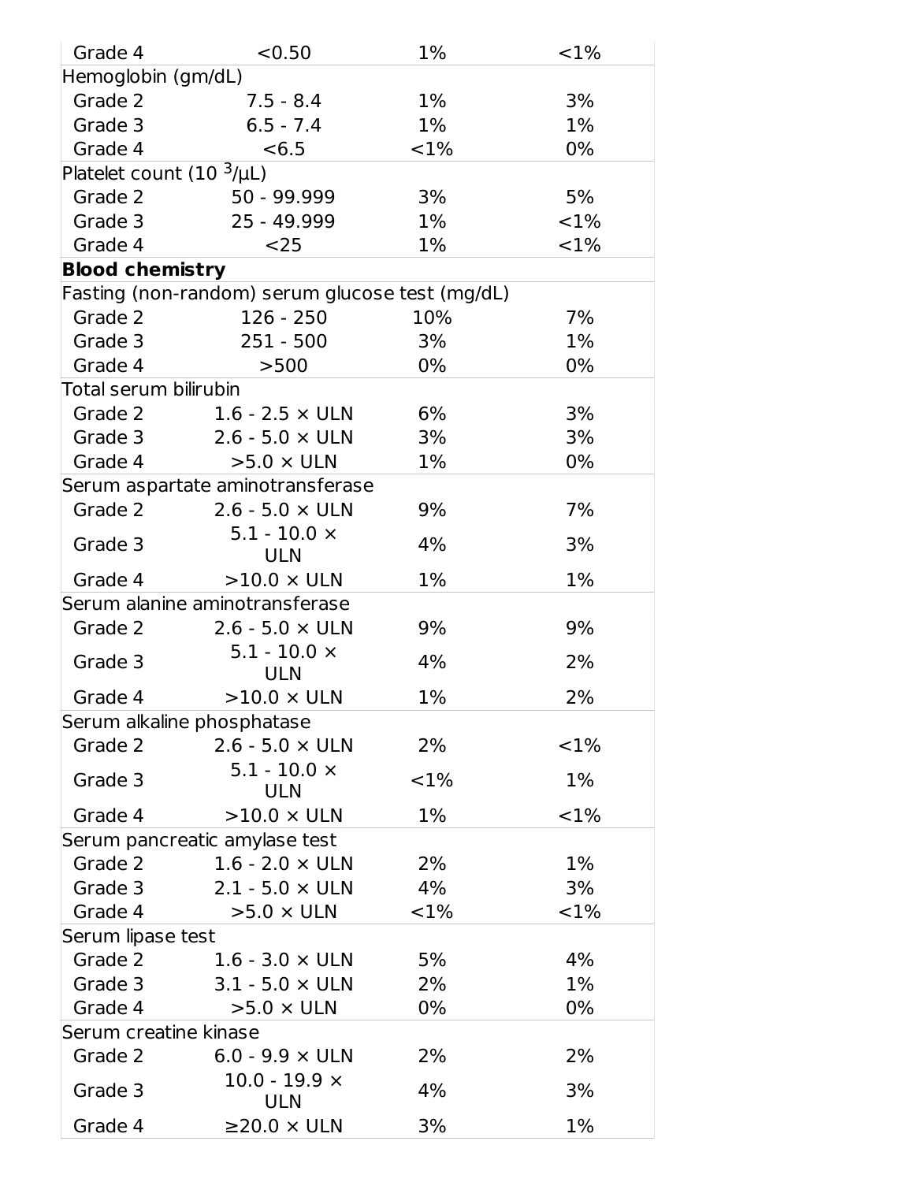| | | | |
|---|---|---|---|
| Grade 4 | <0.50 | 1% | <1% |
| Hemoglobin (gm/dL) | | | |
| Grade 2 | 7.5 - 8.4 | 1% | 3% |
| Grade 3 | 6.5 - 7.4 | 1% | 1% |
| Grade 4 | <6.5 | <1% | 0% |
| Platelet count ($10^3$/µL) | | | |
| Grade 2 | 50 - 99.999 | 3% | 5% |
| Grade 3 | 25 - 49.999 | 1% | <1% |
| Grade 4 | <25 | 1% | <1% |
| **Blood chemistry** | | | |
| Fasting (non-random) serum glucose test (mg/dL) | | | |
| Grade 2 | 126 - 250 | 10% | 7% |
| Grade 3 | 251 - 500 | 3% | 1% |
| Grade 4 | >500 | 0% | 0% |
| Total serum bilirubin | | | |
| Grade 2 | 1.6 - 2.5 × ULN | 6% | 3% |
| Grade 3 | 2.6 - 5.0 × ULN | 3% | 3% |
| Grade 4 | >5.0 × ULN | 1% | 0% |
| Serum aspartate aminotransferase | | | |
| Grade 2 | 2.6 - 5.0 × ULN | 9% | 7% |
| Grade 3 | 5.1 - 10.0 × ULN | 4% | 3% |
| Grade 4 | >10.0 × ULN | 1% | 1% |
| Serum alanine aminotransferase | | | |
| Grade 2 | 2.6 - 5.0 × ULN | 9% | 9% |
| Grade 3 | 5.1 - 10.0 × ULN | 4% | 2% |
| Grade 4 | >10.0 × ULN | 1% | 2% |
| Serum alkaline phosphatase | | | |
| Grade 2 | 2.6 - 5.0 × ULN | 2% | <1% |
| Grade 3 | 5.1 - 10.0 × ULN | <1% | 1% |
| Grade 4 | >10.0 × ULN | 1% | <1% |
| Serum pancreatic amylase test | | | |
| Grade 2 | 1.6 - 2.0 × ULN | 2% | 1% |
| Grade 3 | 2.1 - 5.0 × ULN | 4% | 3% |
| Grade 4 | >5.0 × ULN | <1% | <1% |
| Serum lipase test | | | |
| Grade 2 | 1.6 - 3.0 × ULN | 5% | 4% |
| Grade 3 | 3.1 - 5.0 × ULN | 2% | 1% |
| Grade 4 | >5.0 × ULN | 0% | 0% |
| Serum creatine kinase | | | |
| Grade 2 | 6.0 - 9.9 × ULN | 2% | 2% |
| Grade 3 | 10.0 - 19.9 × ULN | 4% | 3% |
| Grade 4 | ≥20.0 × ULN | 3% | 1% |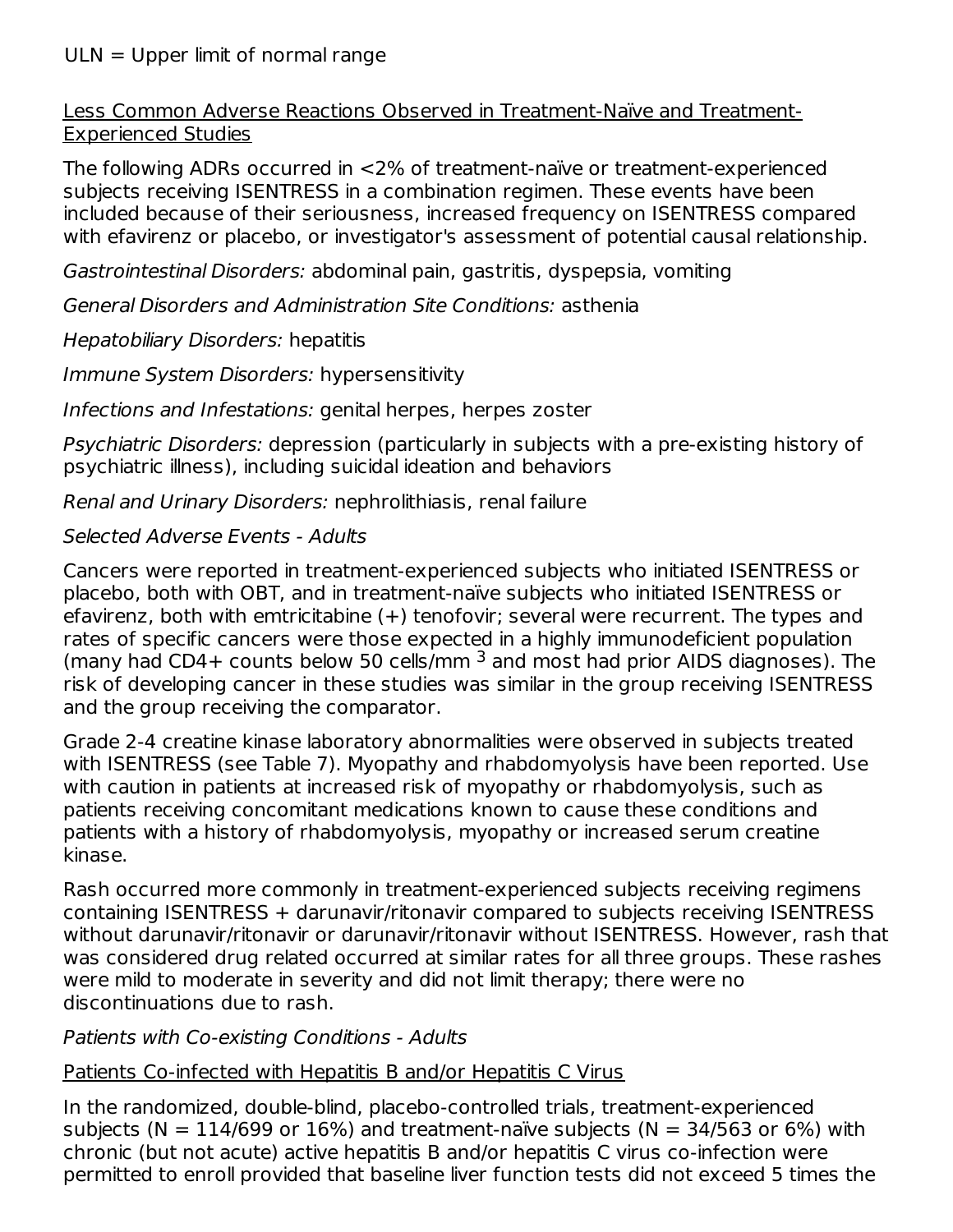ULN = Upper limit of normal range

Less Common Adverse Reactions Observed in Treatment-Naïve and Treatment-Experienced Studies

The following ADRs occurred in <2% of treatment-naïve or treatment-experienced subjects receiving ISENTRESS in a combination regimen. These events have been included because of their seriousness, increased frequency on ISENTRESS compared with efavirenz or placebo, or investigator's assessment of potential causal relationship.

*Gastrointestinal Disorders:* abdominal pain, gastritis, dyspepsia, vomiting

*General Disorders and Administration Site Conditions:* asthenia

*Hepatobiliary Disorders:* hepatitis

*Immune System Disorders:* hypersensitivity

*Infections and Infestations:* genital herpes, herpes zoster

*Psychiatric Disorders:* depression (particularly in subjects with a pre-existing history of psychiatric illness), including suicidal ideation and behaviors

*Renal and Urinary Disorders:* nephrolithiasis, renal failure

*Selected Adverse Events - Adults*

Cancers were reported in treatment-experienced subjects who initiated ISENTRESS or placebo, both with OBT, and in treatment-naïve subjects who initiated ISENTRESS or efavirenz, both with emtricitabine (+) tenofovir; several were recurrent. The types and rates of specific cancers were those expected in a highly immunodeficient population (many had CD4+ counts below 50 cells/mm $^3$ and most had prior AIDS diagnoses). The risk of developing cancer in these studies was similar in the group receiving ISENTRESS and the group receiving the comparator.

Grade 2-4 creatine kinase laboratory abnormalities were observed in subjects treated with ISENTRESS (see Table 7). Myopathy and rhabdomyolysis have been reported. Use with caution in patients at increased risk of myopathy or rhabdomyolysis, such as patients receiving concomitant medications known to cause these conditions and patients with a history of rhabdomyolysis, myopathy or increased serum creatine kinase.

Rash occurred more commonly in treatment-experienced subjects receiving regimens containing ISENTRESS + darunavir/ritonavir compared to subjects receiving ISENTRESS without darunavir/ritonavir or darunavir/ritonavir without ISENTRESS. However, rash that was considered drug related occurred at similar rates for all three groups. These rashes were mild to moderate in severity and did not limit therapy; there were no discontinuations due to rash.

*Patients with Co-existing Conditions - Adults*

Patients Co-infected with Hepatitis B and/or Hepatitis C Virus

In the randomized, double-blind, placebo-controlled trials, treatment-experienced subjects (N = 114/699 or 16%) and treatment-naïve subjects (N = 34/563 or 6%) with chronic (but not acute) active hepatitis B and/or hepatitis C virus co-infection were permitted to enroll provided that baseline liver function tests did not exceed 5 times the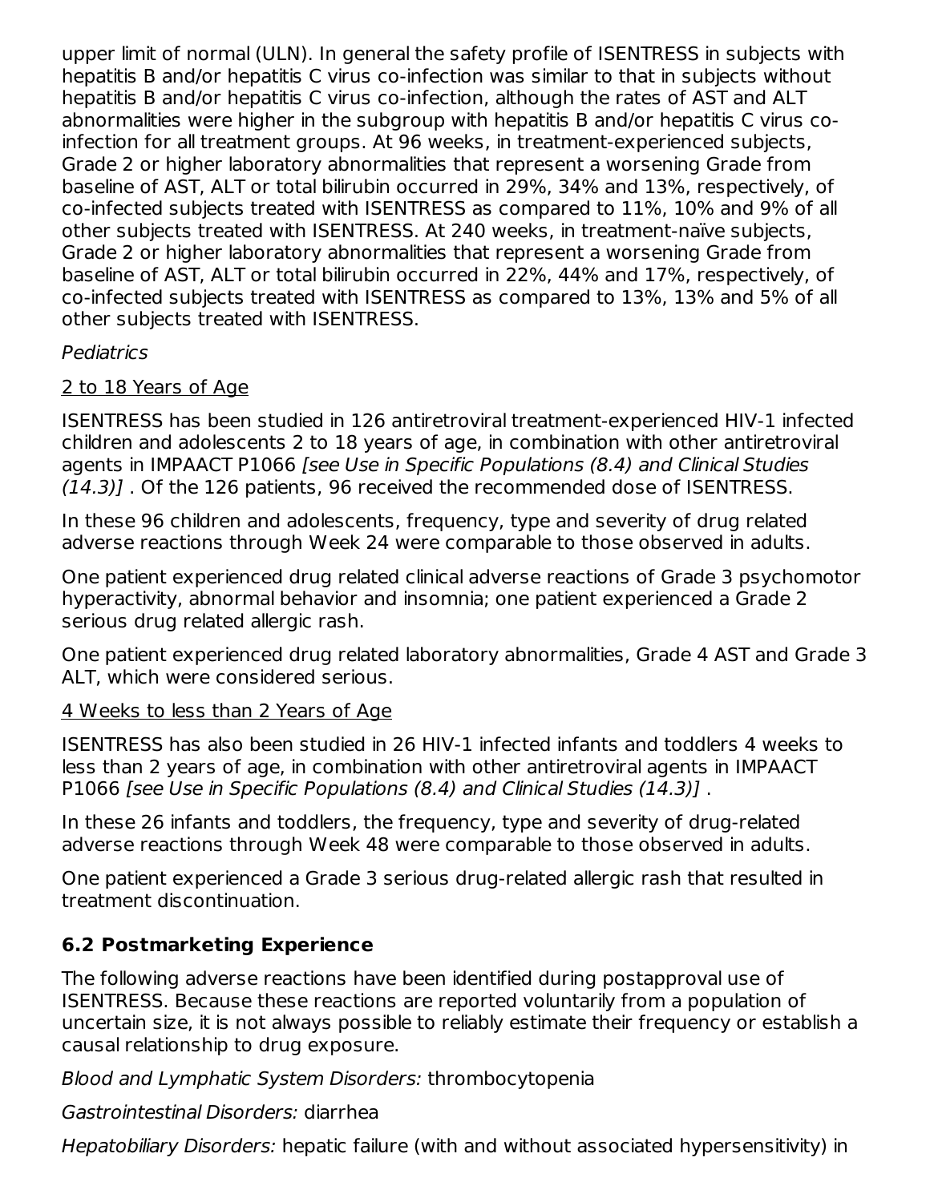upper limit of normal (ULN). In general the safety profile of ISENTRESS in subjects with hepatitis B and/or hepatitis C virus co-infection was similar to that in subjects without hepatitis B and/or hepatitis C virus co-infection, although the rates of AST and ALT abnormalities were higher in the subgroup with hepatitis B and/or hepatitis C virus co-infection for all treatment groups. At 96 weeks, in treatment-experienced subjects, Grade 2 or higher laboratory abnormalities that represent a worsening Grade from baseline of AST, ALT or total bilirubin occurred in 29%, 34% and 13%, respectively, of co-infected subjects treated with ISENTRESS as compared to 11%, 10% and 9% of all other subjects treated with ISENTRESS. At 240 weeks, in treatment-naïve subjects, Grade 2 or higher laboratory abnormalities that represent a worsening Grade from baseline of AST, ALT or total bilirubin occurred in 22%, 44% and 17%, respectively, of co-infected subjects treated with ISENTRESS as compared to 13%, 13% and 5% of all other subjects treated with ISENTRESS.

*Pediatrics*

2 to 18 Years of Age

ISENTRESS has been studied in 126 antiretroviral treatment-experienced HIV-1 infected children and adolescents 2 to 18 years of age, in combination with other antiretroviral agents in IMPAACT P1066 *[see Use in Specific Populations (8.4) and Clinical Studies (14.3)]* . Of the 126 patients, 96 received the recommended dose of ISENTRESS.

In these 96 children and adolescents, frequency, type and severity of drug related adverse reactions through Week 24 were comparable to those observed in adults.

One patient experienced drug related clinical adverse reactions of Grade 3 psychomotor hyperactivity, abnormal behavior and insomnia; one patient experienced a Grade 2 serious drug related allergic rash.

One patient experienced drug related laboratory abnormalities, Grade 4 AST and Grade 3 ALT, which were considered serious.

4 Weeks to less than 2 Years of Age

ISENTRESS has also been studied in 26 HIV-1 infected infants and toddlers 4 weeks to less than 2 years of age, in combination with other antiretroviral agents in IMPAACT P1066 *[see Use in Specific Populations (8.4) and Clinical Studies (14.3)]* .

In these 26 infants and toddlers, the frequency, type and severity of drug-related adverse reactions through Week 48 were comparable to those observed in adults.

One patient experienced a Grade 3 serious drug-related allergic rash that resulted in treatment discontinuation.

### 6.2 Postmarketing Experience

The following adverse reactions have been identified during postapproval use of ISENTRESS. Because these reactions are reported voluntarily from a population of uncertain size, it is not always possible to reliably estimate their frequency or establish a causal relationship to drug exposure.

*Blood and Lymphatic System Disorders:* thrombocytopenia

*Gastrointestinal Disorders:* diarrhea

*Hepatobiliary Disorders:* hepatic failure (with and without associated hypersensitivity) in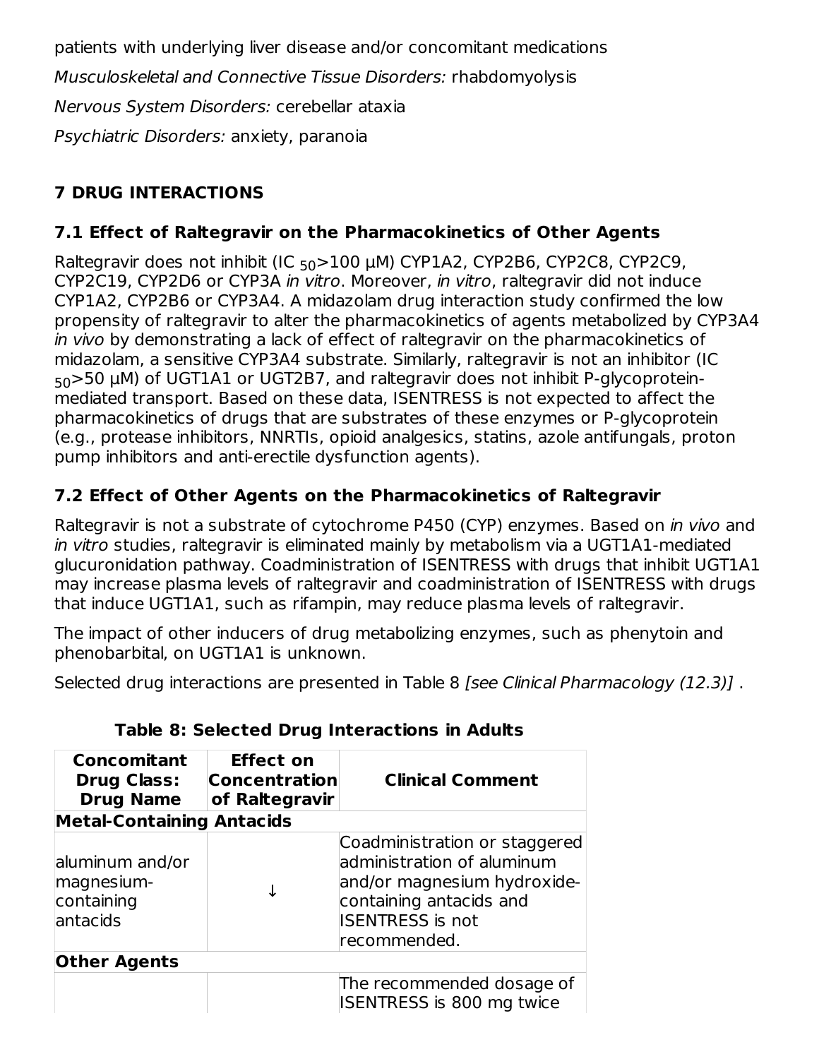patients with underlying liver disease and/or concomitant medications

*Musculoskeletal and Connective Tissue Disorders:* rhabdomyolysis

*Nervous System Disorders:* cerebellar ataxia

*Psychiatric Disorders:* anxiety, paranoia

## 7 DRUG INTERACTIONS

### 7.1 Effect of Raltegravir on the Pharmacokinetics of Other Agents

Raltegravir does not inhibit ($IC_{50}$>100 µM) CYP1A2, CYP2B6, CYP2C8, CYP2C9, CYP2C19, CYP2D6 or CYP3A *in vitro*. Moreover, *in vitro*, raltegravir did not induce CYP1A2, CYP2B6 or CYP3A4. A midazolam drug interaction study confirmed the low propensity of raltegravir to alter the pharmacokinetics of agents metabolized by CYP3A4 *in vivo* by demonstrating a lack of effect of raltegravir on the pharmacokinetics of midazolam, a sensitive CYP3A4 substrate. Similarly, raltegravir is not an inhibitor ($IC_{50}$>50 µM) of UGT1A1 or UGT2B7, and raltegravir does not inhibit P-glycoprotein-mediated transport. Based on these data, ISENTRESS is not expected to affect the pharmacokinetics of drugs that are substrates of these enzymes or P-glycoprotein (e.g., protease inhibitors, NNRTIs, opioid analgesics, statins, azole antifungals, proton pump inhibitors and anti-erectile dysfunction agents).

### 7.2 Effect of Other Agents on the Pharmacokinetics of Raltegravir

Raltegravir is not a substrate of cytochrome P450 (CYP) enzymes. Based on *in vivo* and *in vitro* studies, raltegravir is eliminated mainly by metabolism via a UGT1A1-mediated glucuronidation pathway. Coadministration of ISENTRESS with drugs that inhibit UGT1A1 may increase plasma levels of raltegravir and coadministration of ISENTRESS with drugs that induce UGT1A1, such as rifampin, may reduce plasma levels of raltegravir.

The impact of other inducers of drug metabolizing enzymes, such as phenytoin and phenobarbital, on UGT1A1 is unknown.

Selected drug interactions are presented in Table 8 *[see Clinical Pharmacology (12.3)]* .

**Table 8: Selected Drug Interactions in Adults**

| Concomitant Drug Class: Drug Name | Effect on Concentration of Raltegravir | Clinical Comment |
|---|---|---|
| **Metal-Containing Antacids** | | |
| aluminum and/or magnesium-containing antacids | ↓ | Coadministration or staggered administration of aluminum and/or magnesium hydroxide-containing antacids and ISENTRESS is not recommended. |
| **Other Agents** | | |
| | | The recommended dosage of ISENTRESS is 800 mg twice |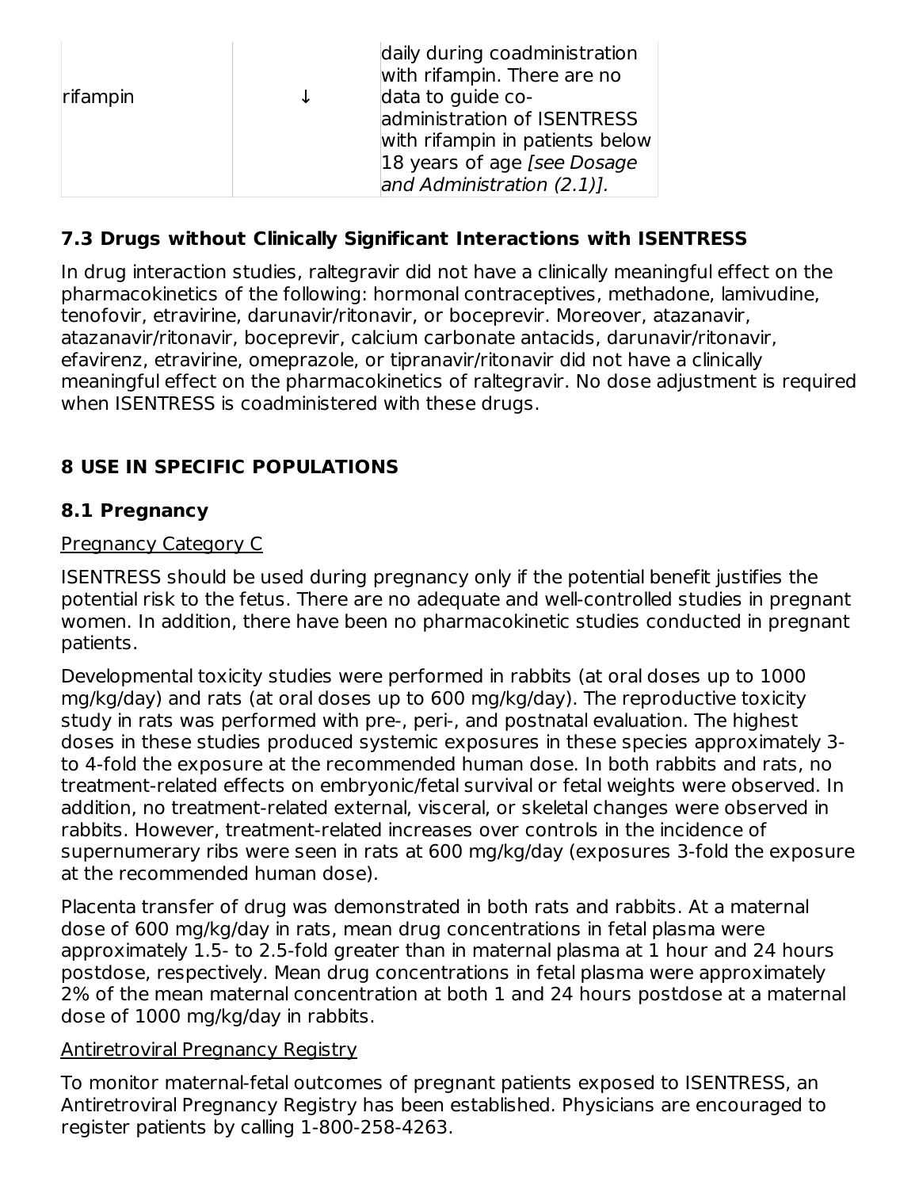| rifampin | ↓ | daily during coadministration with rifampin. There are no data to guide co-administration of ISENTRESS with rifampin in patients below 18 years of age *[see Dosage and Administration (2.1)].* |
|---|---|---|

### 7.3 Drugs without Clinically Significant Interactions with ISENTRESS

In drug interaction studies, raltegravir did not have a clinically meaningful effect on the pharmacokinetics of the following: hormonal contraceptives, methadone, lamivudine, tenofovir, etravirine, darunavir/ritonavir, or boceprevir. Moreover, atazanavir, atazanavir/ritonavir, boceprevir, calcium carbonate antacids, darunavir/ritonavir, efavirenz, etravirine, omeprazole, or tipranavir/ritonavir did not have a clinically meaningful effect on the pharmacokinetics of raltegravir. No dose adjustment is required when ISENTRESS is coadministered with these drugs.

## 8 USE IN SPECIFIC POPULATIONS

### 8.1 Pregnancy

Pregnancy Category C

ISENTRESS should be used during pregnancy only if the potential benefit justifies the potential risk to the fetus. There are no adequate and well-controlled studies in pregnant women. In addition, there have been no pharmacokinetic studies conducted in pregnant patients.

Developmental toxicity studies were performed in rabbits (at oral doses up to 1000 mg/kg/day) and rats (at oral doses up to 600 mg/kg/day). The reproductive toxicity study in rats was performed with pre-, peri-, and postnatal evaluation. The highest doses in these studies produced systemic exposures in these species approximately 3- to 4-fold the exposure at the recommended human dose. In both rabbits and rats, no treatment-related effects on embryonic/fetal survival or fetal weights were observed. In addition, no treatment-related external, visceral, or skeletal changes were observed in rabbits. However, treatment-related increases over controls in the incidence of supernumerary ribs were seen in rats at 600 mg/kg/day (exposures 3-fold the exposure at the recommended human dose).

Placenta transfer of drug was demonstrated in both rats and rabbits. At a maternal dose of 600 mg/kg/day in rats, mean drug concentrations in fetal plasma were approximately 1.5- to 2.5-fold greater than in maternal plasma at 1 hour and 24 hours postdose, respectively. Mean drug concentrations in fetal plasma were approximately 2% of the mean maternal concentration at both 1 and 24 hours postdose at a maternal dose of 1000 mg/kg/day in rabbits.

Antiretroviral Pregnancy Registry

To monitor maternal-fetal outcomes of pregnant patients exposed to ISENTRESS, an Antiretroviral Pregnancy Registry has been established. Physicians are encouraged to register patients by calling 1-800-258-4263.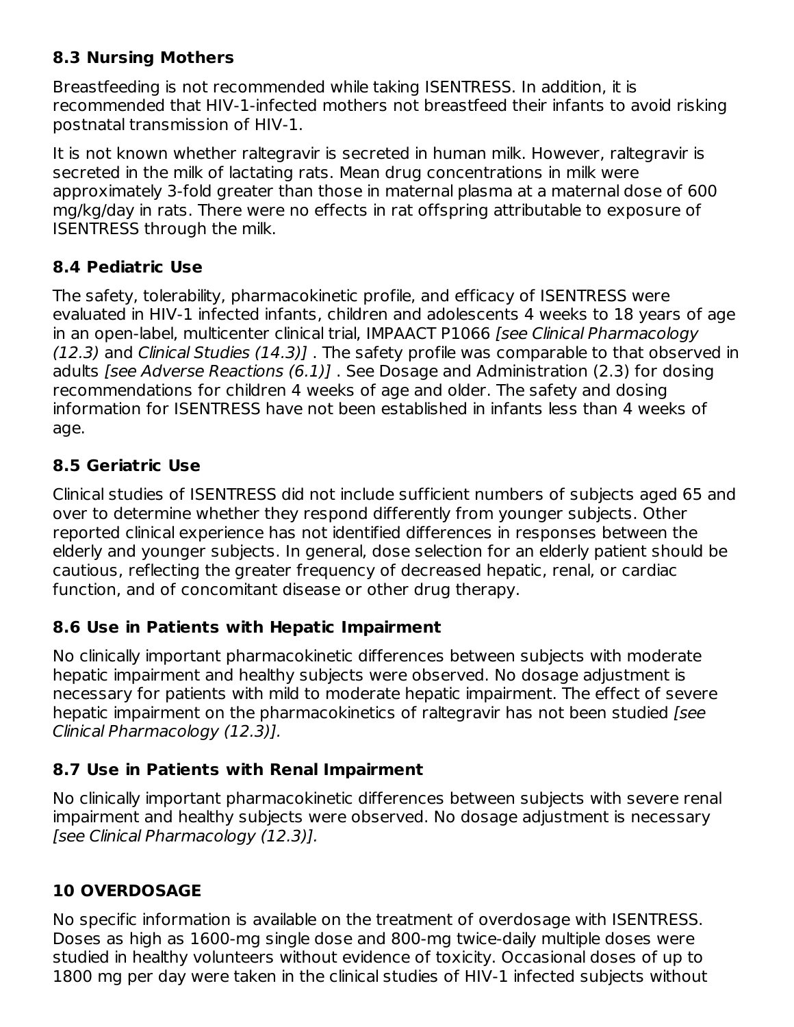### 8.3 Nursing Mothers

Breastfeeding is not recommended while taking ISENTRESS. In addition, it is recommended that HIV-1-infected mothers not breastfeed their infants to avoid risking postnatal transmission of HIV-1.

It is not known whether raltegravir is secreted in human milk. However, raltegravir is secreted in the milk of lactating rats. Mean drug concentrations in milk were approximately 3-fold greater than those in maternal plasma at a maternal dose of 600 mg/kg/day in rats. There were no effects in rat offspring attributable to exposure of ISENTRESS through the milk.

### 8.4 Pediatric Use

The safety, tolerability, pharmacokinetic profile, and efficacy of ISENTRESS were evaluated in HIV-1 infected infants, children and adolescents 4 weeks to 18 years of age in an open-label, multicenter clinical trial, IMPAACT P1066 *[see Clinical Pharmacology (12.3)* and *Clinical Studies (14.3)]* . The safety profile was comparable to that observed in adults *[see Adverse Reactions (6.1)]* . See Dosage and Administration (2.3) for dosing recommendations for children 4 weeks of age and older. The safety and dosing information for ISENTRESS have not been established in infants less than 4 weeks of age.

### 8.5 Geriatric Use

Clinical studies of ISENTRESS did not include sufficient numbers of subjects aged 65 and over to determine whether they respond differently from younger subjects. Other reported clinical experience has not identified differences in responses between the elderly and younger subjects. In general, dose selection for an elderly patient should be cautious, reflecting the greater frequency of decreased hepatic, renal, or cardiac function, and of concomitant disease or other drug therapy.

### 8.6 Use in Patients with Hepatic Impairment

No clinically important pharmacokinetic differences between subjects with moderate hepatic impairment and healthy subjects were observed. No dosage adjustment is necessary for patients with mild to moderate hepatic impairment. The effect of severe hepatic impairment on the pharmacokinetics of raltegravir has not been studied *[see Clinical Pharmacology (12.3)].*

### 8.7 Use in Patients with Renal Impairment

No clinically important pharmacokinetic differences between subjects with severe renal impairment and healthy subjects were observed. No dosage adjustment is necessary *[see Clinical Pharmacology (12.3)].*

## 10 OVERDOSAGE

No specific information is available on the treatment of overdosage with ISENTRESS. Doses as high as 1600-mg single dose and 800-mg twice-daily multiple doses were studied in healthy volunteers without evidence of toxicity. Occasional doses of up to 1800 mg per day were taken in the clinical studies of HIV-1 infected subjects without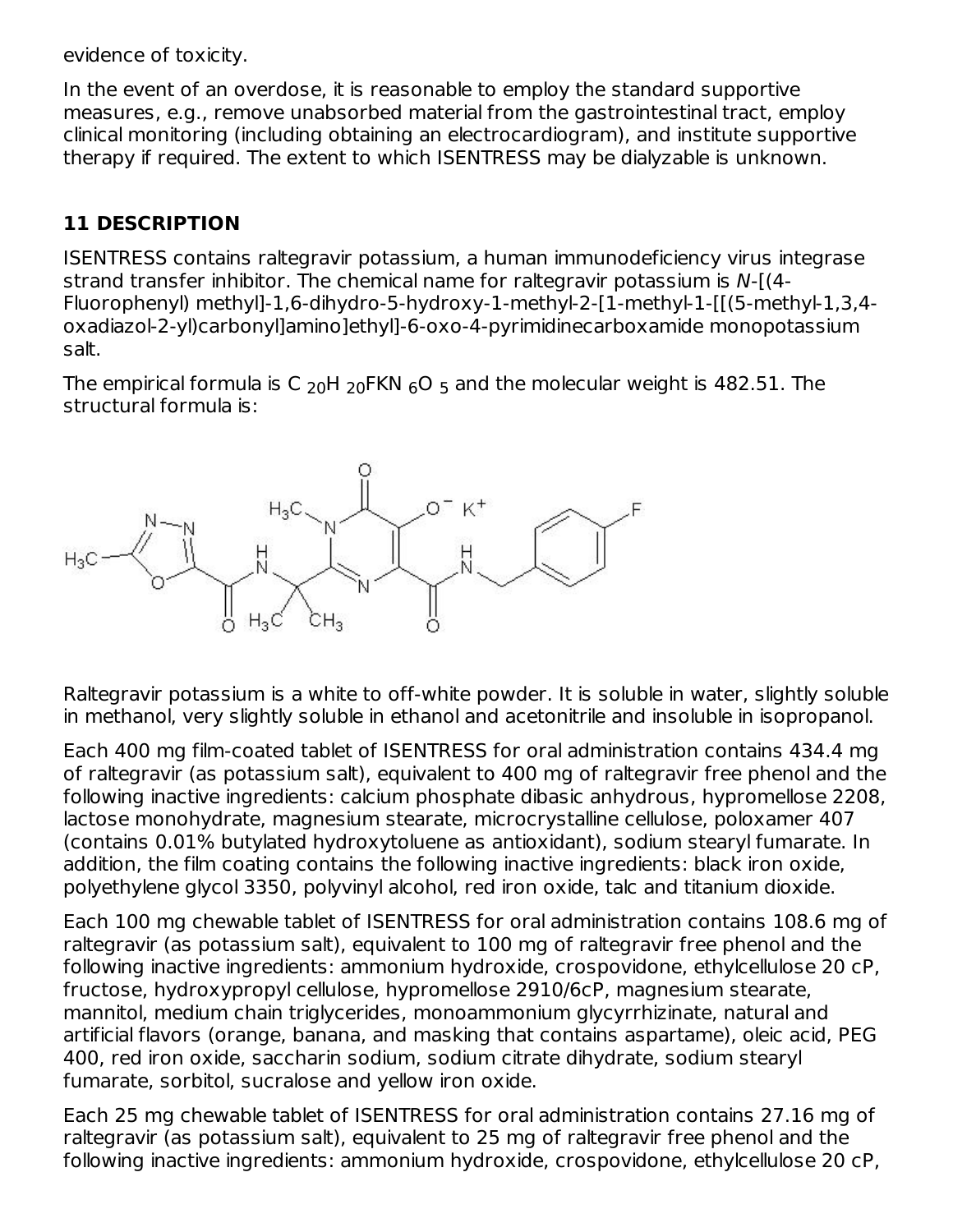evidence of toxicity.

In the event of an overdose, it is reasonable to employ the standard supportive measures, e.g., remove unabsorbed material from the gastrointestinal tract, employ clinical monitoring (including obtaining an electrocardiogram), and institute supportive therapy if required. The extent to which ISENTRESS may be dialyzable is unknown.

## 11 DESCRIPTION

ISENTRESS contains raltegravir potassium, a human immunodeficiency virus integrase strand transfer inhibitor. The chemical name for raltegravir potassium is *N*-[(4-Fluorophenyl) methyl]-1,6-dihydro-5-hydroxy-1-methyl-2-[1-methyl-1-[[(5-methyl-1,3,4-oxadiazol-2-yl)carbonyl]amino]ethyl]-6-oxo-4-pyrimidinecarboxamide monopotassium salt.

The empirical formula is $C_{20}H_{20}FKN_6O_5$ and the molecular weight is 482.51. The structural formula is:

Raltegravir potassium is a white to off-white powder. It is soluble in water, slightly soluble in methanol, very slightly soluble in ethanol and acetonitrile and insoluble in isopropanol.

Each 400 mg film-coated tablet of ISENTRESS for oral administration contains 434.4 mg of raltegravir (as potassium salt), equivalent to 400 mg of raltegravir free phenol and the following inactive ingredients: calcium phosphate dibasic anhydrous, hypromellose 2208, lactose monohydrate, magnesium stearate, microcrystalline cellulose, poloxamer 407 (contains 0.01% butylated hydroxytoluene as antioxidant), sodium stearyl fumarate. In addition, the film coating contains the following inactive ingredients: black iron oxide, polyethylene glycol 3350, polyvinyl alcohol, red iron oxide, talc and titanium dioxide.

Each 100 mg chewable tablet of ISENTRESS for oral administration contains 108.6 mg of raltegravir (as potassium salt), equivalent to 100 mg of raltegravir free phenol and the following inactive ingredients: ammonium hydroxide, crospovidone, ethylcellulose 20 cP, fructose, hydroxypropyl cellulose, hypromellose 2910/6cP, magnesium stearate, mannitol, medium chain triglycerides, monoammonium glycyrrhizinate, natural and artificial flavors (orange, banana, and masking that contains aspartame), oleic acid, PEG 400, red iron oxide, saccharin sodium, sodium citrate dihydrate, sodium stearyl fumarate, sorbitol, sucralose and yellow iron oxide.

Each 25 mg chewable tablet of ISENTRESS for oral administration contains 27.16 mg of raltegravir (as potassium salt), equivalent to 25 mg of raltegravir free phenol and the following inactive ingredients: ammonium hydroxide, crospovidone, ethylcellulose 20 cP,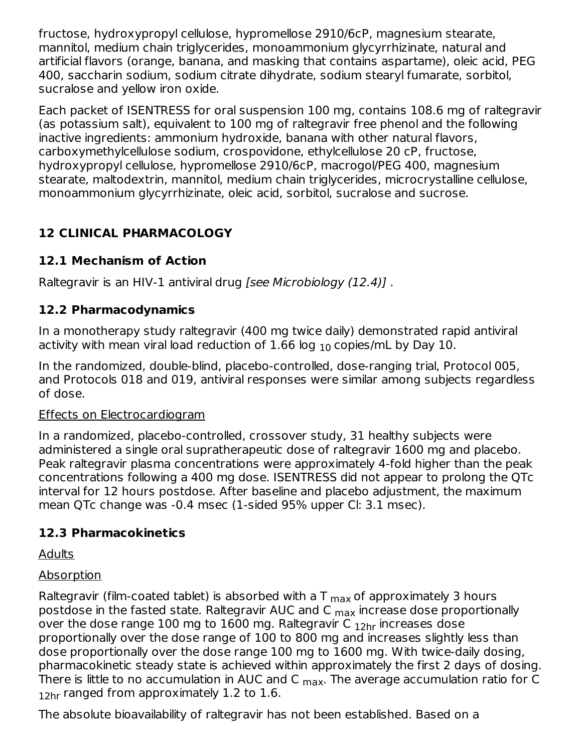fructose, hydroxypropyl cellulose, hypromellose 2910/6cP, magnesium stearate, mannitol, medium chain triglycerides, monoammonium glycyrrhizinate, natural and artificial flavors (orange, banana, and masking that contains aspartame), oleic acid, PEG 400, saccharin sodium, sodium citrate dihydrate, sodium stearyl fumarate, sorbitol, sucralose and yellow iron oxide.

Each packet of ISENTRESS for oral suspension 100 mg, contains 108.6 mg of raltegravir (as potassium salt), equivalent to 100 mg of raltegravir free phenol and the following inactive ingredients: ammonium hydroxide, banana with other natural flavors, carboxymethylcellulose sodium, crospovidone, ethylcellulose 20 cP, fructose, hydroxypropyl cellulose, hypromellose 2910/6cP, macrogol/PEG 400, magnesium stearate, maltodextrin, mannitol, medium chain triglycerides, microcrystalline cellulose, monoammonium glycyrrhizinate, oleic acid, sorbitol, sucralose and sucrose.

## 12 CLINICAL PHARMACOLOGY

### 12.1 Mechanism of Action

Raltegravir is an HIV-1 antiviral drug *[see Microbiology (12.4)]* .

### 12.2 Pharmacodynamics

In a monotherapy study raltegravir (400 mg twice daily) demonstrated rapid antiviral activity with mean viral load reduction of 1.66 $\log_{10}$ copies/mL by Day 10.

In the randomized, double-blind, placebo-controlled, dose-ranging trial, Protocol 005, and Protocols 018 and 019, antiviral responses were similar among subjects regardless of dose.

Effects on Electrocardiogram

In a randomized, placebo-controlled, crossover study, 31 healthy subjects were administered a single oral supratherapeutic dose of raltegravir 1600 mg and placebo. Peak raltegravir plasma concentrations were approximately 4-fold higher than the peak concentrations following a 400 mg dose. ISENTRESS did not appear to prolong the QTc interval for 12 hours postdose. After baseline and placebo adjustment, the maximum mean QTc change was -0.4 msec (1-sided 95% upper CI: 3.1 msec).

### 12.3 Pharmacokinetics

Adults

Absorption

Raltegravir (film-coated tablet) is absorbed with a $T_{max}$ of approximately 3 hours postdose in the fasted state. Raltegravir AUC and $C_{max}$ increase dose proportionally over the dose range 100 mg to 1600 mg. Raltegravir $C_{12hr}$ increases dose proportionally over the dose range of 100 to 800 mg and increases slightly less than dose proportionally over the dose range 100 mg to 1600 mg. With twice-daily dosing, pharmacokinetic steady state is achieved within approximately the first 2 days of dosing. There is little to no accumulation in AUC and $C_{max}$. The average accumulation ratio for $C_{12hr}$ ranged from approximately 1.2 to 1.6.

The absolute bioavailability of raltegravir has not been established. Based on a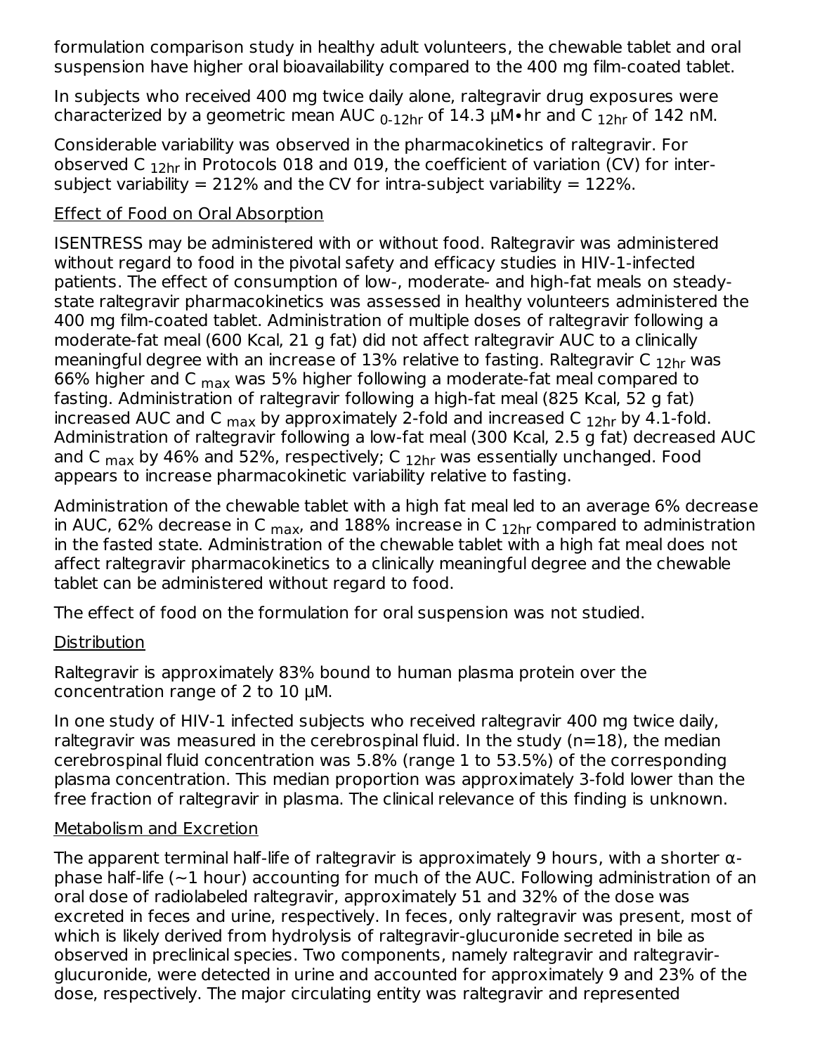formulation comparison study in healthy adult volunteers, the chewable tablet and oral suspension have higher oral bioavailability compared to the 400 mg film-coated tablet.

In subjects who received 400 mg twice daily alone, raltegravir drug exposures were characterized by a geometric mean $AUC_{0\text{-}12hr}$ of 14.3 μM•hr and $C_{12hr}$ of 142 nM.

Considerable variability was observed in the pharmacokinetics of raltegravir. For observed $C_{12hr}$ in Protocols 018 and 019, the coefficient of variation (CV) for inter-subject variability = 212% and the CV for intra-subject variability = 122%.

Effect of Food on Oral Absorption

ISENTRESS may be administered with or without food. Raltegravir was administered without regard to food in the pivotal safety and efficacy studies in HIV-1-infected patients. The effect of consumption of low-, moderate- and high-fat meals on steady-state raltegravir pharmacokinetics was assessed in healthy volunteers administered the 400 mg film-coated tablet. Administration of multiple doses of raltegravir following a moderate-fat meal (600 Kcal, 21 g fat) did not affect raltegravir AUC to a clinically meaningful degree with an increase of 13% relative to fasting. Raltegravir $C_{12hr}$ was 66% higher and $C_{max}$ was 5% higher following a moderate-fat meal compared to fasting. Administration of raltegravir following a high-fat meal (825 Kcal, 52 g fat) increased AUC and $C_{max}$ by approximately 2-fold and increased $C_{12hr}$ by 4.1-fold. Administration of raltegravir following a low-fat meal (300 Kcal, 2.5 g fat) decreased AUC and $C_{max}$ by 46% and 52%, respectively; $C_{12hr}$ was essentially unchanged. Food appears to increase pharmacokinetic variability relative to fasting.

Administration of the chewable tablet with a high fat meal led to an average 6% decrease in AUC, 62% decrease in $C_{max}$, and 188% increase in $C_{12hr}$ compared to administration in the fasted state. Administration of the chewable tablet with a high fat meal does not affect raltegravir pharmacokinetics to a clinically meaningful degree and the chewable tablet can be administered without regard to food.

The effect of food on the formulation for oral suspension was not studied.

Distribution

Raltegravir is approximately 83% bound to human plasma protein over the concentration range of 2 to 10 μM.

In one study of HIV-1 infected subjects who received raltegravir 400 mg twice daily, raltegravir was measured in the cerebrospinal fluid. In the study (n=18), the median cerebrospinal fluid concentration was 5.8% (range 1 to 53.5%) of the corresponding plasma concentration. This median proportion was approximately 3-fold lower than the free fraction of raltegravir in plasma. The clinical relevance of this finding is unknown.

Metabolism and Excretion

The apparent terminal half-life of raltegravir is approximately 9 hours, with a shorter α-phase half-life (~1 hour) accounting for much of the AUC. Following administration of an oral dose of radiolabeled raltegravir, approximately 51 and 32% of the dose was excreted in feces and urine, respectively. In feces, only raltegravir was present, most of which is likely derived from hydrolysis of raltegravir-glucuronide secreted in bile as observed in preclinical species. Two components, namely raltegravir and raltegravir-glucuronide, were detected in urine and accounted for approximately 9 and 23% of the dose, respectively. The major circulating entity was raltegravir and represented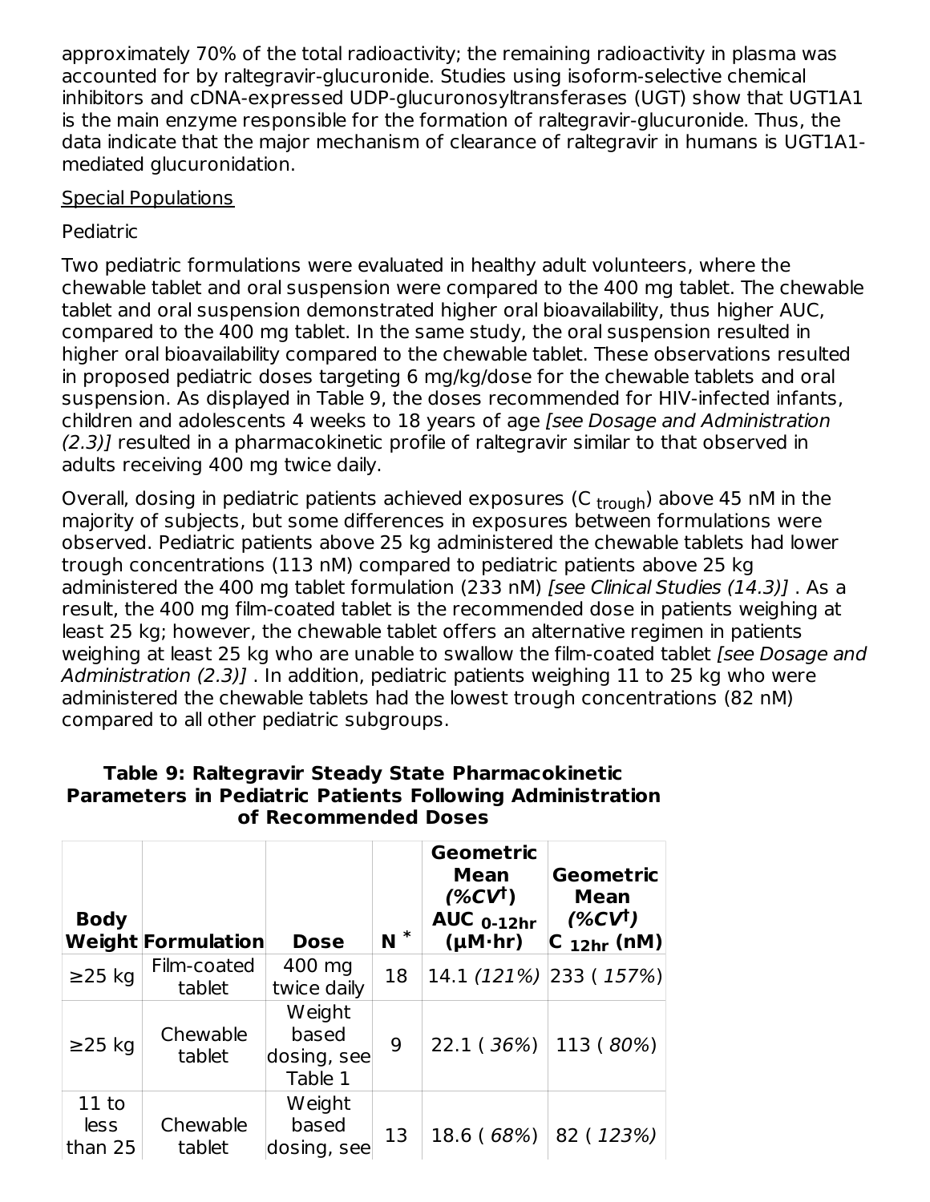approximately 70% of the total radioactivity; the remaining radioactivity in plasma was accounted for by raltegravir-glucuronide. Studies using isoform-selective chemical inhibitors and cDNA-expressed UDP-glucuronosyltransferases (UGT) show that UGT1A1 is the main enzyme responsible for the formation of raltegravir-glucuronide. Thus, the data indicate that the major mechanism of clearance of raltegravir in humans is UGT1A1-mediated glucuronidation.

Special Populations

Pediatric

Two pediatric formulations were evaluated in healthy adult volunteers, where the chewable tablet and oral suspension were compared to the 400 mg tablet. The chewable tablet and oral suspension demonstrated higher oral bioavailability, thus higher AUC, compared to the 400 mg tablet. In the same study, the oral suspension resulted in higher oral bioavailability compared to the chewable tablet. These observations resulted in proposed pediatric doses targeting 6 mg/kg/dose for the chewable tablets and oral suspension. As displayed in Table 9, the doses recommended for HIV-infected infants, children and adolescents 4 weeks to 18 years of age *[see Dosage and Administration (2.3)]* resulted in a pharmacokinetic profile of raltegravir similar to that observed in adults receiving 400 mg twice daily.

Overall, dosing in pediatric patients achieved exposures ($C_{trough}$) above 45 nM in the majority of subjects, but some differences in exposures between formulations were observed. Pediatric patients above 25 kg administered the chewable tablets had lower trough concentrations (113 nM) compared to pediatric patients above 25 kg administered the 400 mg tablet formulation (233 nM) *[see Clinical Studies (14.3)]* . As a result, the 400 mg film-coated tablet is the recommended dose in patients weighing at least 25 kg; however, the chewable tablet offers an alternative regimen in patients weighing at least 25 kg who are unable to swallow the film-coated tablet *[see Dosage and Administration (2.3)]* . In addition, pediatric patients weighing 11 to 25 kg who were administered the chewable tablets had the lowest trough concentrations (82 nM) compared to all other pediatric subgroups.

**Table 9: Raltegravir Steady State Pharmacokinetic Parameters in Pediatric Patients Following Administration of Recommended Doses**

| Body Weight | Formulation | Dose | N * | Geometric Mean (%CV†) $AUC_{0\text{-}12hr}$ (μM·hr) | Geometric Mean (%CV†) $C_{12hr}$ (nM) |
|---|---|---|---|---|---|
| ≥25 kg | Film-coated tablet | 400 mg twice daily | 18 | 14.1 *(121%)* | 233 ( *157%*) |
| ≥25 kg | Chewable tablet | Weight based dosing, see Table 1 | 9 | 22.1 ( *36%*) | 113 ( *80%*) |
| 11 to less than 25 | Chewable tablet | Weight based dosing, see | 13 | 18.6 ( *68%*) | 82 ( *123%)* |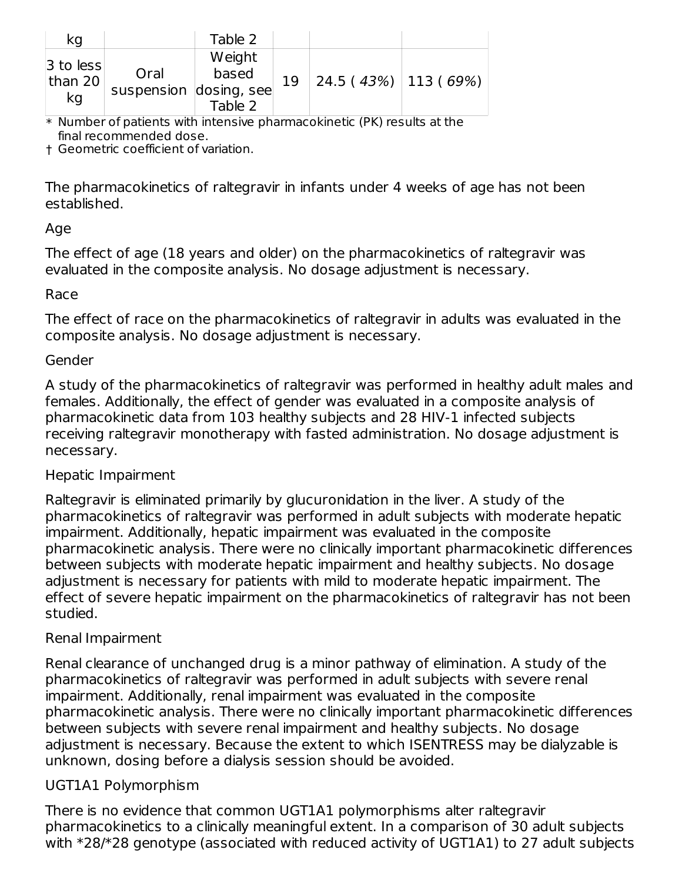| kg | | Table 2 | | | |
|---|---|---|---|---|---|
| 3 to less than 20 kg | Oral suspension | Weight based dosing, see Table 2 | 19 | 24.5 ( *43%*) | 113 ( *69%*) |

\* Number of patients with intensive pharmacokinetic (PK) results at the final recommended dose.

† Geometric coefficient of variation.

The pharmacokinetics of raltegravir in infants under 4 weeks of age has not been established.

Age

The effect of age (18 years and older) on the pharmacokinetics of raltegravir was evaluated in the composite analysis. No dosage adjustment is necessary.

Race

The effect of race on the pharmacokinetics of raltegravir in adults was evaluated in the composite analysis. No dosage adjustment is necessary.

Gender

A study of the pharmacokinetics of raltegravir was performed in healthy adult males and females. Additionally, the effect of gender was evaluated in a composite analysis of pharmacokinetic data from 103 healthy subjects and 28 HIV-1 infected subjects receiving raltegravir monotherapy with fasted administration. No dosage adjustment is necessary.

Hepatic Impairment

Raltegravir is eliminated primarily by glucuronidation in the liver. A study of the pharmacokinetics of raltegravir was performed in adult subjects with moderate hepatic impairment. Additionally, hepatic impairment was evaluated in the composite pharmacokinetic analysis. There were no clinically important pharmacokinetic differences between subjects with moderate hepatic impairment and healthy subjects. No dosage adjustment is necessary for patients with mild to moderate hepatic impairment. The effect of severe hepatic impairment on the pharmacokinetics of raltegravir has not been studied.

Renal Impairment

Renal clearance of unchanged drug is a minor pathway of elimination. A study of the pharmacokinetics of raltegravir was performed in adult subjects with severe renal impairment. Additionally, renal impairment was evaluated in the composite pharmacokinetic analysis. There were no clinically important pharmacokinetic differences between subjects with severe renal impairment and healthy subjects. No dosage adjustment is necessary. Because the extent to which ISENTRESS may be dialyzable is unknown, dosing before a dialysis session should be avoided.

UGT1A1 Polymorphism

There is no evidence that common UGT1A1 polymorphisms alter raltegravir pharmacokinetics to a clinically meaningful extent. In a comparison of 30 adult subjects with *28/*28 genotype (associated with reduced activity of UGT1A1) to 27 adult subjects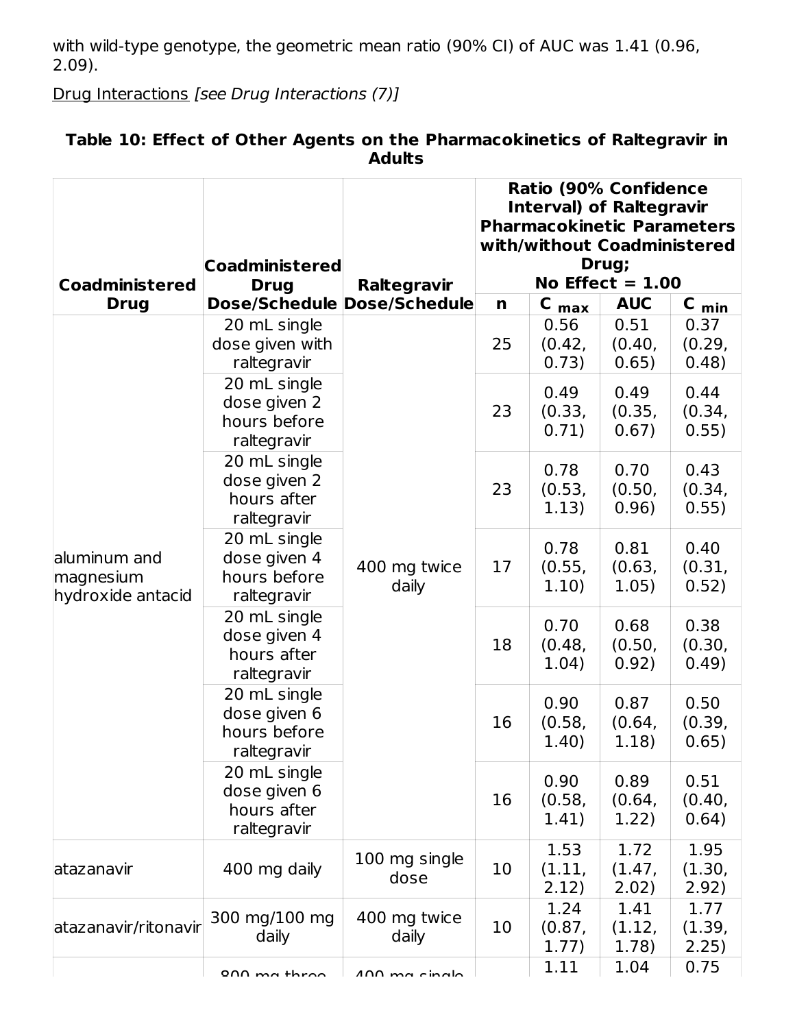with wild-type genotype, the geometric mean ratio (90% CI) of AUC was 1.41 (0.96, 2.09).

Drug Interactions *[see Drug Interactions (7)]*

**Table 10: Effect of Other Agents on the Pharmacokinetics of Raltegravir in Adults**

| Coadministered Drug | Coadministered Drug Dose/Schedule | Raltegravir Dose/Schedule | Ratio (90% Confidence Interval) of Raltegravir Pharmacokinetic Parameters with/without Coadministered Drug; No Effect = 1.00 | | | |
|---|---|---|---|---|---|---|
| | | | n | $C_{max}$ | AUC | $C_{min}$ |
| aluminum and magnesium hydroxide antacid | 20 mL single dose given with raltegravir | 400 mg twice daily | 25 | 0.56 (0.42, 0.73) | 0.51 (0.40, 0.65) | 0.37 (0.29, 0.48) |
| | 20 mL single dose given 2 hours before raltegravir | | 23 | 0.49 (0.33, 0.71) | 0.49 (0.35, 0.67) | 0.44 (0.34, 0.55) |
| | 20 mL single dose given 2 hours after raltegravir | | 23 | 0.78 (0.53, 1.13) | 0.70 (0.50, 0.96) | 0.43 (0.34, 0.55) |
| | 20 mL single dose given 4 hours before raltegravir | | 17 | 0.78 (0.55, 1.10) | 0.81 (0.63, 1.05) | 0.40 (0.31, 0.52) |
| | 20 mL single dose given 4 hours after raltegravir | | 18 | 0.70 (0.48, 1.04) | 0.68 (0.50, 0.92) | 0.38 (0.30, 0.49) |
| | 20 mL single dose given 6 hours before raltegravir | | 16 | 0.90 (0.58, 1.40) | 0.87 (0.64, 1.18) | 0.50 (0.39, 0.65) |
| | 20 mL single dose given 6 hours after raltegravir | | 16 | 0.90 (0.58, 1.41) | 0.89 (0.64, 1.22) | 0.51 (0.40, 0.64) |
| atazanavir | 400 mg daily | 100 mg single dose | 10 | 1.53 (1.11, 2.12) | 1.72 (1.47, 2.02) | 1.95 (1.30, 2.92) |
| atazanavir/ritonavir | 300 mg/100 mg daily | 400 mg twice daily | 10 | 1.24 (0.87, 1.77) | 1.41 (1.12, 1.78) | 1.77 (1.39, 2.25) |
| | 800 mg three | 400 mg single | | 1.11 | 1.04 | 0.75 |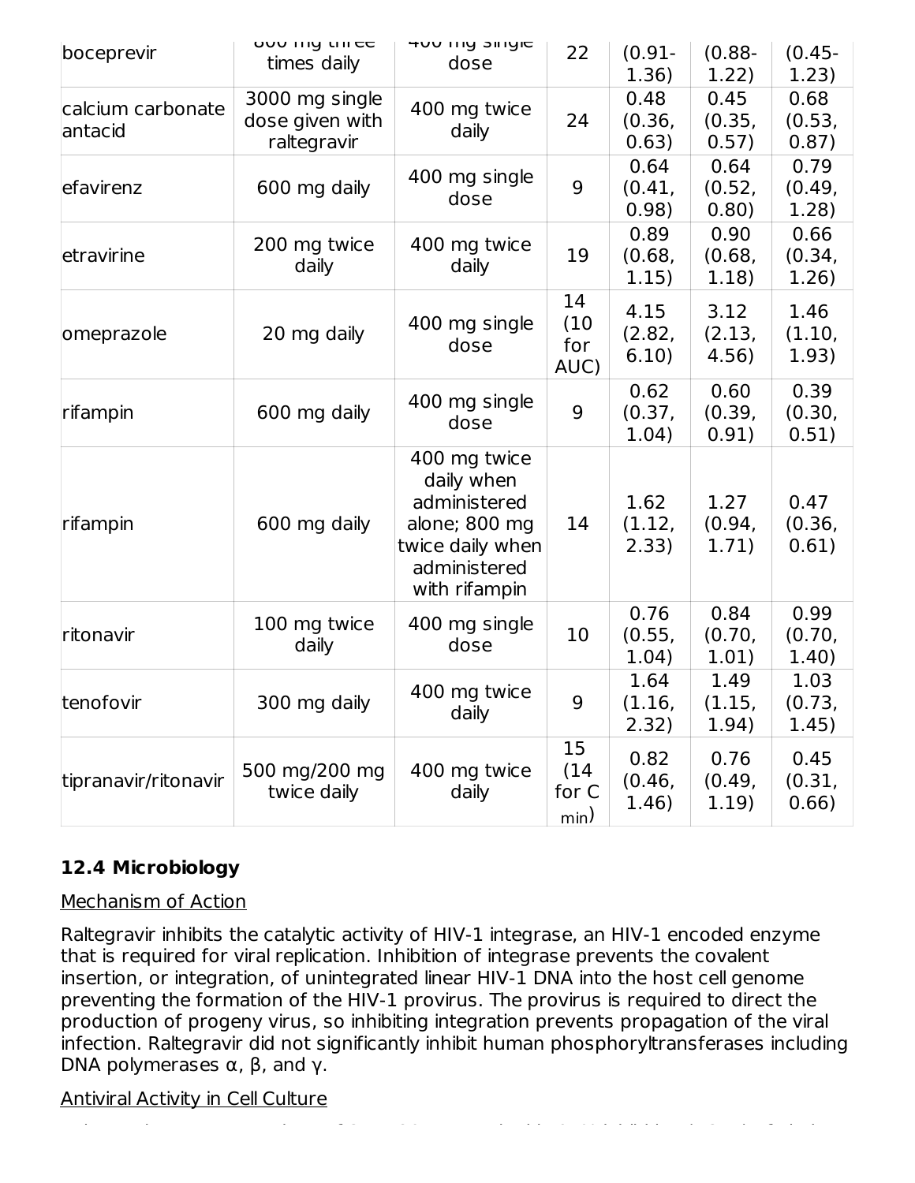| boceprevir | 800 mg three times daily | 400 mg single dose | 22 | (0.91-1.36) | (0.88-1.22) | (0.45-1.23) |
|---|---|---|---|---|---|---|
| calcium carbonate antacid | 3000 mg single dose given with raltegravir | 400 mg twice daily | 24 | 0.48 (0.36, 0.63) | 0.45 (0.35, 0.57) | 0.68 (0.53, 0.87) |
| efavirenz | 600 mg daily | 400 mg single dose | 9 | 0.64 (0.41, 0.98) | 0.64 (0.52, 0.80) | 0.79 (0.49, 1.28) |
| etravirine | 200 mg twice daily | 400 mg twice daily | 19 | 0.89 (0.68, 1.15) | 0.90 (0.68, 1.18) | 0.66 (0.34, 1.26) |
| omeprazole | 20 mg daily | 400 mg single dose | 14 (10 for AUC) | 4.15 (2.82, 6.10) | 3.12 (2.13, 4.56) | 1.46 (1.10, 1.93) |
| rifampin | 600 mg daily | 400 mg single dose | 9 | 0.62 (0.37, 1.04) | 0.60 (0.39, 0.91) | 0.39 (0.30, 0.51) |
| rifampin | 600 mg daily | 400 mg twice daily when administered alone; 800 mg twice daily when administered with rifampin | 14 | 1.62 (1.12, 2.33) | 1.27 (0.94, 1.71) | 0.47 (0.36, 0.61) |
| ritonavir | 100 mg twice daily | 400 mg single dose | 10 | 0.76 (0.55, 1.04) | 0.84 (0.70, 1.01) | 0.99 (0.70, 1.40) |
| tenofovir | 300 mg daily | 400 mg twice daily | 9 | 1.64 (1.16, 2.32) | 1.49 (1.15, 1.94) | 1.03 (0.73, 1.45) |
| tipranavir/ritonavir | 500 mg/200 mg twice daily | 400 mg twice daily | 15 (14 for $C_{min}$) | 0.82 (0.46, 1.46) | 0.76 (0.49, 1.19) | 0.45 (0.31, 0.66) |

### 12.4 Microbiology

Mechanism of Action

Raltegravir inhibits the catalytic activity of HIV-1 integrase, an HIV-1 encoded enzyme that is required for viral replication. Inhibition of integrase prevents the covalent insertion, or integration, of unintegrated linear HIV-1 DNA into the host cell genome preventing the formation of the HIV-1 provirus. The provirus is required to direct the production of progeny virus, so inhibiting integration prevents propagation of the viral infection. Raltegravir did not significantly inhibit human phosphoryltransferases including DNA polymerases α, β, and γ.

Antiviral Activity in Cell Culture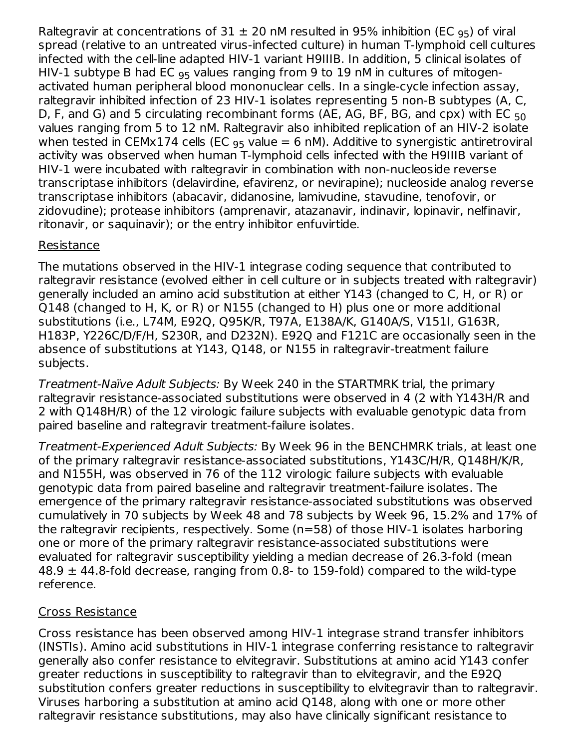Raltegravir at concentrations of 31 ± 20 nM resulted in 95% inhibition ($EC_{95}$) of viral spread (relative to an untreated virus-infected culture) in human T-lymphoid cell cultures infected with the cell-line adapted HIV-1 variant H9IIIB. In addition, 5 clinical isolates of HIV-1 subtype B had $EC_{95}$ values ranging from 9 to 19 nM in cultures of mitogen-activated human peripheral blood mononuclear cells. In a single-cycle infection assay, raltegravir inhibited infection of 23 HIV-1 isolates representing 5 non-B subtypes (A, C, D, F, and G) and 5 circulating recombinant forms (AE, AG, BF, BG, and cpx) with $EC_{50}$ values ranging from 5 to 12 nM. Raltegravir also inhibited replication of an HIV-2 isolate when tested in CEMx174 cells ($EC_{95}$ value = 6 nM). Additive to synergistic antiretroviral activity was observed when human T-lymphoid cells infected with the H9IIIB variant of HIV-1 were incubated with raltegravir in combination with non-nucleoside reverse transcriptase inhibitors (delavirdine, efavirenz, or nevirapine); nucleoside analog reverse transcriptase inhibitors (abacavir, didanosine, lamivudine, stavudine, tenofovir, or zidovudine); protease inhibitors (amprenavir, atazanavir, indinavir, lopinavir, nelfinavir, ritonavir, or saquinavir); or the entry inhibitor enfuvirtide.

Resistance

The mutations observed in the HIV-1 integrase coding sequence that contributed to raltegravir resistance (evolved either in cell culture or in subjects treated with raltegravir) generally included an amino acid substitution at either Y143 (changed to C, H, or R) or Q148 (changed to H, K, or R) or N155 (changed to H) plus one or more additional substitutions (i.e., L74M, E92Q, Q95K/R, T97A, E138A/K, G140A/S, V151I, G163R, H183P, Y226C/D/F/H, S230R, and D232N). E92Q and F121C are occasionally seen in the absence of substitutions at Y143, Q148, or N155 in raltegravir-treatment failure subjects.

*Treatment-Naïve Adult Subjects:* By Week 240 in the STARTMRK trial, the primary raltegravir resistance-associated substitutions were observed in 4 (2 with Y143H/R and 2 with Q148H/R) of the 12 virologic failure subjects with evaluable genotypic data from paired baseline and raltegravir treatment-failure isolates.

*Treatment-Experienced Adult Subjects:* By Week 96 in the BENCHMRK trials, at least one of the primary raltegravir resistance-associated substitutions, Y143C/H/R, Q148H/K/R, and N155H, was observed in 76 of the 112 virologic failure subjects with evaluable genotypic data from paired baseline and raltegravir treatment-failure isolates. The emergence of the primary raltegravir resistance-associated substitutions was observed cumulatively in 70 subjects by Week 48 and 78 subjects by Week 96, 15.2% and 17% of the raltegravir recipients, respectively. Some (n=58) of those HIV-1 isolates harboring one or more of the primary raltegravir resistance-associated substitutions were evaluated for raltegravir susceptibility yielding a median decrease of 26.3-fold (mean 48.9 ± 44.8-fold decrease, ranging from 0.8- to 159-fold) compared to the wild-type reference.

Cross Resistance

Cross resistance has been observed among HIV-1 integrase strand transfer inhibitors (INSTIs). Amino acid substitutions in HIV-1 integrase conferring resistance to raltegravir generally also confer resistance to elvitegravir. Substitutions at amino acid Y143 confer greater reductions in susceptibility to raltegravir than to elvitegravir, and the E92Q substitution confers greater reductions in susceptibility to elvitegravir than to raltegravir. Viruses harboring a substitution at amino acid Q148, along with one or more other raltegravir resistance substitutions, may also have clinically significant resistance to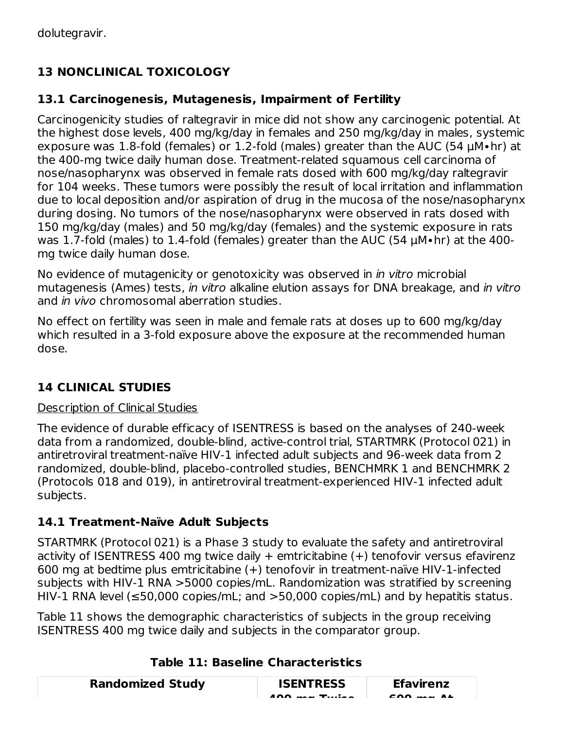dolutegravir.

## 13 NONCLINICAL TOXICOLOGY

### 13.1 Carcinogenesis, Mutagenesis, Impairment of Fertility

Carcinogenicity studies of raltegravir in mice did not show any carcinogenic potential. At the highest dose levels, 400 mg/kg/day in females and 250 mg/kg/day in males, systemic exposure was 1.8-fold (females) or 1.2-fold (males) greater than the AUC (54 µM•hr) at the 400-mg twice daily human dose. Treatment-related squamous cell carcinoma of nose/nasopharynx was observed in female rats dosed with 600 mg/kg/day raltegravir for 104 weeks. These tumors were possibly the result of local irritation and inflammation due to local deposition and/or aspiration of drug in the mucosa of the nose/nasopharynx during dosing. No tumors of the nose/nasopharynx were observed in rats dosed with 150 mg/kg/day (males) and 50 mg/kg/day (females) and the systemic exposure in rats was 1.7-fold (males) to 1.4-fold (females) greater than the AUC (54 µM•hr) at the 400-mg twice daily human dose.

No evidence of mutagenicity or genotoxicity was observed in *in vitro* microbial mutagenesis (Ames) tests, *in vitro* alkaline elution assays for DNA breakage, and *in vitro* and *in vivo* chromosomal aberration studies.

No effect on fertility was seen in male and female rats at doses up to 600 mg/kg/day which resulted in a 3-fold exposure above the exposure at the recommended human dose.

## 14 CLINICAL STUDIES

Description of Clinical Studies

The evidence of durable efficacy of ISENTRESS is based on the analyses of 240-week data from a randomized, double-blind, active-control trial, STARTMRK (Protocol 021) in antiretroviral treatment-naïve HIV-1 infected adult subjects and 96-week data from 2 randomized, double-blind, placebo-controlled studies, BENCHMRK 1 and BENCHMRK 2 (Protocols 018 and 019), in antiretroviral treatment-experienced HIV-1 infected adult subjects.

### 14.1 Treatment-Naïve Adult Subjects

STARTMRK (Protocol 021) is a Phase 3 study to evaluate the safety and antiretroviral activity of ISENTRESS 400 mg twice daily + emtricitabine (+) tenofovir versus efavirenz 600 mg at bedtime plus emtricitabine (+) tenofovir in treatment-naïve HIV-1-infected subjects with HIV-1 RNA >5000 copies/mL. Randomization was stratified by screening HIV-1 RNA level (≤50,000 copies/mL; and >50,000 copies/mL) and by hepatitis status.

Table 11 shows the demographic characteristics of subjects in the group receiving ISENTRESS 400 mg twice daily and subjects in the comparator group.

**Table 11: Baseline Characteristics**

| Randomized Study | ISENTRESS 400 mg Twice | Efavirenz 600 mg At |
|---|---|---|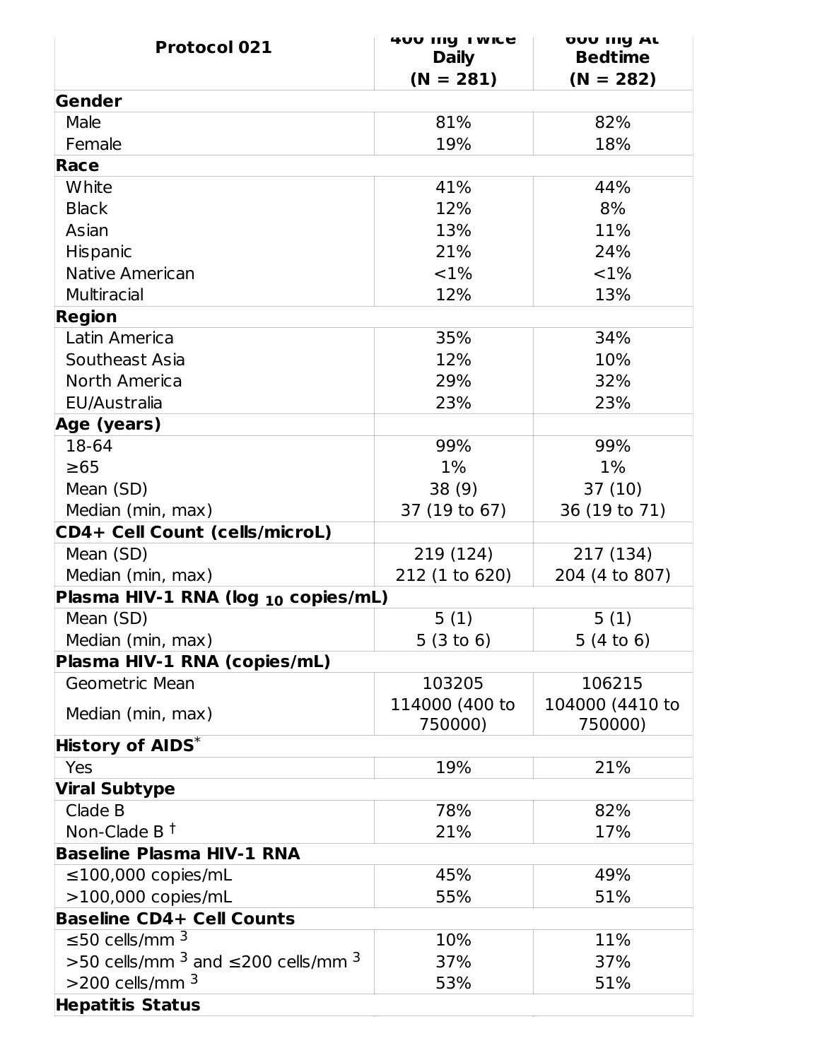| Protocol 021 | 400 mg Twice Daily (N = 281) | 600 mg At Bedtime (N = 282) |
|---|---|---|
| **Gender** | | |
| Male | 81% | 82% |
| Female | 19% | 18% |
| **Race** | | |
| White | 41% | 44% |
| Black | 12% | 8% |
| Asian | 13% | 11% |
| Hispanic | 21% | 24% |
| Native American | <1% | <1% |
| Multiracial | 12% | 13% |
| **Region** | | |
| Latin America | 35% | 34% |
| Southeast Asia | 12% | 10% |
| North America | 29% | 32% |
| EU/Australia | 23% | 23% |
| **Age (years)** | | |
| 18-64 | 99% | 99% |
| ≥65 | 1% | 1% |
| Mean (SD) | 38 (9) | 37 (10) |
| Median (min, max) | 37 (19 to 67) | 36 (19 to 71) |
| **CD4+ Cell Count (cells/microL)** | | |
| Mean (SD) | 219 (124) | 217 (134) |
| Median (min, max) | 212 (1 to 620) | 204 (4 to 807) |
| **Plasma HIV-1 RNA ($log_{10}$ copies/mL)** | | |
| Mean (SD) | 5 (1) | 5 (1) |
| Median (min, max) | 5 (3 to 6) | 5 (4 to 6) |
| **Plasma HIV-1 RNA (copies/mL)** | | |
| Geometric Mean | 103205 | 106215 |
| Median (min, max) | 114000 (400 to 750000) | 104000 (4410 to 750000) |
| **History of AIDS*** | | |
| Yes | 19% | 21% |
| **Viral Subtype** | | |
| Clade B | 78% | 82% |
| Non-Clade B † | 21% | 17% |
| **Baseline Plasma HIV-1 RNA** | | |
| ≤100,000 copies/mL | 45% | 49% |
| >100,000 copies/mL | 55% | 51% |
| **Baseline CD4+ Cell Counts** | | |
| ≤50 cells/mm$^3$ | 10% | 11% |
| >50 cells/mm$^3$ and ≤200 cells/mm$^3$ | 37% | 37% |
| >200 cells/mm$^3$ | 53% | 51% |
| **Hepatitis Status** | | |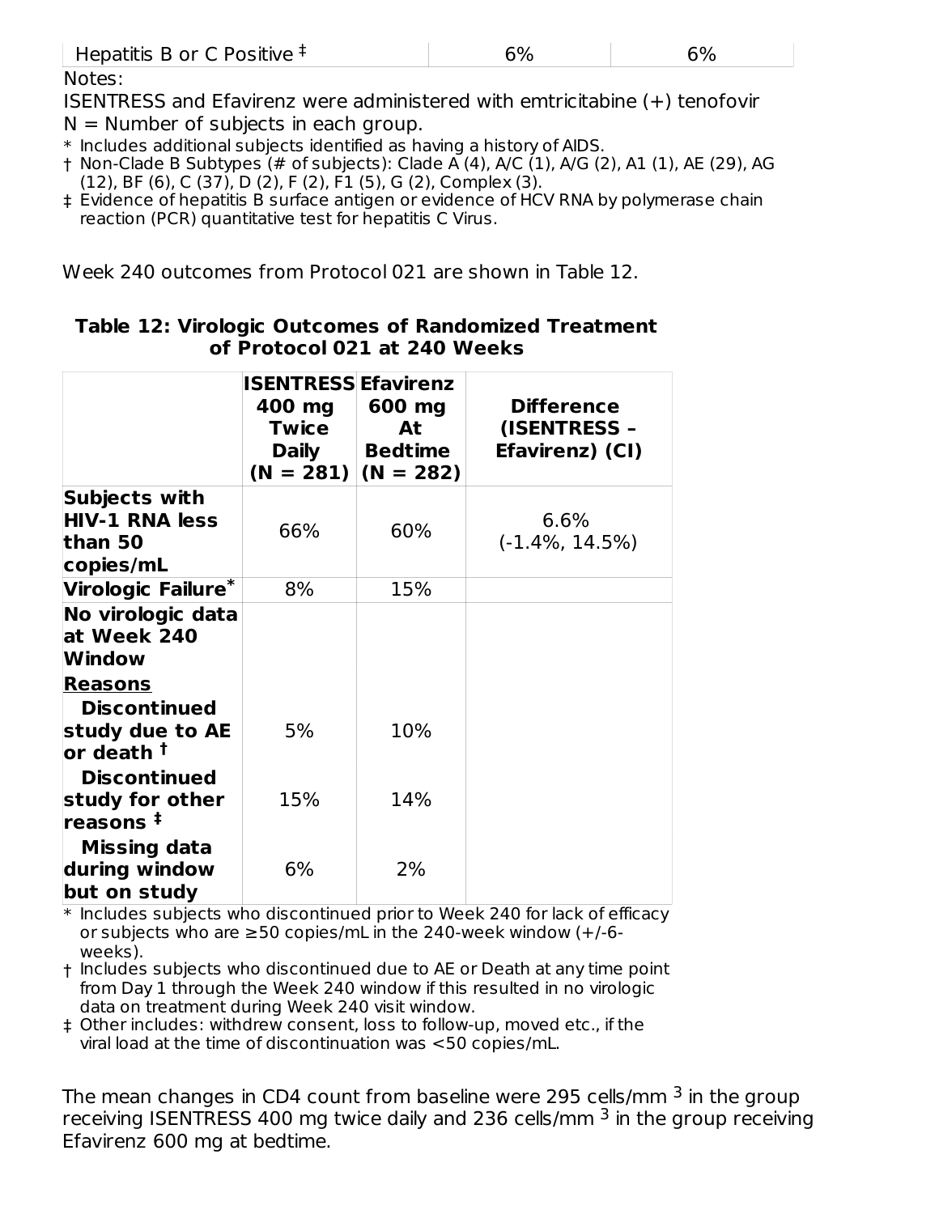| Hepatitis B or C Positive ‡ | 6% | 6% |
|---|---|---|

Notes:

ISENTRESS and Efavirenz were administered with emtricitabine (+) tenofovir

N = Number of subjects in each group.

* Includes additional subjects identified as having a history of AIDS.

† Non-Clade B Subtypes (# of subjects): Clade A (4), A/C (1), A/G (2), A1 (1), AE (29), AG (12), BF (6), C (37), D (2), F (2), F1 (5), G (2), Complex (3).

‡ Evidence of hepatitis B surface antigen or evidence of HCV RNA by polymerase chain reaction (PCR) quantitative test for hepatitis C Virus.

Week 240 outcomes from Protocol 021 are shown in Table 12.

**Table 12: Virologic Outcomes of Randomized Treatment of Protocol 021 at 240 Weeks**

| | ISENTRESS 400 mg Twice Daily (N = 281) | Efavirenz 600 mg At Bedtime (N = 282) | Difference (ISENTRESS – Efavirenz) (CI) |
|---|---|---|---|
| **Subjects with HIV-1 RNA less than 50 copies/mL** | 66% | 60% | 6.6% (-1.4%, 14.5%) |
| **Virologic Failure*** | 8% | 15% | |
| **No virologic data at Week 240 Window** | | | |
| **Reasons** | | | |
| **Discontinued study due to AE or death †** | 5% | 10% | |
| **Discontinued study for other reasons ‡** | 15% | 14% | |
| **Missing data during window but on study** | 6% | 2% | |

* Includes subjects who discontinued prior to Week 240 for lack of efficacy or subjects who are ≥50 copies/mL in the 240-week window (+/-6-weeks).

† Includes subjects who discontinued due to AE or Death at any time point from Day 1 through the Week 240 window if this resulted in no virologic data on treatment during Week 240 visit window.

‡ Other includes: withdrew consent, loss to follow-up, moved etc., if the viral load at the time of discontinuation was <50 copies/mL.

The mean changes in CD4 count from baseline were 295 cells/mm $^3$ in the group receiving ISENTRESS 400 mg twice daily and 236 cells/mm $^3$ in the group receiving Efavirenz 600 mg at bedtime.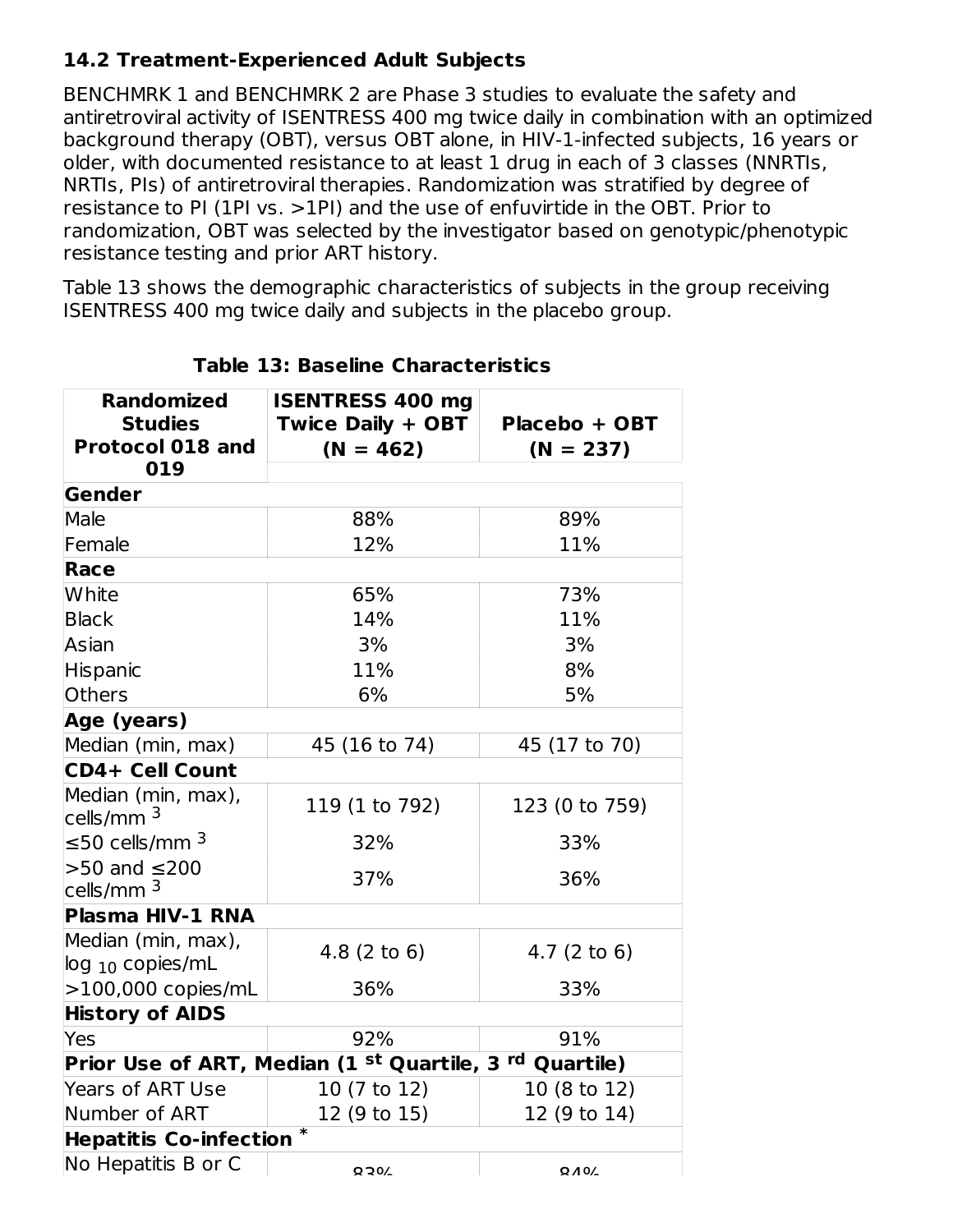### 14.2 Treatment-Experienced Adult Subjects

BENCHMRK 1 and BENCHMRK 2 are Phase 3 studies to evaluate the safety and antiretroviral activity of ISENTRESS 400 mg twice daily in combination with an optimized background therapy (OBT), versus OBT alone, in HIV-1-infected subjects, 16 years or older, with documented resistance to at least 1 drug in each of 3 classes (NNRTIs, NRTIs, PIs) of antiretroviral therapies. Randomization was stratified by degree of resistance to PI (1PI vs. >1PI) and the use of enfuvirtide in the OBT. Prior to randomization, OBT was selected by the investigator based on genotypic/phenotypic resistance testing and prior ART history.

Table 13 shows the demographic characteristics of subjects in the group receiving ISENTRESS 400 mg twice daily and subjects in the placebo group.

**Table 13: Baseline Characteristics**

| Randomized Studies Protocol 018 and 019 | ISENTRESS 400 mg Twice Daily + OBT (N = 462) | Placebo + OBT (N = 237) |
|---|---|---|
| **Gender** | | |
| Male | 88% | 89% |
| Female | 12% | 11% |
| **Race** | | |
| White | 65% | 73% |
| Black | 14% | 11% |
| Asian | 3% | 3% |
| Hispanic | 11% | 8% |
| Others | 6% | 5% |
| **Age (years)** | | |
| Median (min, max) | 45 (16 to 74) | 45 (17 to 70) |
| **CD4+ Cell Count** | | |
| Median (min, max), cells/mm $^3$ | 119 (1 to 792) | 123 (0 to 759) |
| ≤50 cells/mm $^3$ | 32% | 33% |
| >50 and ≤200 cells/mm $^3$ | 37% | 36% |
| **Plasma HIV-1 RNA** | | |
| Median (min, max), $\log_{10}$ copies/mL | 4.8 (2 to 6) | 4.7 (2 to 6) |
| >100,000 copies/mL | 36% | 33% |
| **History of AIDS** | | |
| Yes | 92% | 91% |
| **Prior Use of ART, Median (1 st Quartile, 3 rd Quartile)** | | |
| Years of ART Use | 10 (7 to 12) | 10 (8 to 12) |
| Number of ART | 12 (9 to 15) | 12 (9 to 14) |
| **Hepatitis Co-infection** * | | |
| No Hepatitis B or C | 83% | 84% |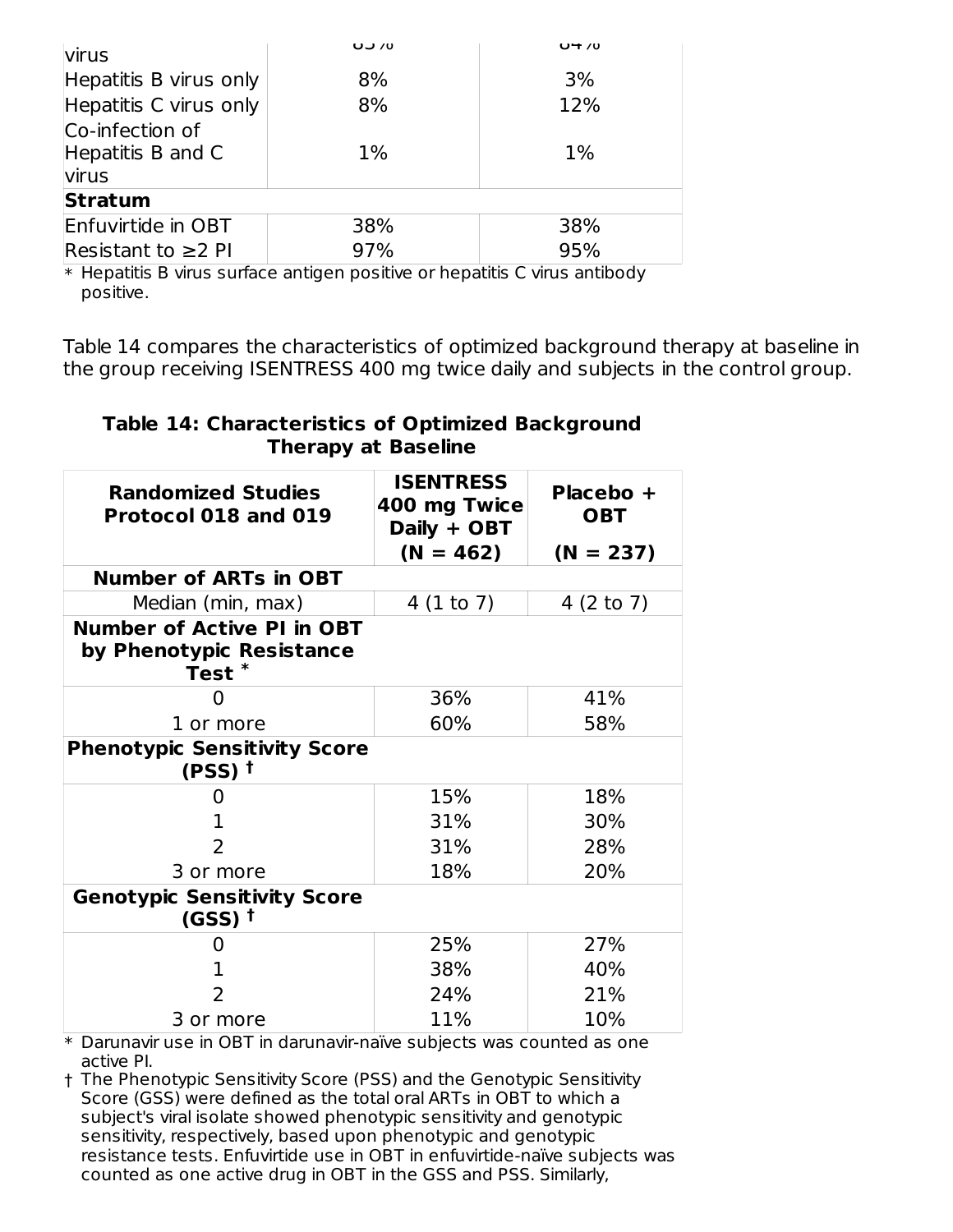| | | |
|---|---|---|
| virus | 83% | 84% |
| Hepatitis B virus only | 8% | 3% |
| Hepatitis C virus only | 8% | 12% |
| Co-infection of Hepatitis B and C virus | 1% | 1% |
| **Stratum** | | |
| Enfuvirtide in OBT | 38% | 38% |
| Resistant to ≥2 PI | 97% | 95% |

\* Hepatitis B virus surface antigen positive or hepatitis C virus antibody positive.

Table 14 compares the characteristics of optimized background therapy at baseline in the group receiving ISENTRESS 400 mg twice daily and subjects in the control group.

**Table 14: Characteristics of Optimized Background Therapy at Baseline**

| Randomized Studies Protocol 018 and 019 | ISENTRESS 400 mg Twice Daily + OBT (N = 462) | Placebo + OBT (N = 237) |
|---|---|---|
| **Number of ARTs in OBT** | | |
| Median (min, max) | 4 (1 to 7) | 4 (2 to 7) |
| **Number of Active PI in OBT by Phenotypic Resistance Test** * | | |
| 0 | 36% | 41% |
| 1 or more | 60% | 58% |
| **Phenotypic Sensitivity Score (PSS)** † | | |
| 0 | 15% | 18% |
| 1 | 31% | 30% |
| 2 | 31% | 28% |
| 3 or more | 18% | 20% |
| **Genotypic Sensitivity Score (GSS)** † | | |
| 0 | 25% | 27% |
| 1 | 38% | 40% |
| 2 | 24% | 21% |
| 3 or more | 11% | 10% |

\* Darunavir use in OBT in darunavir-naïve subjects was counted as one active PI.

† The Phenotypic Sensitivity Score (PSS) and the Genotypic Sensitivity Score (GSS) were defined as the total oral ARTs in OBT to which a subject's viral isolate showed phenotypic sensitivity and genotypic sensitivity, respectively, based upon phenotypic and genotypic resistance tests. Enfuvirtide use in OBT in enfuvirtide-naïve subjects was counted as one active drug in OBT in the GSS and PSS. Similarly,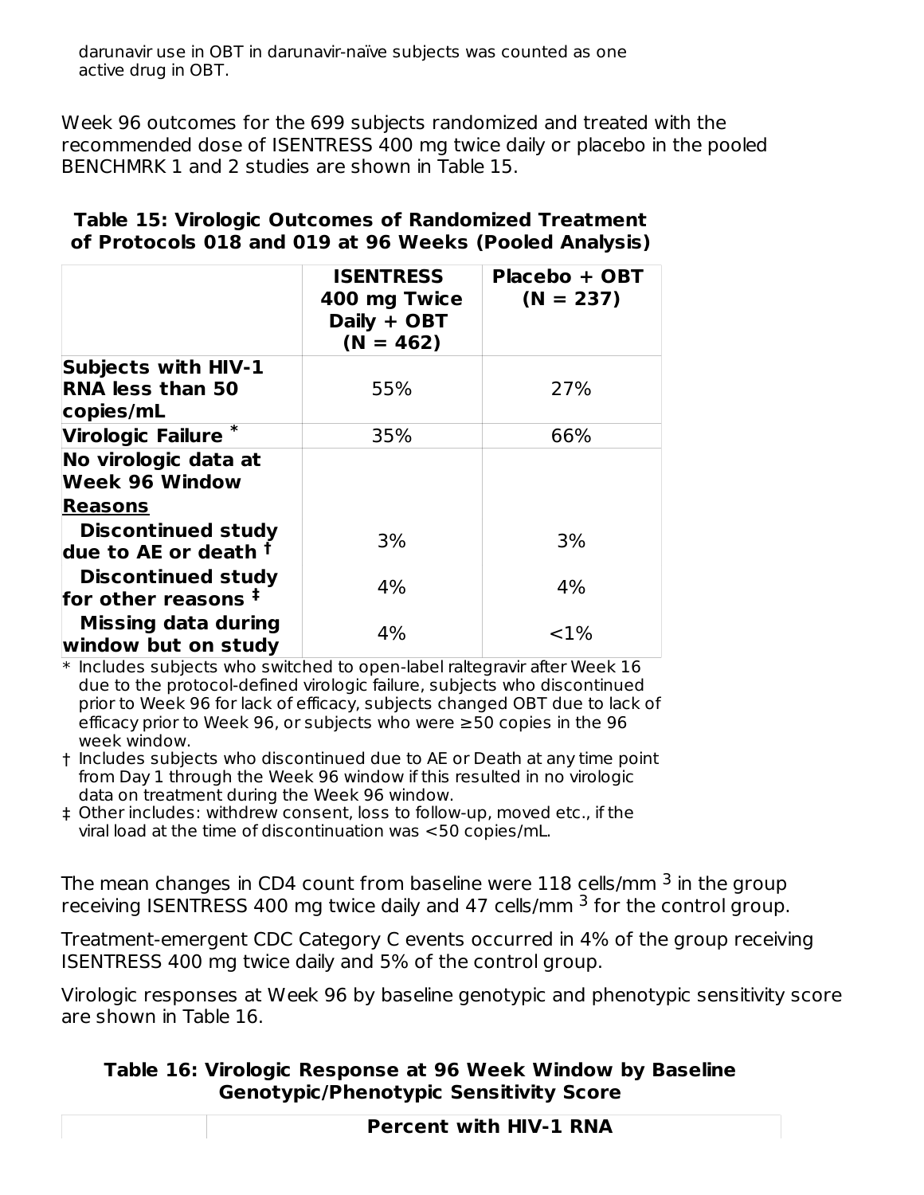darunavir use in OBT in darunavir-naïve subjects was counted as one active drug in OBT.

Week 96 outcomes for the 699 subjects randomized and treated with the recommended dose of ISENTRESS 400 mg twice daily or placebo in the pooled BENCHMRK 1 and 2 studies are shown in Table 15.

**Table 15: Virologic Outcomes of Randomized Treatment of Protocols 018 and 019 at 96 Weeks (Pooled Analysis)**

| | ISENTRESS 400 mg Twice Daily + OBT (N = 462) | Placebo + OBT (N = 237) |
|---|---|---|
| **Subjects with HIV-1 RNA less than 50 copies/mL** | 55% | 27% |
| **Virologic Failure** * | 35% | 66% |
| **No virologic data at Week 96 Window** | | |
| **Reasons** | | |
| **Discontinued study due to AE or death** † | 3% | 3% |
| **Discontinued study for other reasons** ‡ | 4% | 4% |
| **Missing data during window but on study** | 4% | <1% |

\* Includes subjects who switched to open-label raltegravir after Week 16 due to the protocol-defined virologic failure, subjects who discontinued prior to Week 96 for lack of efficacy, subjects changed OBT due to lack of efficacy prior to Week 96, or subjects who were ≥50 copies in the 96 week window.

† Includes subjects who discontinued due to AE or Death at any time point from Day 1 through the Week 96 window if this resulted in no virologic data on treatment during the Week 96 window.

‡ Other includes: withdrew consent, loss to follow-up, moved etc., if the viral load at the time of discontinuation was <50 copies/mL.

The mean changes in CD4 count from baseline were 118 cells/mm $^3$ in the group receiving ISENTRESS 400 mg twice daily and 47 cells/mm $^3$ for the control group.

Treatment-emergent CDC Category C events occurred in 4% of the group receiving ISENTRESS 400 mg twice daily and 5% of the control group.

Virologic responses at Week 96 by baseline genotypic and phenotypic sensitivity score are shown in Table 16.

**Table 16: Virologic Response at 96 Week Window by Baseline Genotypic/Phenotypic Sensitivity Score**

| | Percent with HIV-1 RNA |
|---|---|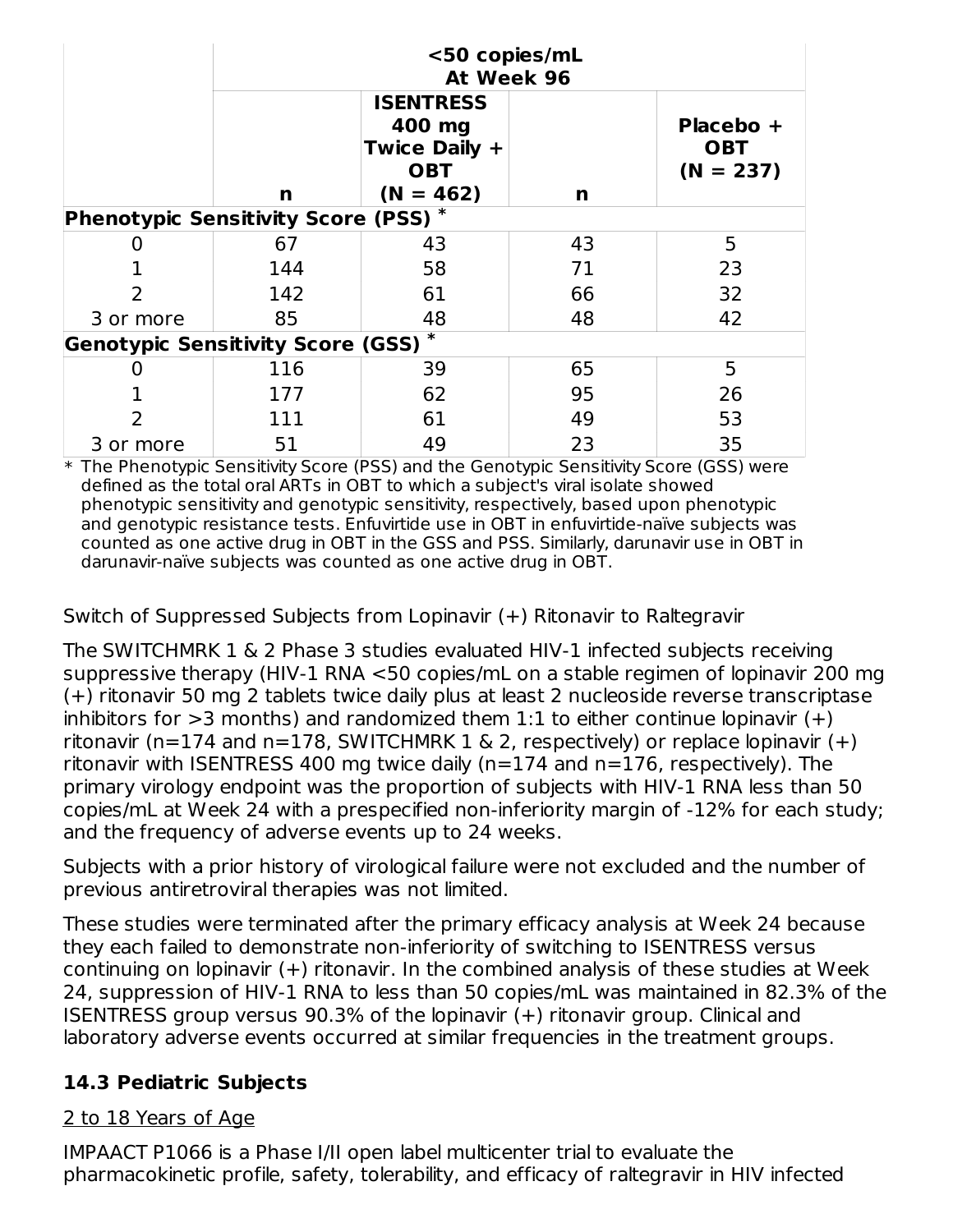| | <50 copies/mL At Week 96 | | | |
|---|---|---|---|---|
| | n | ISENTRESS 400 mg Twice Daily + OBT (N = 462) | n | Placebo + OBT (N = 237) |
| **Phenotypic Sensitivity Score (PSS)** * | | | | |
| 0 | 67 | 43 | 43 | 5 |
| 1 | 144 | 58 | 71 | 23 |
| 2 | 142 | 61 | 66 | 32 |
| 3 or more | 85 | 48 | 48 | 42 |
| **Genotypic Sensitivity Score (GSS)** * | | | | |
| 0 | 116 | 39 | 65 | 5 |
| 1 | 177 | 62 | 95 | 26 |
| 2 | 111 | 61 | 49 | 53 |
| 3 or more | 51 | 49 | 23 | 35 |

\* The Phenotypic Sensitivity Score (PSS) and the Genotypic Sensitivity Score (GSS) were defined as the total oral ARTs in OBT to which a subject's viral isolate showed phenotypic sensitivity and genotypic sensitivity, respectively, based upon phenotypic and genotypic resistance tests. Enfuvirtide use in OBT in enfuvirtide-naïve subjects was counted as one active drug in OBT in the GSS and PSS. Similarly, darunavir use in OBT in darunavir-naïve subjects was counted as one active drug in OBT.

Switch of Suppressed Subjects from Lopinavir (+) Ritonavir to Raltegravir

The SWITCHMRK 1 & 2 Phase 3 studies evaluated HIV-1 infected subjects receiving suppressive therapy (HIV-1 RNA <50 copies/mL on a stable regimen of lopinavir 200 mg (+) ritonavir 50 mg 2 tablets twice daily plus at least 2 nucleoside reverse transcriptase inhibitors for >3 months) and randomized them 1:1 to either continue lopinavir (+) ritonavir (n=174 and n=178, SWITCHMRK 1 & 2, respectively) or replace lopinavir (+) ritonavir with ISENTRESS 400 mg twice daily (n=174 and n=176, respectively). The primary virology endpoint was the proportion of subjects with HIV-1 RNA less than 50 copies/mL at Week 24 with a prespecified non-inferiority margin of -12% for each study; and the frequency of adverse events up to 24 weeks.

Subjects with a prior history of virological failure were not excluded and the number of previous antiretroviral therapies was not limited.

These studies were terminated after the primary efficacy analysis at Week 24 because they each failed to demonstrate non-inferiority of switching to ISENTRESS versus continuing on lopinavir (+) ritonavir. In the combined analysis of these studies at Week 24, suppression of HIV-1 RNA to less than 50 copies/mL was maintained in 82.3% of the ISENTRESS group versus 90.3% of the lopinavir (+) ritonavir group. Clinical and laboratory adverse events occurred at similar frequencies in the treatment groups.

### 14.3 Pediatric Subjects

2 to 18 Years of Age

IMPAACT P1066 is a Phase I/II open label multicenter trial to evaluate the pharmacokinetic profile, safety, tolerability, and efficacy of raltegravir in HIV infected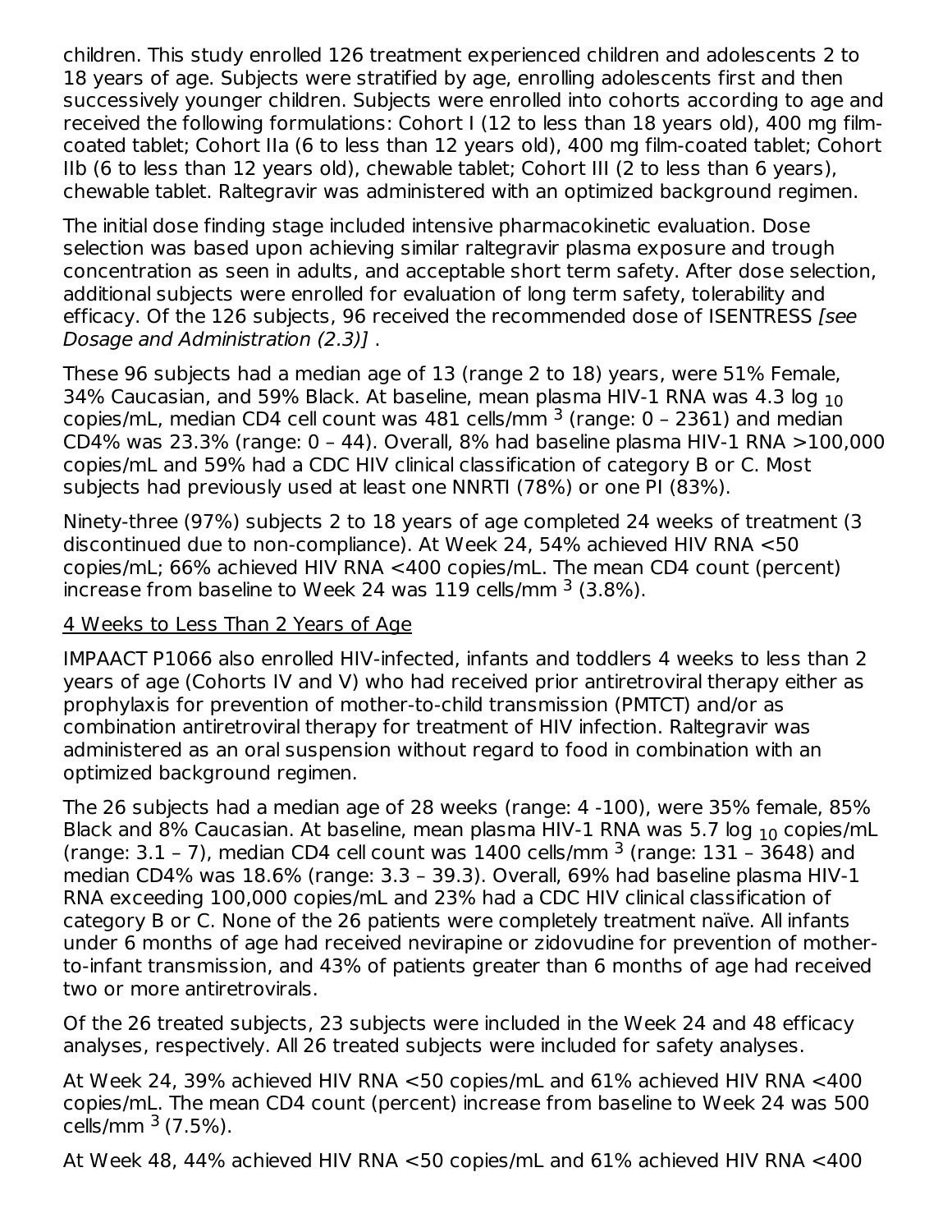children. This study enrolled 126 treatment experienced children and adolescents 2 to 18 years of age. Subjects were stratified by age, enrolling adolescents first and then successively younger children. Subjects were enrolled into cohorts according to age and received the following formulations: Cohort I (12 to less than 18 years old), 400 mg film-coated tablet; Cohort IIa (6 to less than 12 years old), 400 mg film-coated tablet; Cohort IIb (6 to less than 12 years old), chewable tablet; Cohort III (2 to less than 6 years), chewable tablet. Raltegravir was administered with an optimized background regimen.

The initial dose finding stage included intensive pharmacokinetic evaluation. Dose selection was based upon achieving similar raltegravir plasma exposure and trough concentration as seen in adults, and acceptable short term safety. After dose selection, additional subjects were enrolled for evaluation of long term safety, tolerability and efficacy. Of the 126 subjects, 96 received the recommended dose of ISENTRESS *[see Dosage and Administration (2.3)]* .

These 96 subjects had a median age of 13 (range 2 to 18) years, were 51% Female, 34% Caucasian, and 59% Black. At baseline, mean plasma HIV-1 RNA was 4.3 $\log_{10}$ copies/mL, median CD4 cell count was 481 cells/$mm^3$ (range: 0 – 2361) and median CD4% was 23.3% (range: 0 – 44). Overall, 8% had baseline plasma HIV-1 RNA >100,000 copies/mL and 59% had a CDC HIV clinical classification of category B or C. Most subjects had previously used at least one NNRTI (78%) or one PI (83%).

Ninety-three (97%) subjects 2 to 18 years of age completed 24 weeks of treatment (3 discontinued due to non-compliance). At Week 24, 54% achieved HIV RNA <50 copies/mL; 66% achieved HIV RNA <400 copies/mL. The mean CD4 count (percent) increase from baseline to Week 24 was 119 cells/$mm^3$ (3.8%).

4 Weeks to Less Than 2 Years of Age

IMPAACT P1066 also enrolled HIV-infected, infants and toddlers 4 weeks to less than 2 years of age (Cohorts IV and V) who had received prior antiretroviral therapy either as prophylaxis for prevention of mother-to-child transmission (PMTCT) and/or as combination antiretroviral therapy for treatment of HIV infection. Raltegravir was administered as an oral suspension without regard to food in combination with an optimized background regimen.

The 26 subjects had a median age of 28 weeks (range: 4 -100), were 35% female, 85% Black and 8% Caucasian. At baseline, mean plasma HIV-1 RNA was 5.7 $\log_{10}$ copies/mL (range: 3.1 – 7), median CD4 cell count was 1400 cells/$mm^3$ (range: 131 – 3648) and median CD4% was 18.6% (range: 3.3 – 39.3). Overall, 69% had baseline plasma HIV-1 RNA exceeding 100,000 copies/mL and 23% had a CDC HIV clinical classification of category B or C. None of the 26 patients were completely treatment naïve. All infants under 6 months of age had received nevirapine or zidovudine for prevention of mother-to-infant transmission, and 43% of patients greater than 6 months of age had received two or more antiretrovirals.

Of the 26 treated subjects, 23 subjects were included in the Week 24 and 48 efficacy analyses, respectively. All 26 treated subjects were included for safety analyses.

At Week 24, 39% achieved HIV RNA <50 copies/mL and 61% achieved HIV RNA <400 copies/mL. The mean CD4 count (percent) increase from baseline to Week 24 was 500 cells/$mm^3$ (7.5%).

At Week 48, 44% achieved HIV RNA <50 copies/mL and 61% achieved HIV RNA <400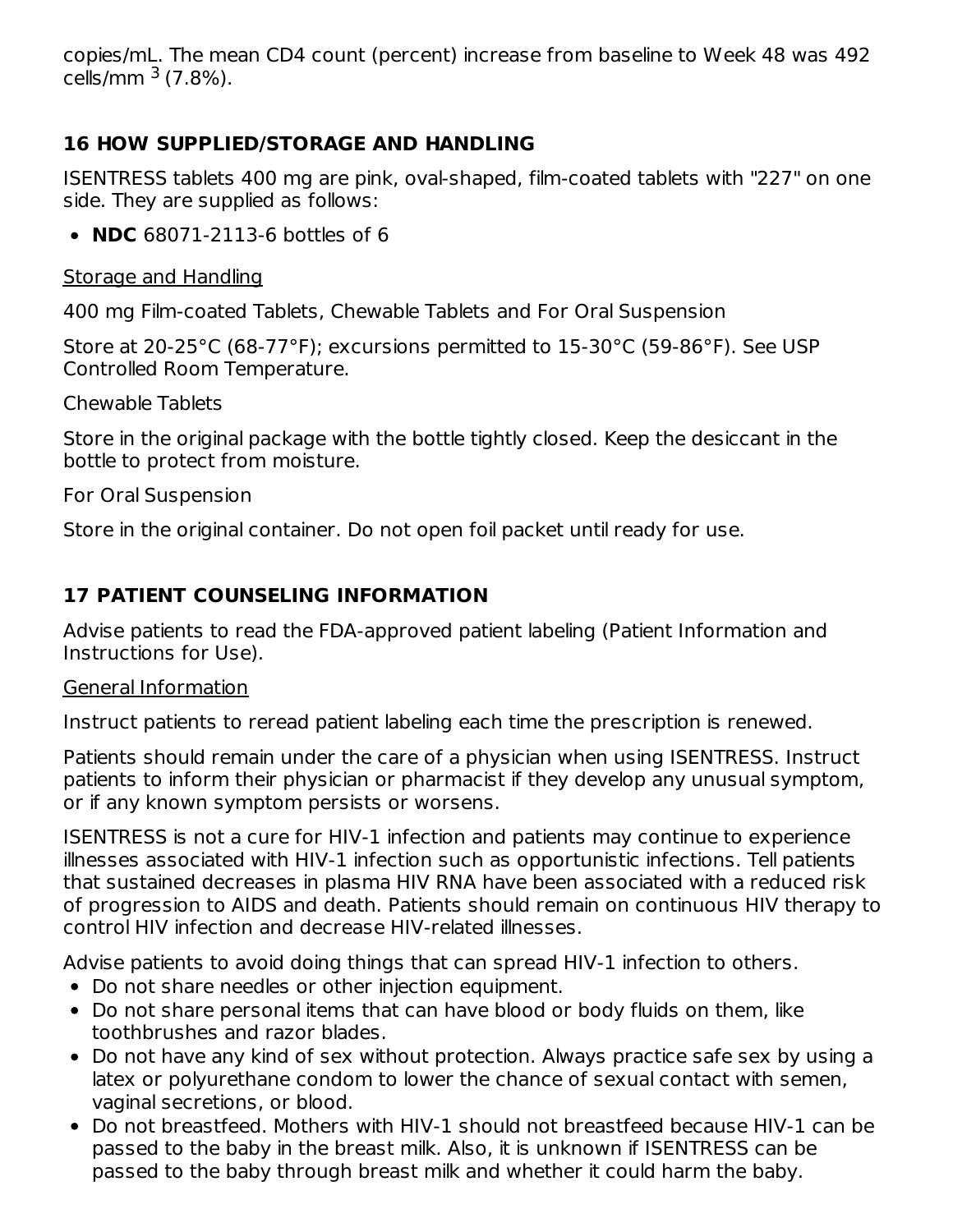copies/mL. The mean CD4 count (percent) increase from baseline to Week 48 was 492 cells/mm $^3$ (7.8%).

## 16 HOW SUPPLIED/STORAGE AND HANDLING

ISENTRESS tablets 400 mg are pink, oval-shaped, film-coated tablets with "227" on one side. They are supplied as follows:

- **NDC** 68071-2113-6 bottles of 6

Storage and Handling

400 mg Film-coated Tablets, Chewable Tablets and For Oral Suspension

Store at 20-25°C (68-77°F); excursions permitted to 15-30°C (59-86°F). See USP Controlled Room Temperature.

Chewable Tablets

Store in the original package with the bottle tightly closed. Keep the desiccant in the bottle to protect from moisture.

For Oral Suspension

Store in the original container. Do not open foil packet until ready for use.

## 17 PATIENT COUNSELING INFORMATION

Advise patients to read the FDA-approved patient labeling (Patient Information and Instructions for Use).

General Information

Instruct patients to reread patient labeling each time the prescription is renewed.

Patients should remain under the care of a physician when using ISENTRESS. Instruct patients to inform their physician or pharmacist if they develop any unusual symptom, or if any known symptom persists or worsens.

ISENTRESS is not a cure for HIV-1 infection and patients may continue to experience illnesses associated with HIV-1 infection such as opportunistic infections. Tell patients that sustained decreases in plasma HIV RNA have been associated with a reduced risk of progression to AIDS and death. Patients should remain on continuous HIV therapy to control HIV infection and decrease HIV-related illnesses.

Advise patients to avoid doing things that can spread HIV-1 infection to others.

- Do not share needles or other injection equipment.
- Do not share personal items that can have blood or body fluids on them, like toothbrushes and razor blades.
- Do not have any kind of sex without protection. Always practice safe sex by using a latex or polyurethane condom to lower the chance of sexual contact with semen, vaginal secretions, or blood.
- Do not breastfeed. Mothers with HIV-1 should not breastfeed because HIV-1 can be passed to the baby in the breast milk. Also, it is unknown if ISENTRESS can be passed to the baby through breast milk and whether it could harm the baby.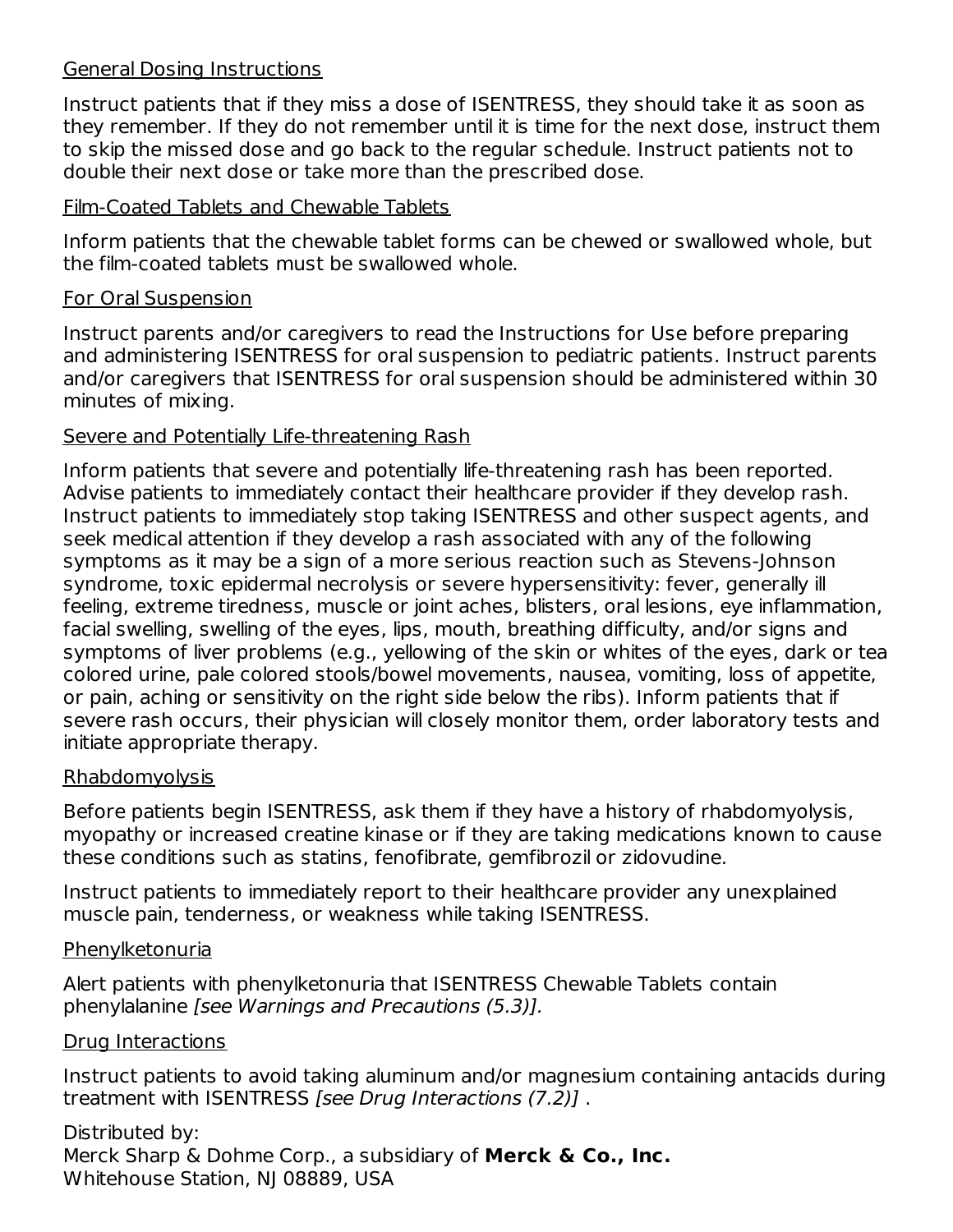General Dosing Instructions

Instruct patients that if they miss a dose of ISENTRESS, they should take it as soon as they remember. If they do not remember until it is time for the next dose, instruct them to skip the missed dose and go back to the regular schedule. Instruct patients not to double their next dose or take more than the prescribed dose.

Film-Coated Tablets and Chewable Tablets

Inform patients that the chewable tablet forms can be chewed or swallowed whole, but the film-coated tablets must be swallowed whole.

For Oral Suspension

Instruct parents and/or caregivers to read the Instructions for Use before preparing and administering ISENTRESS for oral suspension to pediatric patients. Instruct parents and/or caregivers that ISENTRESS for oral suspension should be administered within 30 minutes of mixing.

Severe and Potentially Life-threatening Rash

Inform patients that severe and potentially life-threatening rash has been reported. Advise patients to immediately contact their healthcare provider if they develop rash. Instruct patients to immediately stop taking ISENTRESS and other suspect agents, and seek medical attention if they develop a rash associated with any of the following symptoms as it may be a sign of a more serious reaction such as Stevens-Johnson syndrome, toxic epidermal necrolysis or severe hypersensitivity: fever, generally ill feeling, extreme tiredness, muscle or joint aches, blisters, oral lesions, eye inflammation, facial swelling, swelling of the eyes, lips, mouth, breathing difficulty, and/or signs and symptoms of liver problems (e.g., yellowing of the skin or whites of the eyes, dark or tea colored urine, pale colored stools/bowel movements, nausea, vomiting, loss of appetite, or pain, aching or sensitivity on the right side below the ribs). Inform patients that if severe rash occurs, their physician will closely monitor them, order laboratory tests and initiate appropriate therapy.

Rhabdomyolysis

Before patients begin ISENTRESS, ask them if they have a history of rhabdomyolysis, myopathy or increased creatine kinase or if they are taking medications known to cause these conditions such as statins, fenofibrate, gemfibrozil or zidovudine.

Instruct patients to immediately report to their healthcare provider any unexplained muscle pain, tenderness, or weakness while taking ISENTRESS.

Phenylketonuria

Alert patients with phenylketonuria that ISENTRESS Chewable Tablets contain phenylalanine *[see Warnings and Precautions (5.3)].*

Drug Interactions

Instruct patients to avoid taking aluminum and/or magnesium containing antacids during treatment with ISENTRESS *[see Drug Interactions (7.2)]* .

Distributed by:
Merck Sharp & Dohme Corp., a subsidiary of **Merck & Co., Inc.**
Whitehouse Station, NJ 08889, USA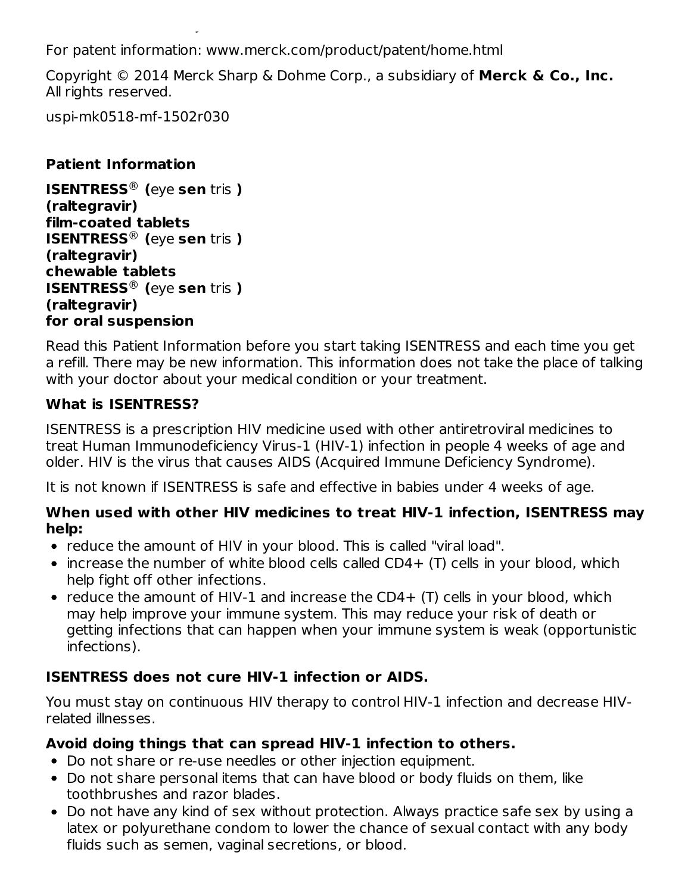For patent information: www.merck.com/product/patent/home.html

Copyright © 2014 Merck Sharp & Dohme Corp., a subsidiary of **Merck & Co., Inc.**
All rights reserved.

uspi-mk0518-mf-1502r030

## Patient Information

**ISENTRESS® (**eye **sen** tris **)**
**(raltegravir)**
**film-coated tablets**
**ISENTRESS® (**eye **sen** tris **)**
**(raltegravir)**
**chewable tablets**
**ISENTRESS® (**eye **sen** tris **)**
**(raltegravir)**
**for oral suspension**

Read this Patient Information before you start taking ISENTRESS and each time you get a refill. There may be new information. This information does not take the place of talking with your doctor about your medical condition or your treatment.

### What is ISENTRESS?

ISENTRESS is a prescription HIV medicine used with other antiretroviral medicines to treat Human Immunodeficiency Virus-1 (HIV-1) infection in people 4 weeks of age and older. HIV is the virus that causes AIDS (Acquired Immune Deficiency Syndrome).

It is not known if ISENTRESS is safe and effective in babies under 4 weeks of age.

**When used with other HIV medicines to treat HIV-1 infection, ISENTRESS may help:**

- reduce the amount of HIV in your blood. This is called "viral load".
- increase the number of white blood cells called CD4+ (T) cells in your blood, which help fight off other infections.
- reduce the amount of HIV-1 and increase the CD4+ (T) cells in your blood, which may help improve your immune system. This may reduce your risk of death or getting infections that can happen when your immune system is weak (opportunistic infections).

**ISENTRESS does not cure HIV-1 infection or AIDS.**

You must stay on continuous HIV therapy to control HIV-1 infection and decrease HIV-related illnesses.

**Avoid doing things that can spread HIV-1 infection to others.**

- Do not share or re-use needles or other injection equipment.
- Do not share personal items that can have blood or body fluids on them, like toothbrushes and razor blades.
- Do not have any kind of sex without protection. Always practice safe sex by using a latex or polyurethane condom to lower the chance of sexual contact with any body fluids such as semen, vaginal secretions, or blood.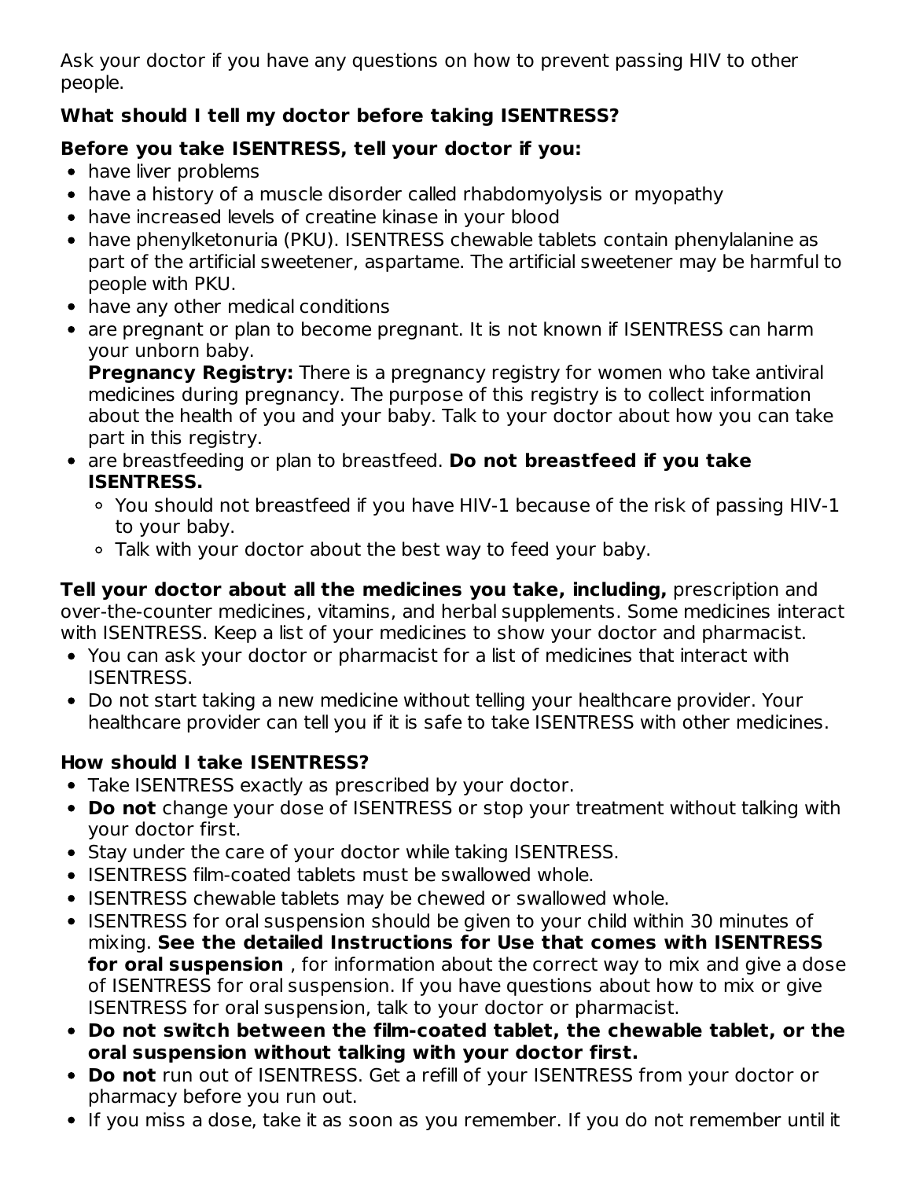Ask your doctor if you have any questions on how to prevent passing HIV to other people.

**What should I tell my doctor before taking ISENTRESS?**

**Before you take ISENTRESS, tell your doctor if you:**

- have liver problems
- have a history of a muscle disorder called rhabdomyolysis or myopathy
- have increased levels of creatine kinase in your blood
- have phenylketonuria (PKU). ISENTRESS chewable tablets contain phenylalanine as part of the artificial sweetener, aspartame. The artificial sweetener may be harmful to people with PKU.
- have any other medical conditions
- are pregnant or plan to become pregnant. It is not known if ISENTRESS can harm your unborn baby.
  **Pregnancy Registry:** There is a pregnancy registry for women who take antiviral medicines during pregnancy. The purpose of this registry is to collect information about the health of you and your baby. Talk to your doctor about how you can take part in this registry.
- are breastfeeding or plan to breastfeed. **Do not breastfeed if you take ISENTRESS.**
  - You should not breastfeed if you have HIV-1 because of the risk of passing HIV-1 to your baby.
  - Talk with your doctor about the best way to feed your baby.

**Tell your doctor about all the medicines you take, including,** prescription and over-the-counter medicines, vitamins, and herbal supplements. Some medicines interact with ISENTRESS. Keep a list of your medicines to show your doctor and pharmacist.

- You can ask your doctor or pharmacist for a list of medicines that interact with ISENTRESS.
- Do not start taking a new medicine without telling your healthcare provider. Your healthcare provider can tell you if it is safe to take ISENTRESS with other medicines.

**How should I take ISENTRESS?**

- Take ISENTRESS exactly as prescribed by your doctor.
- **Do not** change your dose of ISENTRESS or stop your treatment without talking with your doctor first.
- Stay under the care of your doctor while taking ISENTRESS.
- ISENTRESS film-coated tablets must be swallowed whole.
- ISENTRESS chewable tablets may be chewed or swallowed whole.
- ISENTRESS for oral suspension should be given to your child within 30 minutes of mixing. **See the detailed Instructions for Use that comes with ISENTRESS for oral suspension** , for information about the correct way to mix and give a dose of ISENTRESS for oral suspension. If you have questions about how to mix or give ISENTRESS for oral suspension, talk to your doctor or pharmacist.
- **Do not switch between the film-coated tablet, the chewable tablet, or the oral suspension without talking with your doctor first.**
- **Do not** run out of ISENTRESS. Get a refill of your ISENTRESS from your doctor or pharmacy before you run out.
- If you miss a dose, take it as soon as you remember. If you do not remember until it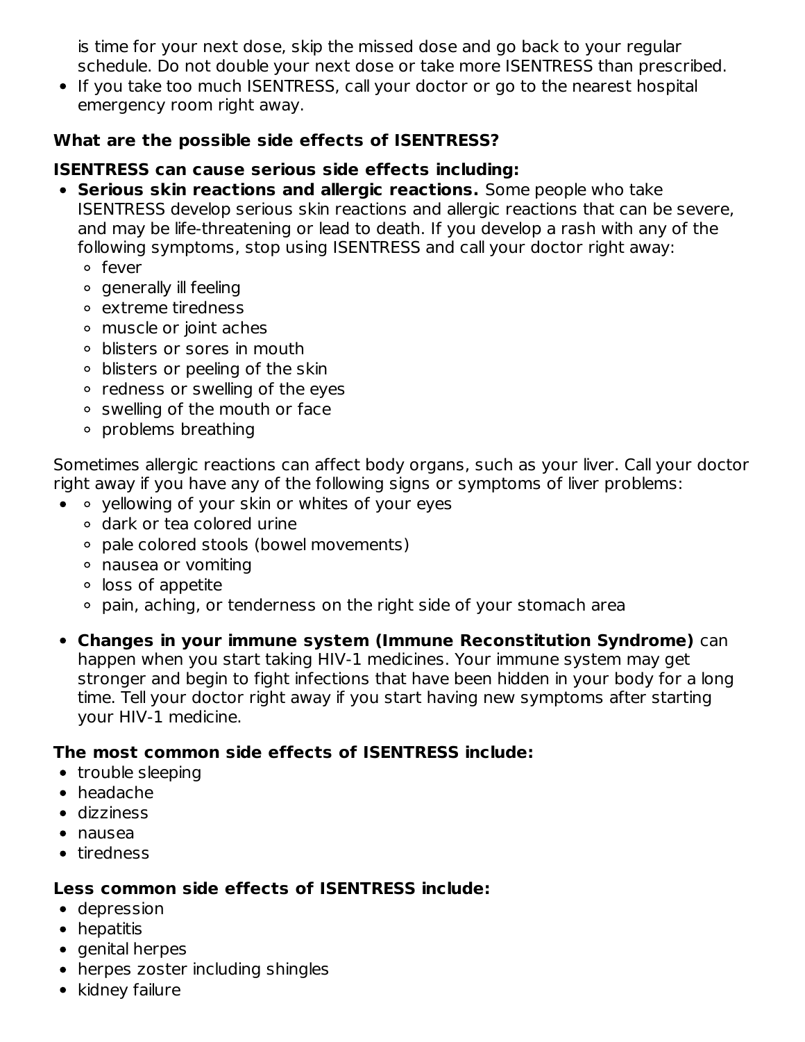is time for your next dose, skip the missed dose and go back to your regular schedule. Do not double your next dose or take more ISENTRESS than prescribed.

- If you take too much ISENTRESS, call your doctor or go to the nearest hospital emergency room right away.

**What are the possible side effects of ISENTRESS?**

**ISENTRESS can cause serious side effects including:**

- **Serious skin reactions and allergic reactions.** Some people who take ISENTRESS develop serious skin reactions and allergic reactions that can be severe, and may be life-threatening or lead to death. If you develop a rash with any of the following symptoms, stop using ISENTRESS and call your doctor right away:
  - fever
  - generally ill feeling
  - extreme tiredness
  - muscle or joint aches
  - blisters or sores in mouth
  - blisters or peeling of the skin
  - redness or swelling of the eyes
  - swelling of the mouth or face
  - problems breathing

Sometimes allergic reactions can affect body organs, such as your liver. Call your doctor right away if you have any of the following signs or symptoms of liver problems:

- - yellowing of your skin or whites of your eyes
  - dark or tea colored urine
  - pale colored stools (bowel movements)
  - nausea or vomiting
  - loss of appetite
  - pain, aching, or tenderness on the right side of your stomach area

- **Changes in your immune system (Immune Reconstitution Syndrome)** can happen when you start taking HIV-1 medicines. Your immune system may get stronger and begin to fight infections that have been hidden in your body for a long time. Tell your doctor right away if you start having new symptoms after starting your HIV-1 medicine.

**The most common side effects of ISENTRESS include:**

- trouble sleeping
- headache
- dizziness
- nausea
- tiredness

**Less common side effects of ISENTRESS include:**

- depression
- hepatitis
- genital herpes
- herpes zoster including shingles
- kidney failure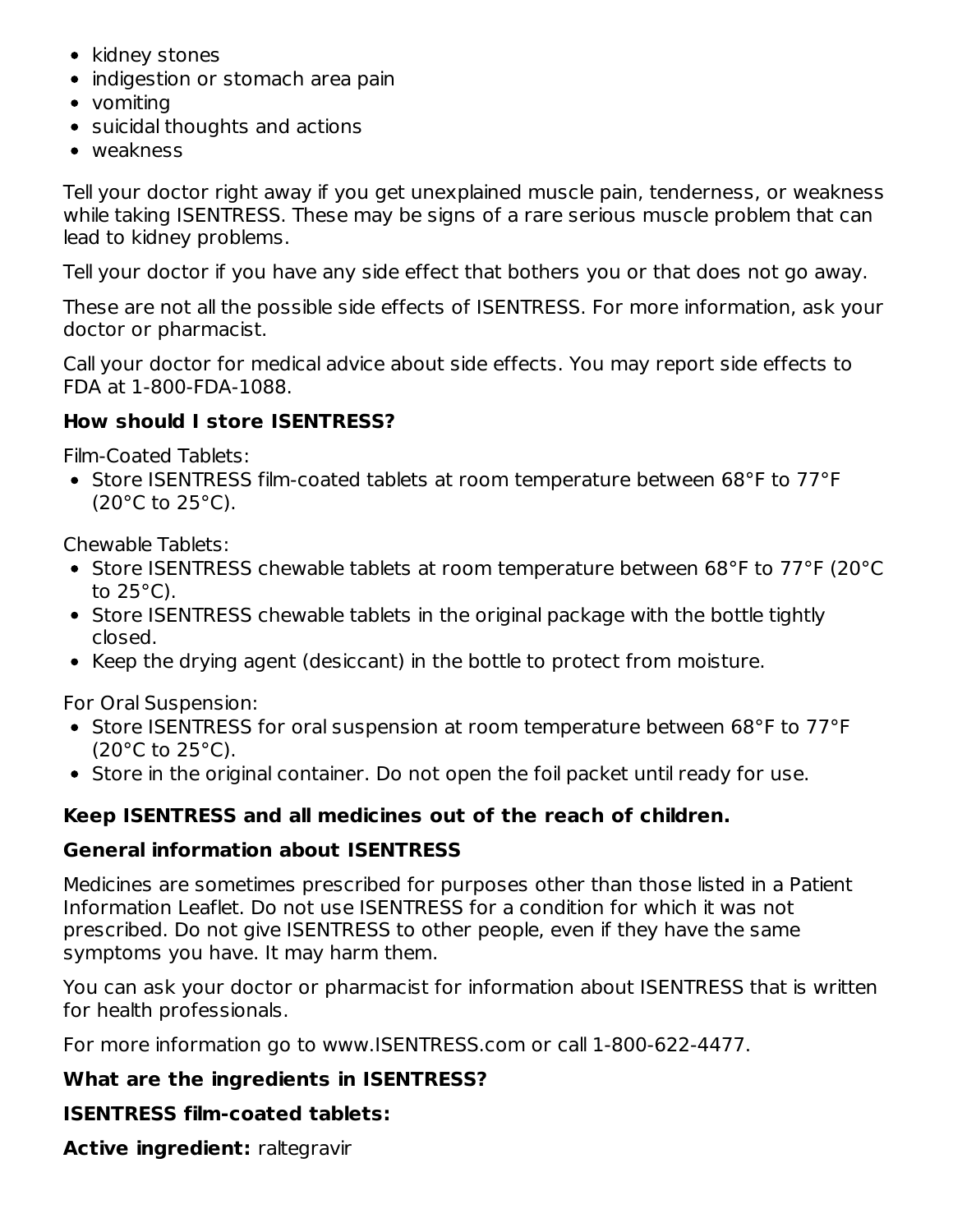- kidney stones
- indigestion or stomach area pain
- vomiting
- suicidal thoughts and actions
- weakness

Tell your doctor right away if you get unexplained muscle pain, tenderness, or weakness while taking ISENTRESS. These may be signs of a rare serious muscle problem that can lead to kidney problems.

Tell your doctor if you have any side effect that bothers you or that does not go away.

These are not all the possible side effects of ISENTRESS. For more information, ask your doctor or pharmacist.

Call your doctor for medical advice about side effects. You may report side effects to FDA at 1-800-FDA-1088.

**How should I store ISENTRESS?**

Film-Coated Tablets:

- Store ISENTRESS film-coated tablets at room temperature between 68°F to 77°F (20°C to 25°C).

Chewable Tablets:

- Store ISENTRESS chewable tablets at room temperature between 68°F to 77°F (20°C to 25°C).
- Store ISENTRESS chewable tablets in the original package with the bottle tightly closed.
- Keep the drying agent (desiccant) in the bottle to protect from moisture.

For Oral Suspension:

- Store ISENTRESS for oral suspension at room temperature between 68°F to 77°F (20°C to 25°C).
- Store in the original container. Do not open the foil packet until ready for use.

**Keep ISENTRESS and all medicines out of the reach of children.**

**General information about ISENTRESS**

Medicines are sometimes prescribed for purposes other than those listed in a Patient Information Leaflet. Do not use ISENTRESS for a condition for which it was not prescribed. Do not give ISENTRESS to other people, even if they have the same symptoms you have. It may harm them.

You can ask your doctor or pharmacist for information about ISENTRESS that is written for health professionals.

For more information go to www.ISENTRESS.com or call 1-800-622-4477.

**What are the ingredients in ISENTRESS?**

**ISENTRESS film-coated tablets:**

**Active ingredient:** raltegravir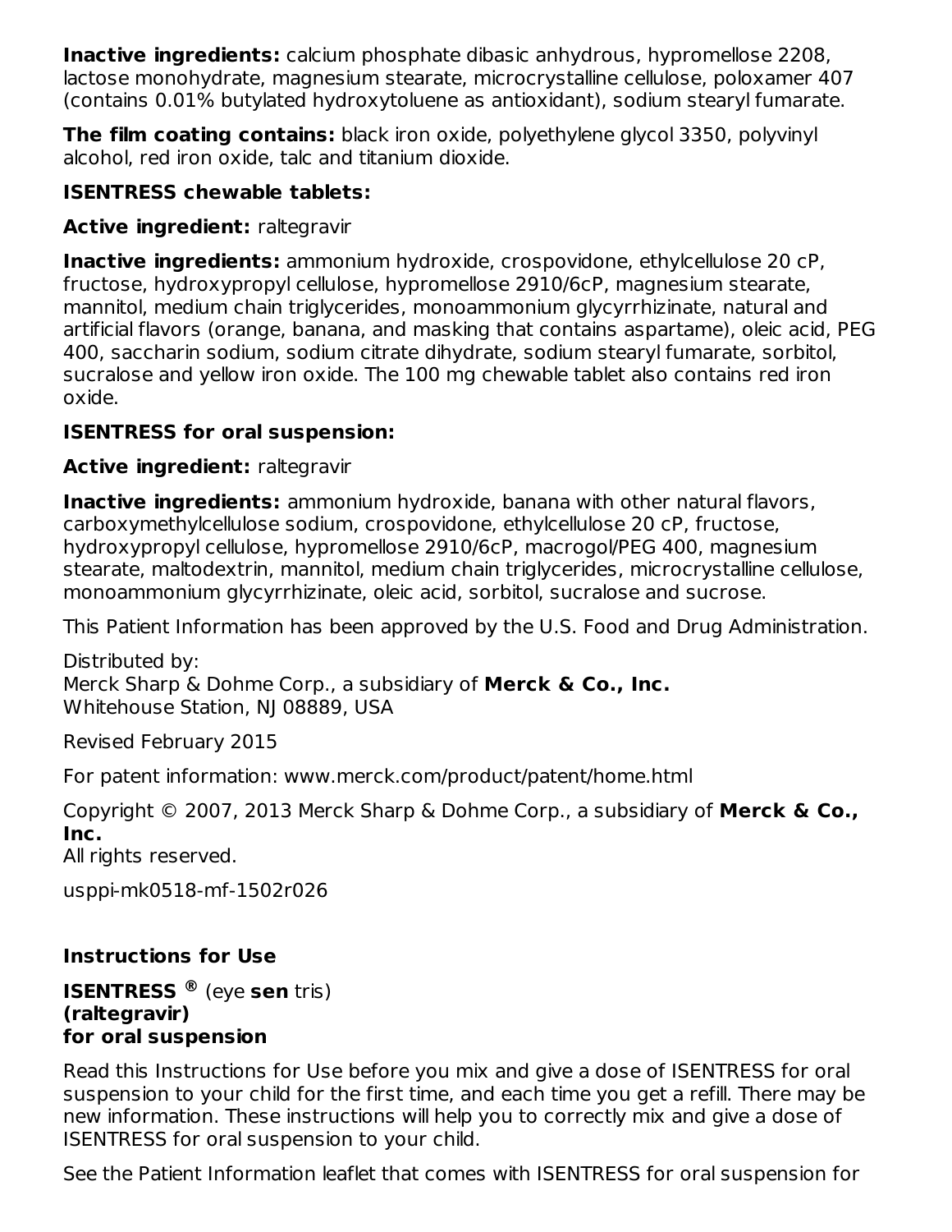**Inactive ingredients:** calcium phosphate dibasic anhydrous, hypromellose 2208, lactose monohydrate, magnesium stearate, microcrystalline cellulose, poloxamer 407 (contains 0.01% butylated hydroxytoluene as antioxidant), sodium stearyl fumarate.

**The film coating contains:** black iron oxide, polyethylene glycol 3350, polyvinyl alcohol, red iron oxide, talc and titanium dioxide.

**ISENTRESS chewable tablets:**

**Active ingredient:** raltegravir

**Inactive ingredients:** ammonium hydroxide, crospovidone, ethylcellulose 20 cP, fructose, hydroxypropyl cellulose, hypromellose 2910/6cP, magnesium stearate, mannitol, medium chain triglycerides, monoammonium glycyrrhizinate, natural and artificial flavors (orange, banana, and masking that contains aspartame), oleic acid, PEG 400, saccharin sodium, sodium citrate dihydrate, sodium stearyl fumarate, sorbitol, sucralose and yellow iron oxide. The 100 mg chewable tablet also contains red iron oxide.

**ISENTRESS for oral suspension:**

**Active ingredient:** raltegravir

**Inactive ingredients:** ammonium hydroxide, banana with other natural flavors, carboxymethylcellulose sodium, crospovidone, ethylcellulose 20 cP, fructose, hydroxypropyl cellulose, hypromellose 2910/6cP, macrogol/PEG 400, magnesium stearate, maltodextrin, mannitol, medium chain triglycerides, microcrystalline cellulose, monoammonium glycyrrhizinate, oleic acid, sorbitol, sucralose and sucrose.

This Patient Information has been approved by the U.S. Food and Drug Administration.

Distributed by:
Merck Sharp & Dohme Corp., a subsidiary of **Merck & Co., Inc.**
Whitehouse Station, NJ 08889, USA

Revised February 2015

For patent information: www.merck.com/product/patent/home.html

Copyright © 2007, 2013 Merck Sharp & Dohme Corp., a subsidiary of **Merck & Co., Inc.**
All rights reserved.

usppi-mk0518-mf-1502r026

## Instructions for Use

**ISENTRESS ®** (eye **sen** tris)
**(raltegravir)**
**for oral suspension**

Read this Instructions for Use before you mix and give a dose of ISENTRESS for oral suspension to your child for the first time, and each time you get a refill. There may be new information. These instructions will help you to correctly mix and give a dose of ISENTRESS for oral suspension to your child.

See the Patient Information leaflet that comes with ISENTRESS for oral suspension for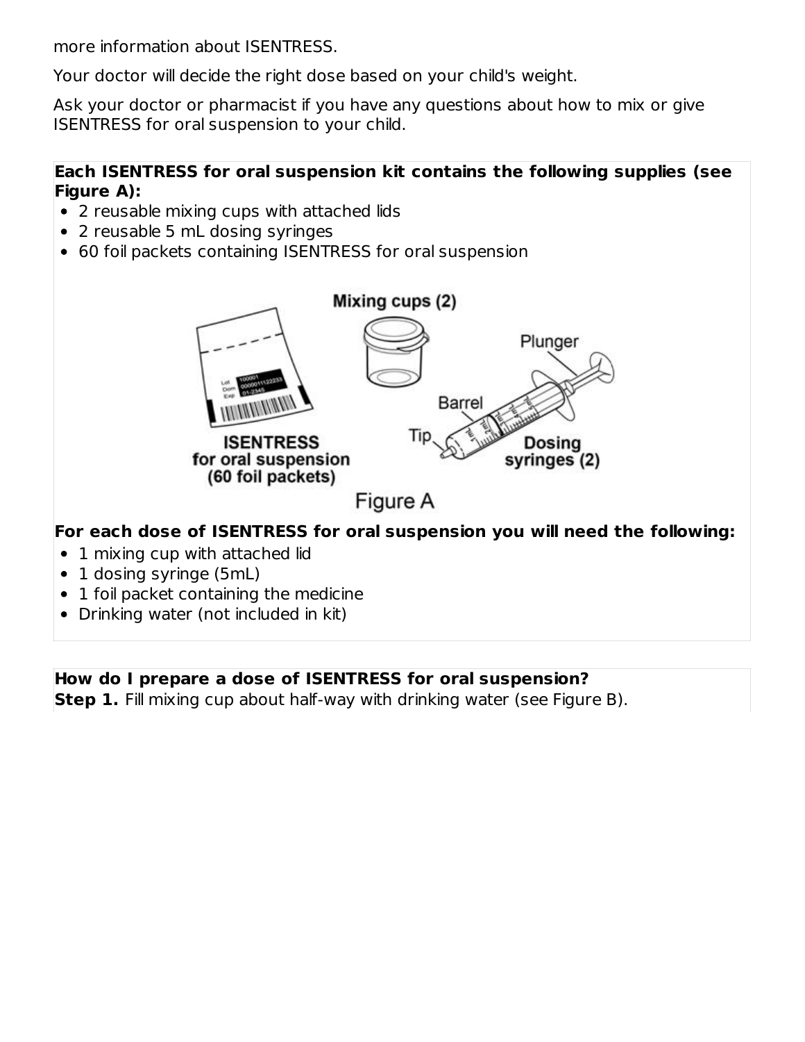more information about ISENTRESS.

Your doctor will decide the right dose based on your child's weight.

Ask your doctor or pharmacist if you have any questions about how to mix or give ISENTRESS for oral suspension to your child.

**Each ISENTRESS for oral suspension kit contains the following supplies (see Figure A):**

- 2 reusable mixing cups with attached lids
- 2 reusable 5 mL dosing syringes
- 60 foil packets containing ISENTRESS for oral suspension

Figure A

**For each dose of ISENTRESS for oral suspension you will need the following:**

- 1 mixing cup with attached lid
- 1 dosing syringe (5mL)
- 1 foil packet containing the medicine
- Drinking water (not included in kit)

**How do I prepare a dose of ISENTRESS for oral suspension?**

**Step 1.** Fill mixing cup about half-way with drinking water (see Figure B).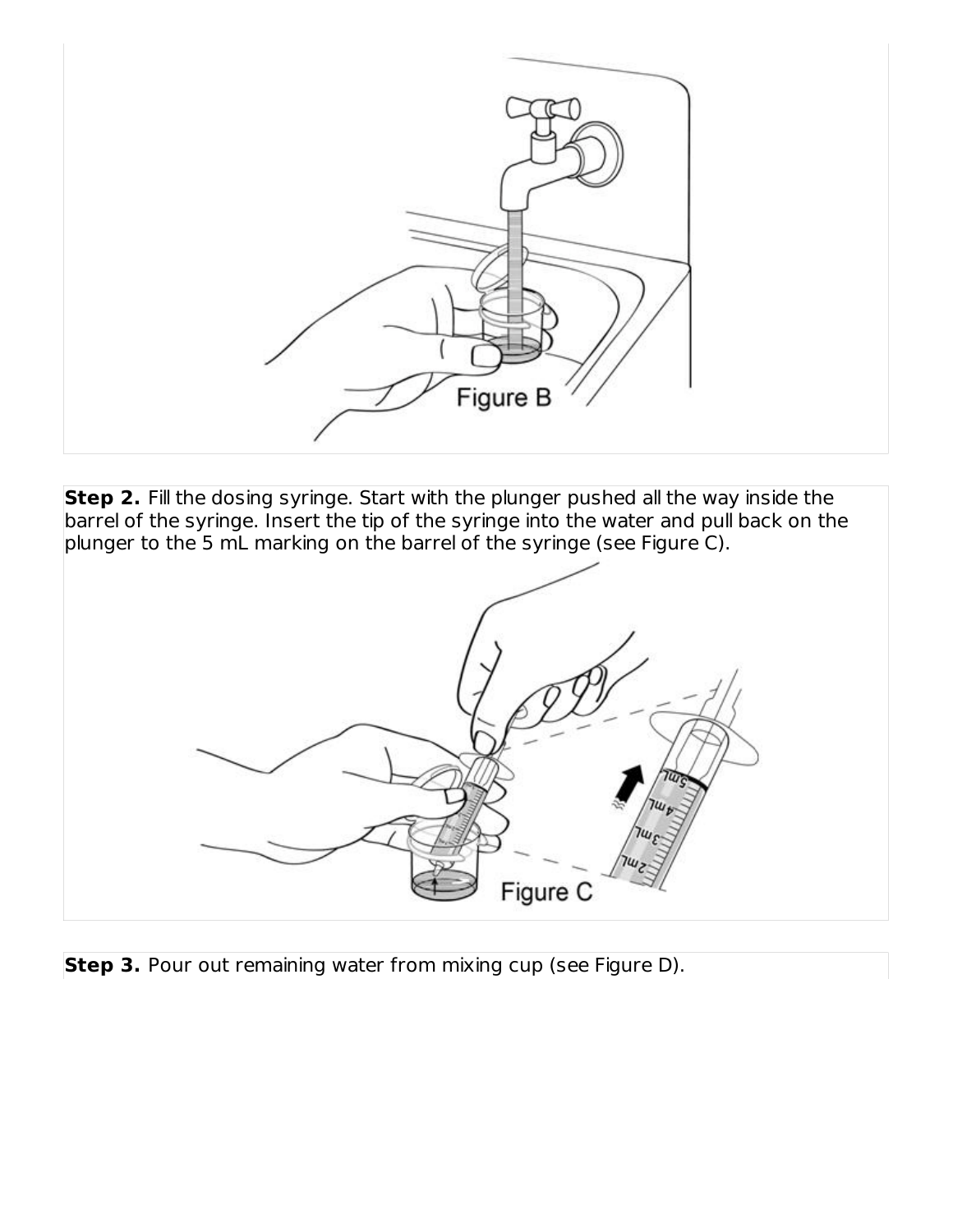Figure B

**Step 2.** Fill the dosing syringe. Start with the plunger pushed all the way inside the barrel of the syringe. Insert the tip of the syringe into the water and pull back on the plunger to the 5 mL marking on the barrel of the syringe (see Figure C).

Figure C

**Step 3.** Pour out remaining water from mixing cup (see Figure D).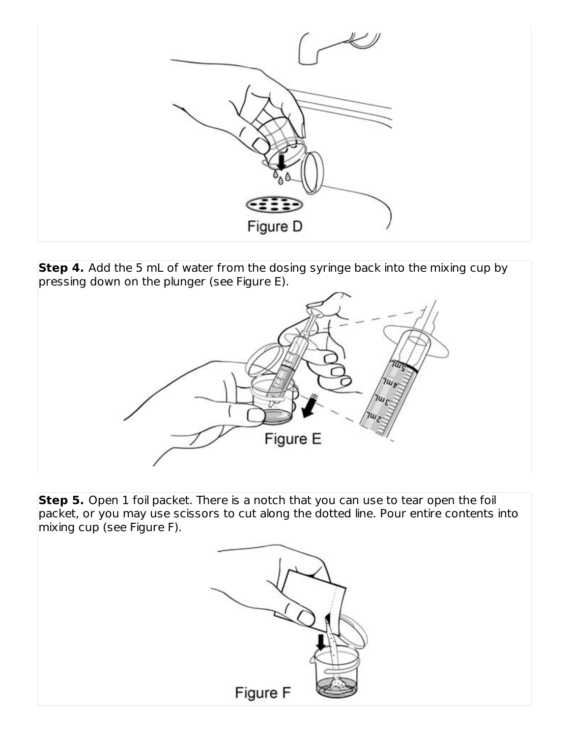Figure D

**Step 4.** Add the 5 mL of water from the dosing syringe back into the mixing cup by pressing down on the plunger (see Figure E).

Figure E

**Step 5.** Open 1 foil packet. There is a notch that you can use to tear open the foil packet, or you may use scissors to cut along the dotted line. Pour entire contents into mixing cup (see Figure F).

Figure F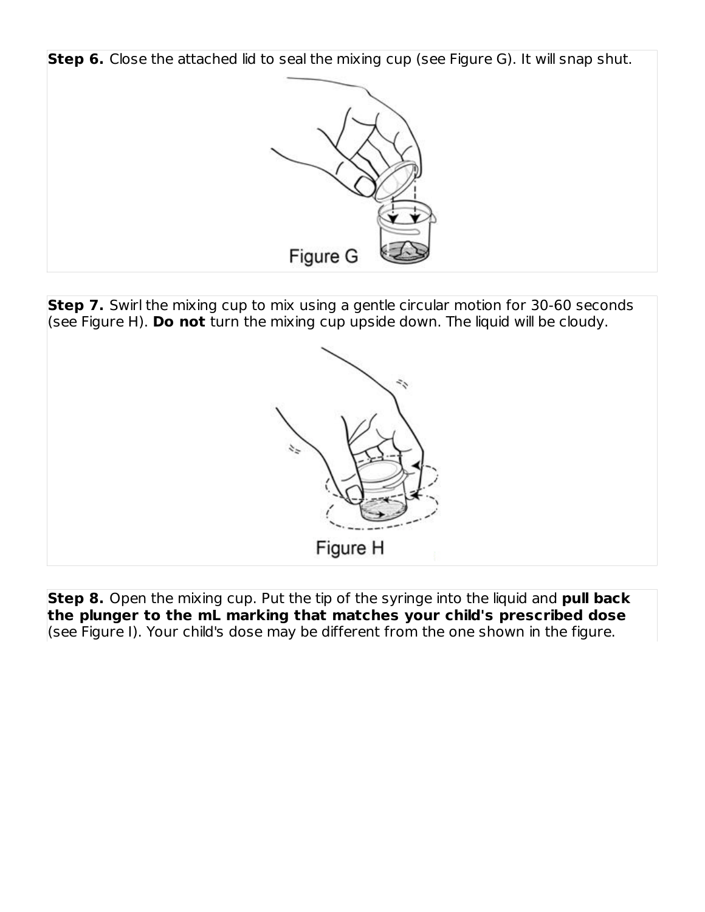**Step 6.** Close the attached lid to seal the mixing cup (see Figure G). It will snap shut.

Figure G

**Step 7.** Swirl the mixing cup to mix using a gentle circular motion for 30-60 seconds (see Figure H). **Do not** turn the mixing cup upside down. The liquid will be cloudy.

Figure H

**Step 8.** Open the mixing cup. Put the tip of the syringe into the liquid and **pull back the plunger to the mL marking that matches your child's prescribed dose** (see Figure I). Your child's dose may be different from the one shown in the figure.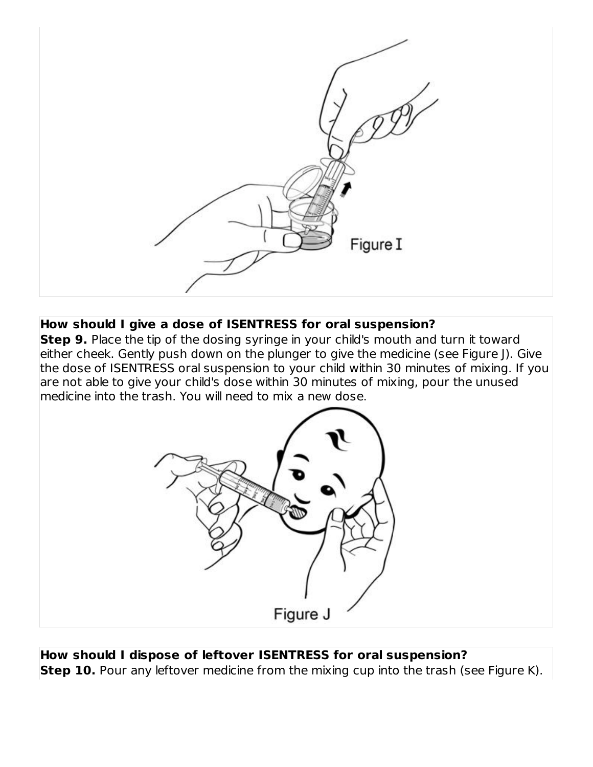Figure I

**How should I give a dose of ISENTRESS for oral suspension?**

**Step 9.** Place the tip of the dosing syringe in your child's mouth and turn it toward either cheek. Gently push down on the plunger to give the medicine (see Figure J). Give the dose of ISENTRESS oral suspension to your child within 30 minutes of mixing. If you are not able to give your child's dose within 30 minutes of mixing, pour the unused medicine into the trash. You will need to mix a new dose.

Figure J

**How should I dispose of leftover ISENTRESS for oral suspension?**

**Step 10.** Pour any leftover medicine from the mixing cup into the trash (see Figure K).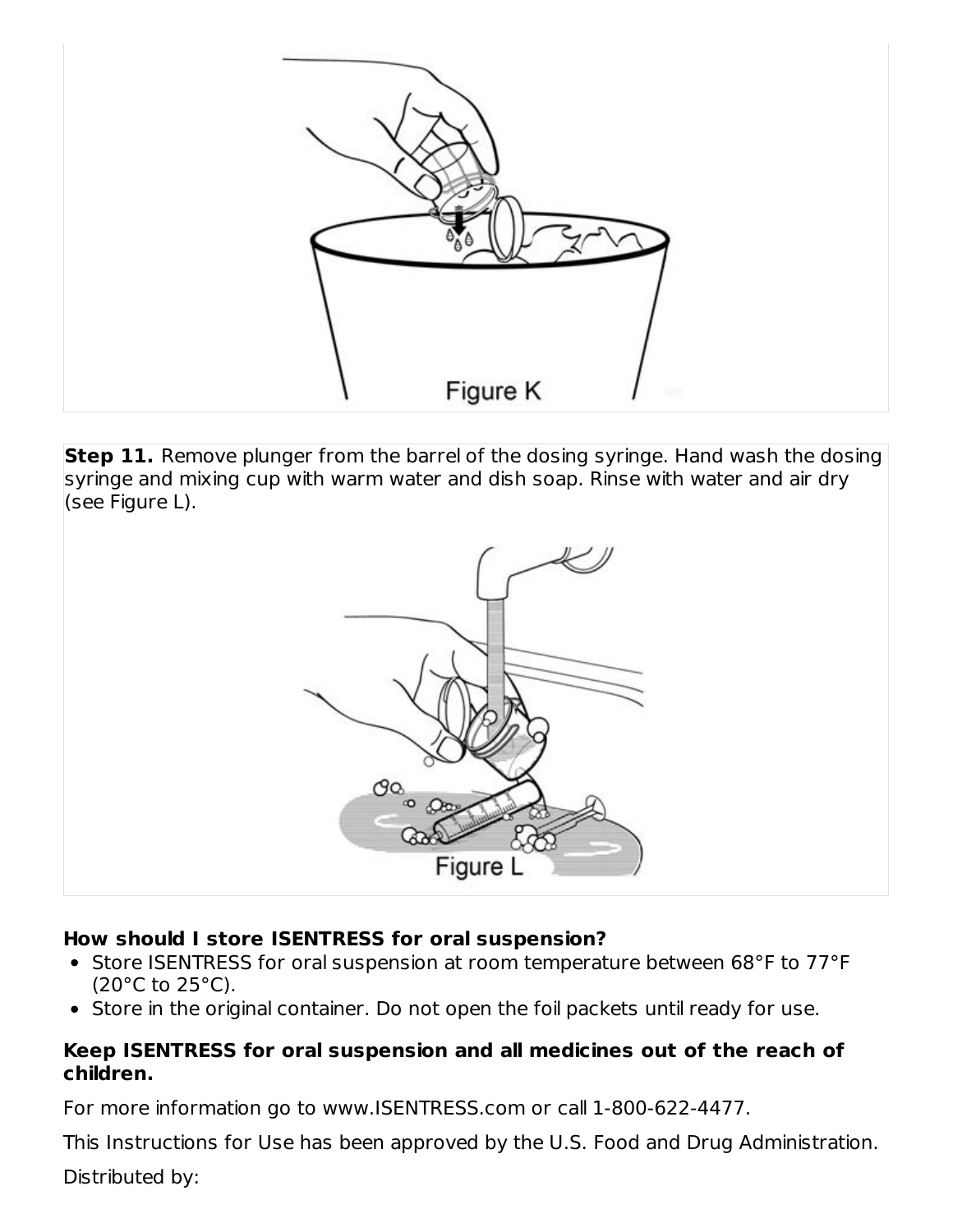Figure K

**Step 11.** Remove plunger from the barrel of the dosing syringe. Hand wash the dosing syringe and mixing cup with warm water and dish soap. Rinse with water and air dry (see Figure L).

Figure L

**How should I store ISENTRESS for oral suspension?**

- Store ISENTRESS for oral suspension at room temperature between 68°F to 77°F (20°C to 25°C).
- Store in the original container. Do not open the foil packets until ready for use.

**Keep ISENTRESS for oral suspension and all medicines out of the reach of children.**

For more information go to www.ISENTRESS.com or call 1-800-622-4477.

This Instructions for Use has been approved by the U.S. Food and Drug Administration.

Distributed by: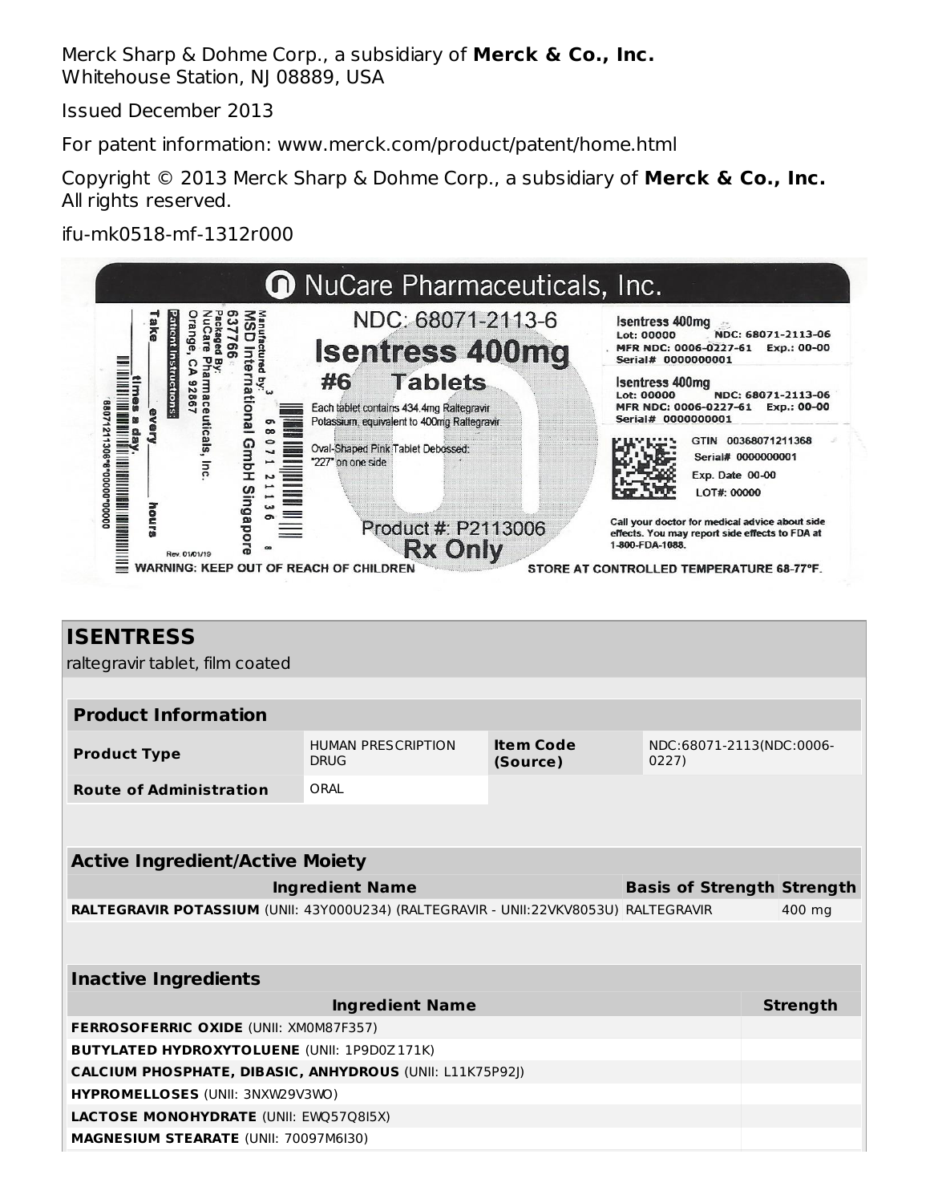Merck Sharp & Dohme Corp., a subsidiary of **Merck & Co., Inc.**
Whitehouse Station, NJ 08889, USA

Issued December 2013

For patent information: www.merck.com/product/patent/home.html

Copyright © 2013 Merck Sharp & Dohme Corp., a subsidiary of **Merck & Co., Inc.**
All rights reserved.

ifu-mk0518-mf-1312r000

NuCare Pharmaceuticals, Inc.

NDC: 68071-2113-6

Isentress 400mg

#6 Tablets

Each tablet contains 434.4mg Raltegravir Potassium, equivalent to 400mg Raltegravir

Oval-Shaped Pink Tablet Debossed: "227" on one side

Product #: P2113006

Rx Only

Manufactured by: MSD International GmbH Singapore 637766

Packaged By: NuCare Pharmaceuticals, Inc. Orange, CA 92867

Patient Instructions: Take ____ every ____ hours ____ times a day.

Rev. 01/01/19

Isentress 400mg
Lot: 00000 NDC: 68071-2113-06
MFR NDC: 0006-0227-61 Exp.: 00-00
Serial# 0000000001

Isentress 400mg
Lot: 00000 NDC: 68071-2113-06
MFR NDC: 0006-0227-61 Exp.: 00-00
Serial# 0000000001

GTIN 00368071211368
Serial# 0000000001
Exp. Date 00-00
LOT#: 00000

Call your doctor for medical advice about side effects. You may report side effects to FDA at 1-800-FDA-1088.

WARNING: KEEP OUT OF REACH OF CHILDREN

STORE AT CONTROLLED TEMPERATURE 68-77°F.

## ISENTRESS

raltegravir tablet, film coated

| Product Information | | | |
|---|---|---|---|
| **Product Type** | HUMAN PRESCRIPTION DRUG | **Item Code (Source)** | NDC:68071-2113(NDC:0006-0227) |
| **Route of Administration** | ORAL | | |

| Active Ingredient/Active Moiety | | |
|---|---|---|
| **Ingredient Name** | **Basis of Strength** | **Strength** |
| **RALTEGRAVIR POTASSIUM** (UNII: 43Y000U234) (RALTEGRAVIR - UNII:22VKV8053U) | RALTEGRAVIR | 400 mg |

| Inactive Ingredients | |
|---|---|
| **Ingredient Name** | **Strength** |
| **FERROSOFERRIC OXIDE** (UNII: XM0M87F357) | |
| **BUTYLATED HYDROXYTOLUENE** (UNII: 1P9D0Z171K) | |
| **CALCIUM PHOSPHATE, DIBASIC, ANHYDROUS** (UNII: L11K75P92J) | |
| **HYPROMELLOSES** (UNII: 3NXW29V3WO) | |
| **LACTOSE MONOHYDRATE** (UNII: EWQ57Q8I5X) | |
| **MAGNESIUM STEARATE** (UNII: 70097M6I30) | |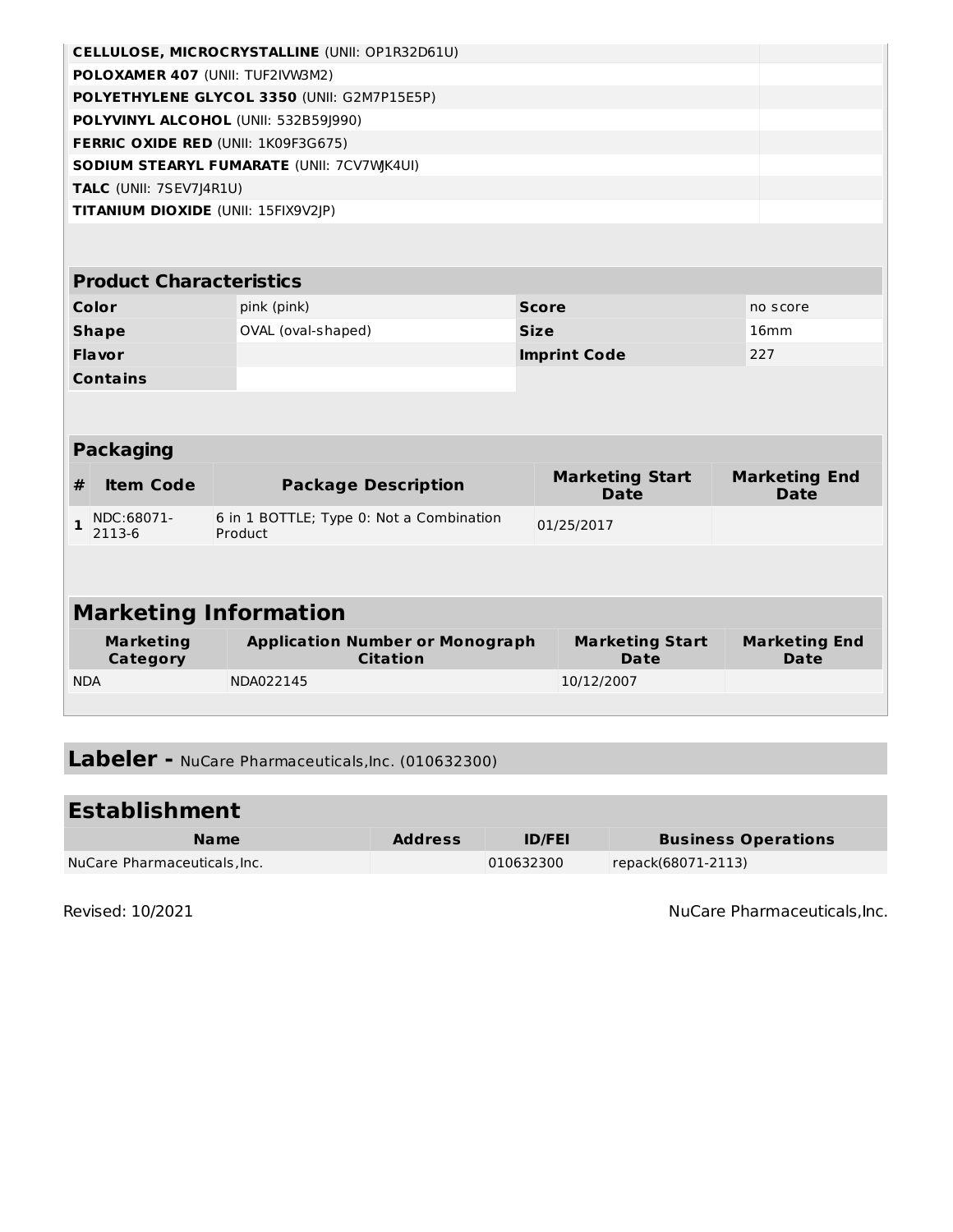| | |
|---|---|
| **CELLULOSE, MICROCRYSTALLINE** (UNII: OP1R32D61U) | |
| **POLOXAMER 407** (UNII: TUF2IVW3M2) | |
| **POLYETHYLENE GLYCOL 3350** (UNII: G2M7P15E5P) | |
| **POLYVINYL ALCOHOL** (UNII: 532B59J990) | |
| **FERRIC OXIDE RED** (UNII: 1K09F3G675) | |
| **SODIUM STEARYL FUMARATE** (UNII: 7CV7WJK4UI) | |
| **TALC** (UNII: 7SEV7J4R1U) | |
| **TITANIUM DIOXIDE** (UNII: 15FIX9V2JP) | |

| **Product Characteristics** | | | |
|---|---|---|---|
| **Color** | pink (pink) | **Score** | no score |
| **Shape** | OVAL (oval-shaped) | **Size** | 16mm |
| **Flavor** | | **Imprint Code** | 227 |
| **Contains** | | | |

**Packaging**

| # | Item Code | Package Description | Marketing Start Date | Marketing End Date |
|---|---|---|---|---|
| 1 | NDC:68071-2113-6 | 6 in 1 BOTTLE; Type 0: Not a Combination Product | 01/25/2017 | |

**Marketing Information**

| Marketing Category | Application Number or Monograph Citation | Marketing Start Date | Marketing End Date |
|---|---|---|---|
| NDA | NDA022145 | 10/12/2007 | |

## Labeler - NuCare Pharmaceuticals,Inc. (010632300)

## Establishment

| Name | Address | ID/FEI | Business Operations |
|---|---|---|---|
| NuCare Pharmaceuticals,Inc. | | 010632300 | repack(68071-2113) |

Revised: 10/2021 NuCare Pharmaceuticals,Inc.